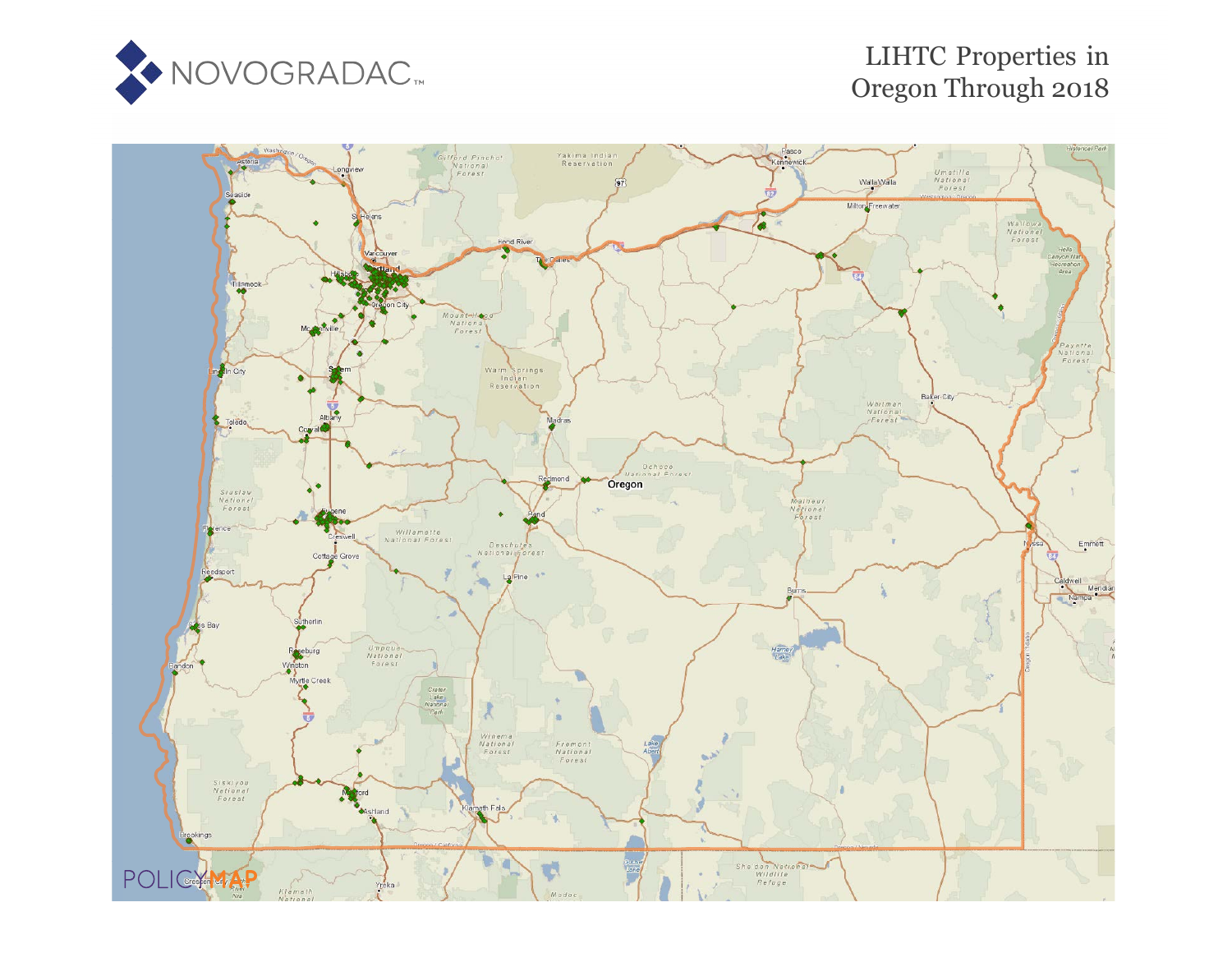NOVOGRADAC

# LIHTC Properties in Oregon Through 2018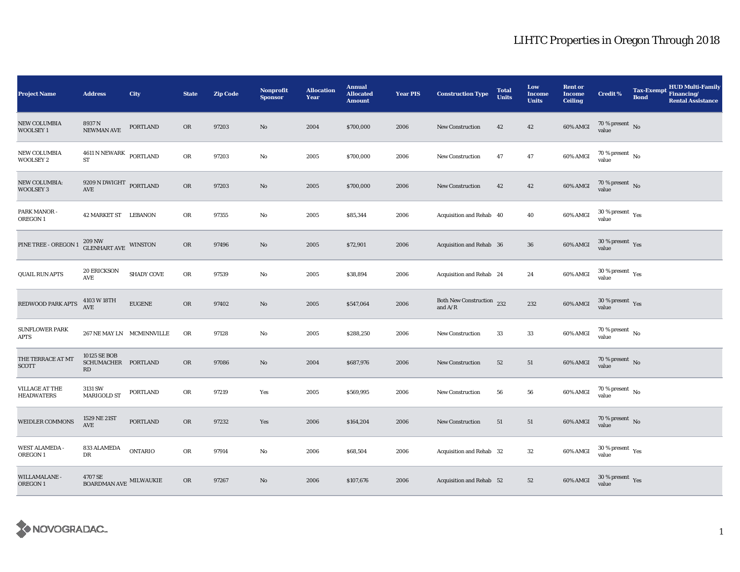# LIHTC Properties in Oregon Through 2018

| Project Name | Address | City | State | Zip Code | Nonprofit Sponsor | Allocation Year | Annual Allocated Amount | Year PIS | Construction Type | Total Units | Low Income Units | Rent or Income Ceiling | Credit % | Tax-Exempt Bond | HUD Multi-Family Financing/ Rental Assistance |
|---|---|---|---|---|---|---|---|---|---|---|---|---|---|---|---|
| NEW COLUMBIA WOOLSEY 1 | 8937 N NEWMAN AVE | PORTLAND | OR | 97203 | No | 2004 | $700,000 | 2006 | New Construction | 42 | 42 | 60% AMGI | 70 % present value | No | |
| NEW COLUMBIA WOOLSEY 2 | 4611 N NEWARK ST | PORTLAND | OR | 97203 | No | 2005 | $700,000 | 2006 | New Construction | 47 | 47 | 60% AMGI | 70 % present value | No | |
| NEW COLUMBIA: WOOLSEY 3 | 9209 N DWIGHT AVE | PORTLAND | OR | 97203 | No | 2005 | $700,000 | 2006 | New Construction | 42 | 42 | 60% AMGI | 70 % present value | No | |
| PARK MANOR - OREGON 1 | 42 MARKET ST | LEBANON | OR | 97355 | No | 2005 | $85,344 | 2006 | Acquisition and Rehab | 40 | 40 | 60% AMGI | 30 % present value | Yes | |
| PINE TREE - OREGON 1 | 209 NW GLENHART AVE | WINSTON | OR | 97496 | No | 2005 | $72,901 | 2006 | Acquisition and Rehab | 36 | 36 | 60% AMGI | 30 % present value | Yes | |
| QUAIL RUN APTS | 20 ERICKSON AVE | SHADY COVE | OR | 97539 | No | 2005 | $38,894 | 2006 | Acquisition and Rehab | 24 | 24 | 60% AMGI | 30 % present value | Yes | |
| REDWOOD PARK APTS | 4103 W 18TH AVE | EUGENE | OR | 97402 | No | 2005 | $547,064 | 2006 | Both New Construction and A/R | 232 | 232 | 60% AMGI | 30 % present value | Yes | |
| SUNFLOWER PARK APTS | 267 NE MAY LN | MCMINNVILLE | OR | 97128 | No | 2005 | $288,250 | 2006 | New Construction | 33 | 33 | 60% AMGI | 70 % present value | No | |
| THE TERRACE AT MT SCOTT | 10125 SE BOB SCHUMACHER RD | PORTLAND | OR | 97086 | No | 2004 | $687,976 | 2006 | New Construction | 52 | 51 | 60% AMGI | 70 % present value | No | |
| VILLAGE AT THE HEADWATERS | 3131 SW MARIGOLD ST | PORTLAND | OR | 97219 | Yes | 2005 | $569,995 | 2006 | New Construction | 56 | 56 | 60% AMGI | 70 % present value | No | |
| WEIDLER COMMONS | 1529 NE 21ST AVE | PORTLAND | OR | 97232 | Yes | 2006 | $164,204 | 2006 | New Construction | 51 | 51 | 60% AMGI | 70 % present value | No | |
| WEST ALAMEDA - OREGON 1 | 833 ALAMEDA DR | ONTARIO | OR | 97914 | No | 2006 | $68,504 | 2006 | Acquisition and Rehab | 32 | 32 | 60% AMGI | 30 % present value | Yes | |
| WILLAMALANE - OREGON 1 | 4707 SE BOARDMAN AVE | MILWAUKIE | OR | 97267 | No | 2006 | $107,676 | 2006 | Acquisition and Rehab | 52 | 52 | 60% AMGI | 30 % present value | Yes | |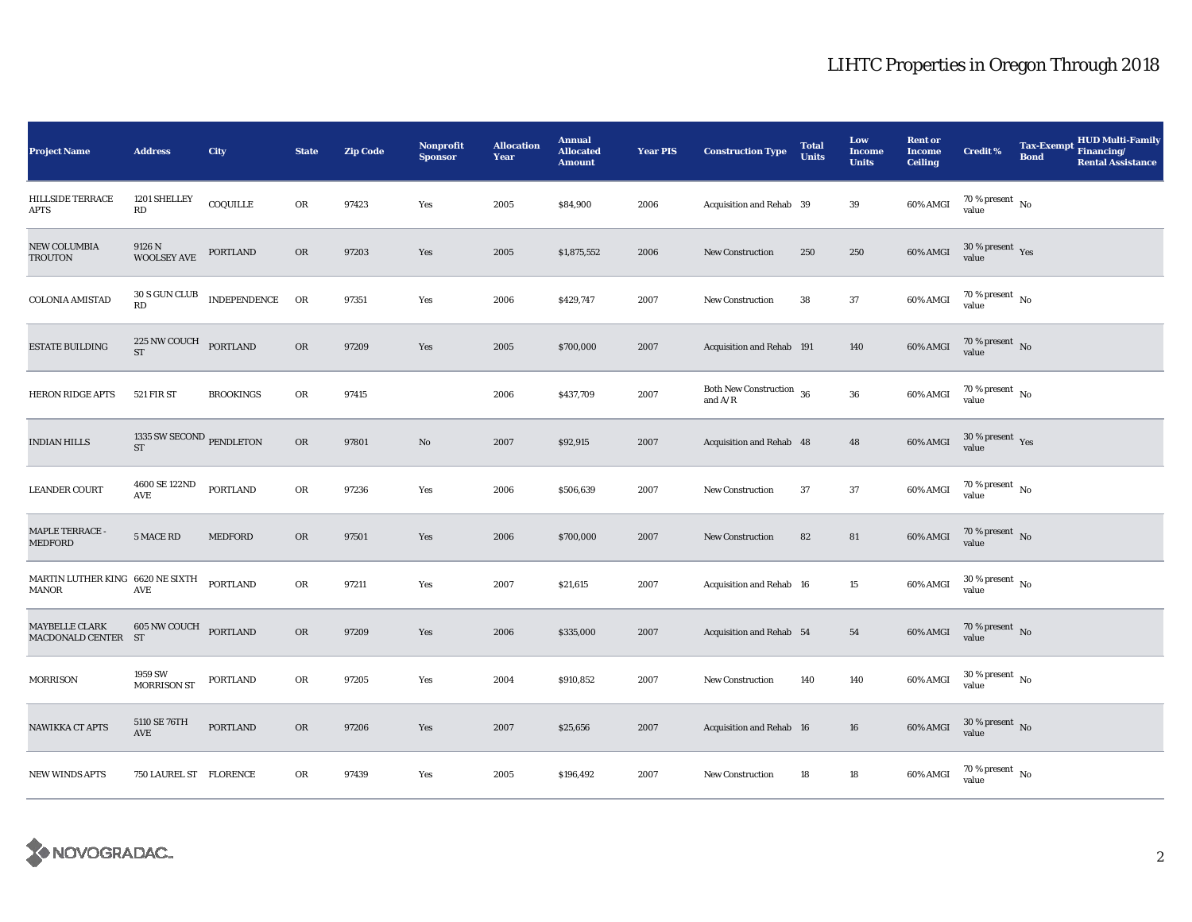# LIHTC Properties in Oregon Through 2018

| Project Name | Address | City | State | Zip Code | Nonprofit Sponsor | Allocation Year | Annual Allocated Amount | Year PIS | Construction Type | Total Units | Low Income Units | Rent or Income Ceiling | Credit % | Tax-Exempt Bond | HUD Multi-Family Financing/ Rental Assistance |
|---|---|---|---|---|---|---|---|---|---|---|---|---|---|---|---|
| HILLSIDE TERRACE APTS | 1201 SHELLEY RD | COQUILLE | OR | 97423 | Yes | 2005 | $84,900 | 2006 | Acquisition and Rehab | 39 | 39 | 60% AMGI | 70 % present value | No | |
| NEW COLUMBIA TROUTON | 9126 N WOOLSEY AVE | PORTLAND | OR | 97203 | Yes | 2005 | $1,875,552 | 2006 | New Construction | 250 | 250 | 60% AMGI | 30 % present value | Yes | |
| COLONIA AMISTAD | 30 S GUN CLUB RD | INDEPENDENCE | OR | 97351 | Yes | 2006 | $429,747 | 2007 | New Construction | 38 | 37 | 60% AMGI | 70 % present value | No | |
| ESTATE BUILDING | 225 NW COUCH ST | PORTLAND | OR | 97209 | Yes | 2005 | $700,000 | 2007 | Acquisition and Rehab | 191 | 140 | 60% AMGI | 70 % present value | No | |
| HERON RIDGE APTS | 521 FIR ST | BROOKINGS | OR | 97415 | | 2006 | $437,709 | 2007 | Both New Construction and A/R | 36 | 36 | 60% AMGI | 70 % present value | No | |
| INDIAN HILLS | 1335 SW SECOND ST | PENDLETON | OR | 97801 | No | 2007 | $92,915 | 2007 | Acquisition and Rehab | 48 | 48 | 60% AMGI | 30 % present value | Yes | |
| LEANDER COURT | 4600 SE 122ND AVE | PORTLAND | OR | 97236 | Yes | 2006 | $506,639 | 2007 | New Construction | 37 | 37 | 60% AMGI | 70 % present value | No | |
| MAPLE TERRACE - MEDFORD | 5 MACE RD | MEDFORD | OR | 97501 | Yes | 2006 | $700,000 | 2007 | New Construction | 82 | 81 | 60% AMGI | 70 % present value | No | |
| MARTIN LUTHER KING MANOR | 6620 NE SIXTH AVE | PORTLAND | OR | 97211 | Yes | 2007 | $21,615 | 2007 | Acquisition and Rehab | 16 | 15 | 60% AMGI | 30 % present value | No | |
| MAYBELLE CLARK MACDONALD CENTER | 605 NW COUCH ST | PORTLAND | OR | 97209 | Yes | 2006 | $335,000 | 2007 | Acquisition and Rehab | 54 | 54 | 60% AMGI | 70 % present value | No | |
| MORRISON | 1959 SW MORRISON ST | PORTLAND | OR | 97205 | Yes | 2004 | $910,852 | 2007 | New Construction | 140 | 140 | 60% AMGI | 30 % present value | No | |
| NAWIKKA CT APTS | 5110 SE 76TH AVE | PORTLAND | OR | 97206 | Yes | 2007 | $25,656 | 2007 | Acquisition and Rehab | 16 | 16 | 60% AMGI | 30 % present value | No | |
| NEW WINDS APTS | 750 LAUREL ST | FLORENCE | OR | 97439 | Yes | 2005 | $196,492 | 2007 | New Construction | 18 | 18 | 60% AMGI | 70 % present value | No | |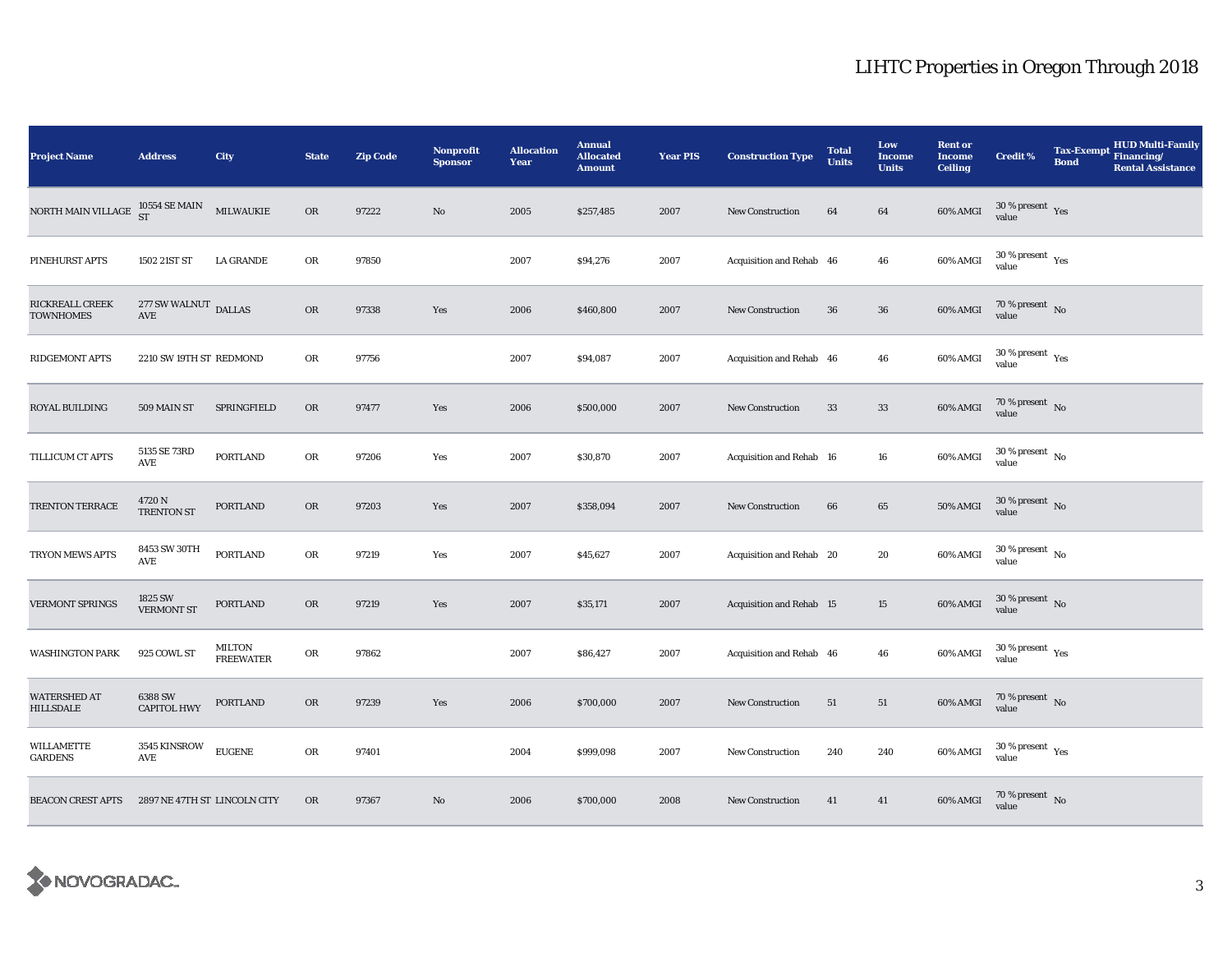# LIHTC Properties in Oregon Through 2018

| Project Name | Address | City | State | Zip Code | Nonprofit Sponsor | Allocation Year | Annual Allocated Amount | Year PIS | Construction Type | Total Units | Low Income Units | Rent or Income Ceiling | Credit % | Tax-Exempt Bond | HUD Multi-Family Financing/ Rental Assistance |
|---|---|---|---|---|---|---|---|---|---|---|---|---|---|---|---|
| NORTH MAIN VILLAGE | 10554 SE MAIN ST | MILWAUKIE | OR | 97222 | No | 2005 | $257,485 | 2007 | New Construction | 64 | 64 | 60% AMGI | 30 % present value | Yes | |
| PINEHURST APTS | 1502 21ST ST | LA GRANDE | OR | 97850 | | 2007 | $94,276 | 2007 | Acquisition and Rehab | 46 | 46 | 60% AMGI | 30 % present value | Yes | |
| RICKREALL CREEK TOWNHOMES | 277 SW WALNUT AVE | DALLAS | OR | 97338 | Yes | 2006 | $460,800 | 2007 | New Construction | 36 | 36 | 60% AMGI | 70 % present value | No | |
| RIDGEMONT APTS | 2210 SW 19TH ST | REDMOND | OR | 97756 | | 2007 | $94,087 | 2007 | Acquisition and Rehab | 46 | 46 | 60% AMGI | 30 % present value | Yes | |
| ROYAL BUILDING | 509 MAIN ST | SPRINGFIELD | OR | 97477 | Yes | 2006 | $500,000 | 2007 | New Construction | 33 | 33 | 60% AMGI | 70 % present value | No | |
| TILLICUM CT APTS | 5135 SE 73RD AVE | PORTLAND | OR | 97206 | Yes | 2007 | $30,870 | 2007 | Acquisition and Rehab | 16 | 16 | 60% AMGI | 30 % present value | No | |
| TRENTON TERRACE | 4720 N TRENTON ST | PORTLAND | OR | 97203 | Yes | 2007 | $358,094 | 2007 | New Construction | 66 | 65 | 50% AMGI | 30 % present value | No | |
| TRYON MEWS APTS | 8453 SW 30TH AVE | PORTLAND | OR | 97219 | Yes | 2007 | $45,627 | 2007 | Acquisition and Rehab | 20 | 20 | 60% AMGI | 30 % present value | No | |
| VERMONT SPRINGS | 1825 SW VERMONT ST | PORTLAND | OR | 97219 | Yes | 2007 | $35,171 | 2007 | Acquisition and Rehab | 15 | 15 | 60% AMGI | 30 % present value | No | |
| WASHINGTON PARK | 925 COWL ST | MILTON FREEWATER | OR | 97862 | | 2007 | $86,427 | 2007 | Acquisition and Rehab | 46 | 46 | 60% AMGI | 30 % present value | Yes | |
| WATERSHED AT HILLSDALE | 6388 SW CAPITOL HWY | PORTLAND | OR | 97239 | Yes | 2006 | $700,000 | 2007 | New Construction | 51 | 51 | 60% AMGI | 70 % present value | No | |
| WILLAMETTE GARDENS | 3545 KINSROW AVE | EUGENE | OR | 97401 | | 2004 | $999,098 | 2007 | New Construction | 240 | 240 | 60% AMGI | 30 % present value | Yes | |
| BEACON CREST APTS | 2897 NE 47TH ST | LINCOLN CITY | OR | 97367 | No | 2006 | $700,000 | 2008 | New Construction | 41 | 41 | 60% AMGI | 70 % present value | No | |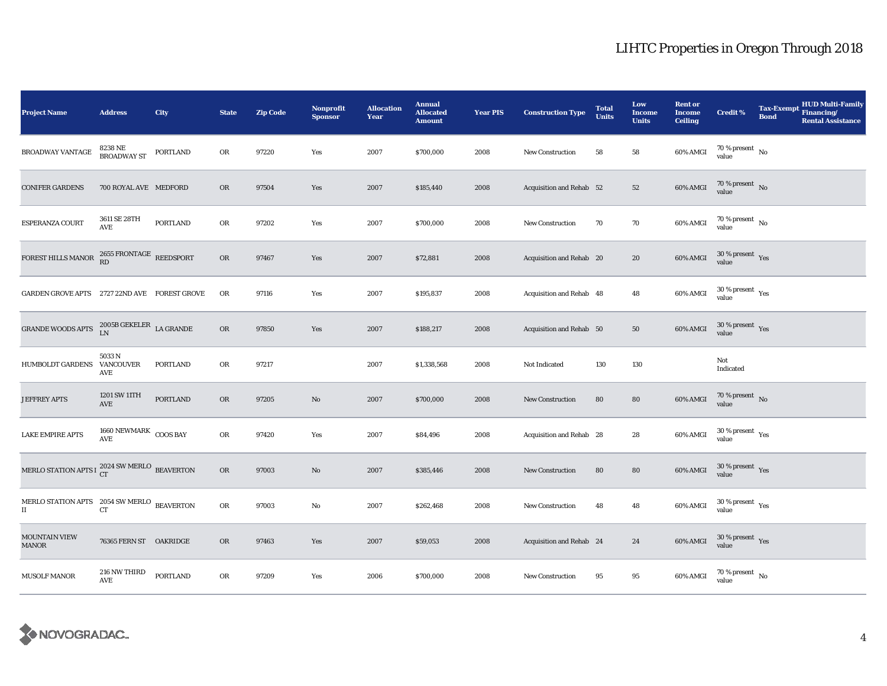# LIHTC Properties in Oregon Through 2018

| Project Name | Address | City | State | Zip Code | Nonprofit Sponsor | Allocation Year | Annual Allocated Amount | Year PIS | Construction Type | Total Units | Low Income Units | Rent or Income Ceiling | Credit % | Tax-Exempt Bond | HUD Multi-Family Financing/ Rental Assistance |
|---|---|---|---|---|---|---|---|---|---|---|---|---|---|---|---|
| BROADWAY VANTAGE | 8238 NE BROADWAY ST | PORTLAND | OR | 97220 | Yes | 2007 | $700,000 | 2008 | New Construction | 58 | 58 | 60% AMGI | 70 % present value | No | |
| CONIFER GARDENS | 700 ROYAL AVE | MEDFORD | OR | 97504 | Yes | 2007 | $185,440 | 2008 | Acquisition and Rehab | 52 | 52 | 60% AMGI | 70 % present value | No | |
| ESPERANZA COURT | 3611 SE 28TH AVE | PORTLAND | OR | 97202 | Yes | 2007 | $700,000 | 2008 | New Construction | 70 | 70 | 60% AMGI | 70 % present value | No | |
| FOREST HILLS MANOR | 2655 FRONTAGE RD | REEDSPORT | OR | 97467 | Yes | 2007 | $72,881 | 2008 | Acquisition and Rehab | 20 | 20 | 60% AMGI | 30 % present value | Yes | |
| GARDEN GROVE APTS | 2727 22ND AVE | FOREST GROVE | OR | 97116 | Yes | 2007 | $195,837 | 2008 | Acquisition and Rehab | 48 | 48 | 60% AMGI | 30 % present value | Yes | |
| GRANDE WOODS APTS | 2005B GEKELER LN | LA GRANDE | OR | 97850 | Yes | 2007 | $188,217 | 2008 | Acquisition and Rehab | 50 | 50 | 60% AMGI | 30 % present value | Yes | |
| HUMBOLDT GARDENS | 5033 N VANCOUVER AVE | PORTLAND | OR | 97217 | | 2007 | $1,338,568 | 2008 | Not Indicated | 130 | 130 | | Not Indicated | | |
| JEFFREY APTS | 1201 SW 11TH AVE | PORTLAND | OR | 97205 | No | 2007 | $700,000 | 2008 | New Construction | 80 | 80 | 60% AMGI | 70 % present value | No | |
| LAKE EMPIRE APTS | 1660 NEWMARK AVE | COOS BAY | OR | 97420 | Yes | 2007 | $84,496 | 2008 | Acquisition and Rehab | 28 | 28 | 60% AMGI | 30 % present value | Yes | |
| MERLO STATION APTS I | 2024 SW MERLO CT | BEAVERTON | OR | 97003 | No | 2007 | $385,446 | 2008 | New Construction | 80 | 80 | 60% AMGI | 30 % present value | Yes | |
| MERLO STATION APTS II | 2054 SW MERLO CT | BEAVERTON | OR | 97003 | No | 2007 | $262,468 | 2008 | New Construction | 48 | 48 | 60% AMGI | 30 % present value | Yes | |
| MOUNTAIN VIEW MANOR | 76365 FERN ST | OAKRIDGE | OR | 97463 | Yes | 2007 | $59,053 | 2008 | Acquisition and Rehab | 24 | 24 | 60% AMGI | 30 % present value | Yes | |
| MUSOLF MANOR | 216 NW THIRD AVE | PORTLAND | OR | 97209 | Yes | 2006 | $700,000 | 2008 | New Construction | 95 | 95 | 60% AMGI | 70 % present value | No | |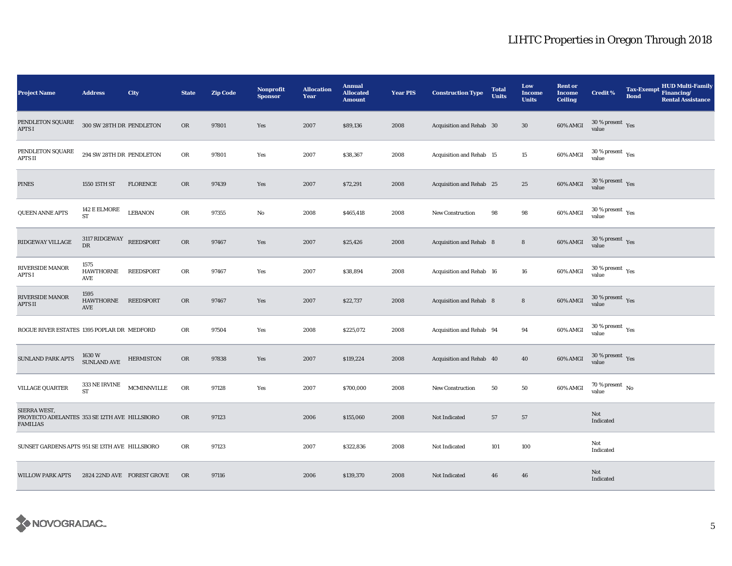# LIHTC Properties in Oregon Through 2018

| Project Name | Address | City | State | Zip Code | Nonprofit Sponsor | Allocation Year | Annual Allocated Amount | Year PIS | Construction Type | Total Units | Low Income Units | Rent or Income Ceiling | Credit % | Tax-Exempt Bond | HUD Multi-Family Financing/ Rental Assistance |
|---|---|---|---|---|---|---|---|---|---|---|---|---|---|---|---|
| PENDLETON SQUARE APTS I | 300 SW 28TH DR | PENDLETON | OR | 97801 | Yes | 2007 | $89,136 | 2008 | Acquisition and Rehab | 30 | 30 | 60% AMGI | 30 % present value | Yes | |
| PENDLETON SQUARE APTS II | 294 SW 28TH DR | PENDLETON | OR | 97801 | Yes | 2007 | $38,367 | 2008 | Acquisition and Rehab | 15 | 15 | 60% AMGI | 30 % present value | Yes | |
| PINES | 1550 15TH ST | FLORENCE | OR | 97439 | Yes | 2007 | $72,291 | 2008 | Acquisition and Rehab | 25 | 25 | 60% AMGI | 30 % present value | Yes | |
| QUEEN ANNE APTS | 142 E ELMORE ST | LEBANON | OR | 97355 | No | 2008 | $465,418 | 2008 | New Construction | 98 | 98 | 60% AMGI | 30 % present value | Yes | |
| RIDGEWAY VILLAGE | 3117 RIDGEWAY DR | REEDSPORT | OR | 97467 | Yes | 2007 | $25,426 | 2008 | Acquisition and Rehab | 8 | 8 | 60% AMGI | 30 % present value | Yes | |
| RIVERSIDE MANOR APTS I | 1575 HAWTHORNE AVE | REEDSPORT | OR | 97467 | Yes | 2007 | $38,894 | 2008 | Acquisition and Rehab | 16 | 16 | 60% AMGI | 30 % present value | Yes | |
| RIVERSIDE MANOR APTS II | 1595 HAWTHORNE AVE | REEDSPORT | OR | 97467 | Yes | 2007 | $22,737 | 2008 | Acquisition and Rehab | 8 | 8 | 60% AMGI | 30 % present value | Yes | |
| ROGUE RIVER ESTATES | 1395 POPLAR DR | MEDFORD | OR | 97504 | Yes | 2008 | $225,072 | 2008 | Acquisition and Rehab | 94 | 94 | 60% AMGI | 30 % present value | Yes | |
| SUNLAND PARK APTS | 1630 W SUNLAND AVE | HERMISTON | OR | 97838 | Yes | 2007 | $119,224 | 2008 | Acquisition and Rehab | 40 | 40 | 60% AMGI | 30 % present value | Yes | |
| VILLAGE QUARTER | 333 NE IRVINE ST | MCMINNVILLE | OR | 97128 | Yes | 2007 | $700,000 | 2008 | New Construction | 50 | 50 | 60% AMGI | 70 % present value | No | |
| SIERRA WEST, PROYECTO ADELANTES FAMILIAS | 353 SE 12TH AVE | HILLSBORO | OR | 97123 | | 2006 | $155,060 | 2008 | Not Indicated | 57 | 57 | | Not Indicated | | |
| SUNSET GARDENS APTS | 951 SE 13TH AVE | HILLSBORO | OR | 97123 | | 2007 | $322,836 | 2008 | Not Indicated | 101 | 100 | | Not Indicated | | |
| WILLOW PARK APTS | 2824 22ND AVE | FOREST GROVE | OR | 97116 | | 2006 | $139,370 | 2008 | Not Indicated | 46 | 46 | | Not Indicated | | |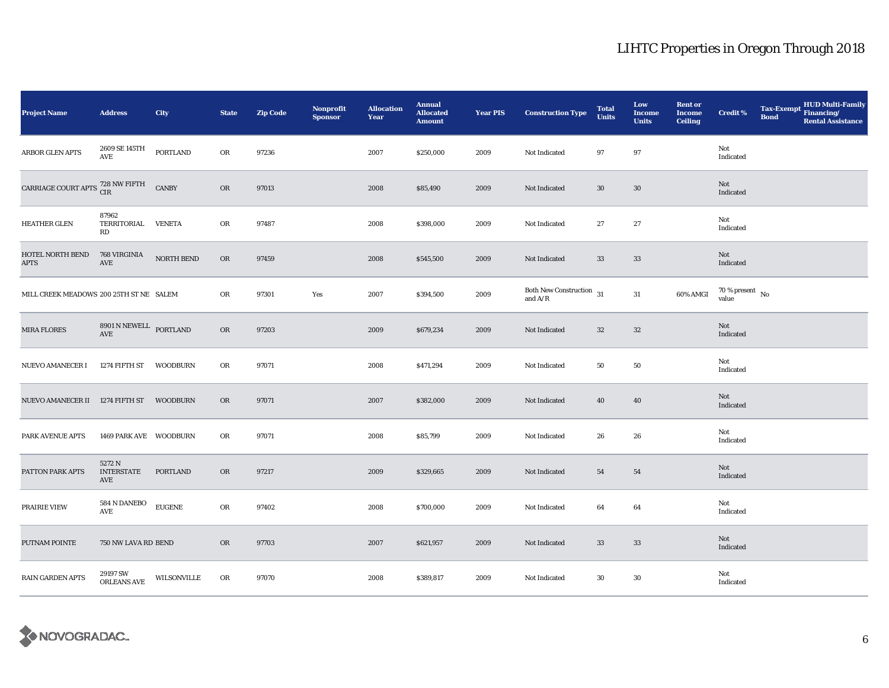# LIHTC Properties in Oregon Through 2018

| Project Name | Address | City | State | Zip Code | Nonprofit Sponsor | Allocation Year | Annual Allocated Amount | Year PIS | Construction Type | Total Units | Low Income Units | Rent or Income Ceiling | Credit % | Tax-Exempt Bond | HUD Multi-Family Financing/ Rental Assistance |
|---|---|---|---|---|---|---|---|---|---|---|---|---|---|---|---|
| ARBOR GLEN APTS | 2609 SE 145TH AVE | PORTLAND | OR | 97236 | | 2007 | $250,000 | 2009 | Not Indicated | 97 | 97 | | Not Indicated | | |
| CARRIAGE COURT APTS | 728 NW FIFTH CIR | CANBY | OR | 97013 | | 2008 | $85,490 | 2009 | Not Indicated | 30 | 30 | | Not Indicated | | |
| HEATHER GLEN | 87962 TERRITORIAL RD | VENETA | OR | 97487 | | 2008 | $398,000 | 2009 | Not Indicated | 27 | 27 | | Not Indicated | | |
| HOTEL NORTH BEND APTS | 768 VIRGINIA AVE | NORTH BEND | OR | 97459 | | 2008 | $545,500 | 2009 | Not Indicated | 33 | 33 | | Not Indicated | | |
| MILL CREEK MEADOWS | 200 25TH ST NE | SALEM | OR | 97301 | Yes | 2007 | $394,500 | 2009 | Both New Construction and A/R | 31 | 31 | 60% AMGI | 70 % present value | No | |
| MIRA FLORES | 8901 N NEWELL AVE | PORTLAND | OR | 97203 | | 2009 | $679,234 | 2009 | Not Indicated | 32 | 32 | | Not Indicated | | |
| NUEVO AMANECER I | 1274 FIFTH ST | WOODBURN | OR | 97071 | | 2008 | $471,294 | 2009 | Not Indicated | 50 | 50 | | Not Indicated | | |
| NUEVO AMANECER II | 1274 FIFTH ST | WOODBURN | OR | 97071 | | 2007 | $382,000 | 2009 | Not Indicated | 40 | 40 | | Not Indicated | | |
| PARK AVENUE APTS | 1469 PARK AVE | WOODBURN | OR | 97071 | | 2008 | $85,799 | 2009 | Not Indicated | 26 | 26 | | Not Indicated | | |
| PATTON PARK APTS | 5272 N INTERSTATE AVE | PORTLAND | OR | 97217 | | 2009 | $329,665 | 2009 | Not Indicated | 54 | 54 | | Not Indicated | | |
| PRAIRIE VIEW | 584 N DANEBO AVE | EUGENE | OR | 97402 | | 2008 | $700,000 | 2009 | Not Indicated | 64 | 64 | | Not Indicated | | |
| PUTNAM POINTE | 750 NW LAVA RD | BEND | OR | 97703 | | 2007 | $621,957 | 2009 | Not Indicated | 33 | 33 | | Not Indicated | | |
| RAIN GARDEN APTS | 29197 SW ORLEANS AVE | WILSONVILLE | OR | 97070 | | 2008 | $389,817 | 2009 | Not Indicated | 30 | 30 | | Not Indicated | | |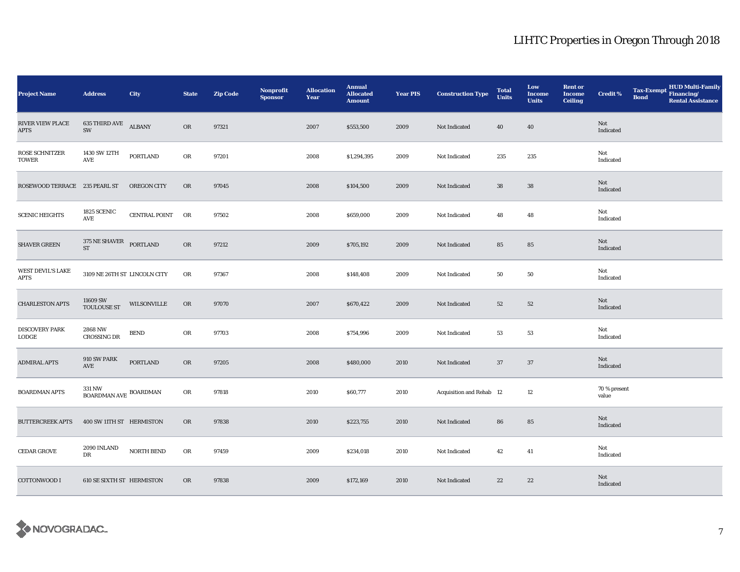# LIHTC Properties in Oregon Through 2018

| Project Name | Address | City | State | Zip Code | Nonprofit Sponsor | Allocation Year | Annual Allocated Amount | Year PIS | Construction Type | Total Units | Low Income Units | Rent or Income Ceiling | Credit % | Tax-Exempt Bond | HUD Multi-Family Financing/ Rental Assistance |
|---|---|---|---|---|---|---|---|---|---|---|---|---|---|---|---|
| RIVER VIEW PLACE APTS | 635 THIRD AVE SW | ALBANY | OR | 97321 | | 2007 | $553,500 | 2009 | Not Indicated | 40 | 40 | | Not Indicated | | |
| ROSE SCHNITZER TOWER | 1430 SW 12TH AVE | PORTLAND | OR | 97201 | | 2008 | $1,294,395 | 2009 | Not Indicated | 235 | 235 | | Not Indicated | | |
| ROSEWOOD TERRACE | 235 PEARL ST | OREGON CITY | OR | 97045 | | 2008 | $104,500 | 2009 | Not Indicated | 38 | 38 | | Not Indicated | | |
| SCENIC HEIGHTS | 1825 SCENIC AVE | CENTRAL POINT | OR | 97502 | | 2008 | $659,000 | 2009 | Not Indicated | 48 | 48 | | Not Indicated | | |
| SHAVER GREEN | 375 NE SHAVER ST | PORTLAND | OR | 97212 | | 2009 | $705,192 | 2009 | Not Indicated | 85 | 85 | | Not Indicated | | |
| WEST DEVIL'S LAKE APTS | 3109 NE 26TH ST | LINCOLN CITY | OR | 97367 | | 2008 | $148,408 | 2009 | Not Indicated | 50 | 50 | | Not Indicated | | |
| CHARLESTON APTS | 11609 SW TOULOUSE ST | WILSONVILLE | OR | 97070 | | 2007 | $670,422 | 2009 | Not Indicated | 52 | 52 | | Not Indicated | | |
| DISCOVERY PARK LODGE | 2868 NW CROSSING DR | BEND | OR | 97703 | | 2008 | $754,996 | 2009 | Not Indicated | 53 | 53 | | Not Indicated | | |
| ADMIRAL APTS | 910 SW PARK AVE | PORTLAND | OR | 97205 | | 2008 | $480,000 | 2010 | Not Indicated | 37 | 37 | | Not Indicated | | |
| BOARDMAN APTS | 331 NW BOARDMAN AVE | BOARDMAN | OR | 97818 | | 2010 | $60,777 | 2010 | Acquisition and Rehab | 12 | 12 | | 70 % present value | | |
| BUTTERCREEK APTS | 400 SW 11TH ST | HERMISTON | OR | 97838 | | 2010 | $223,755 | 2010 | Not Indicated | 86 | 85 | | Not Indicated | | |
| CEDAR GROVE | 2090 INLAND DR | NORTH BEND | OR | 97459 | | 2009 | $234,018 | 2010 | Not Indicated | 42 | 41 | | Not Indicated | | |
| COTTONWOOD I | 610 SE SIXTH ST | HERMISTON | OR | 97838 | | 2009 | $172,169 | 2010 | Not Indicated | 22 | 22 | | Not Indicated | | |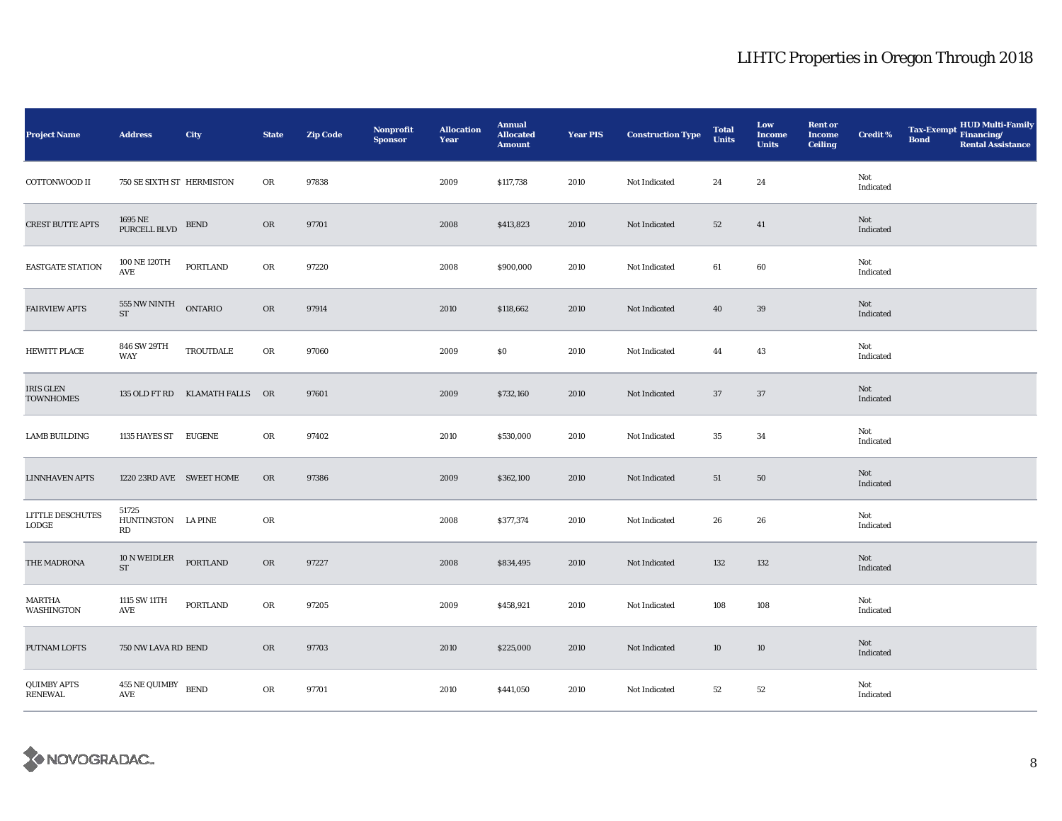# LIHTC Properties in Oregon Through 2018

| Project Name | Address | City | State | Zip Code | Nonprofit Sponsor | Allocation Year | Annual Allocated Amount | Year PIS | Construction Type | Total Units | Low Income Units | Rent or Income Ceiling | Credit % | Tax-Exempt Bond | HUD Multi-Family Financing/ Rental Assistance |
|---|---|---|---|---|---|---|---|---|---|---|---|---|---|---|---|
| COTTONWOOD II | 750 SE SIXTH ST | HERMISTON | OR | 97838 | | 2009 | $117,738 | 2010 | Not Indicated | 24 | 24 | | Not Indicated | | |
| CREST BUTTE APTS | 1695 NE PURCELL BLVD | BEND | OR | 97701 | | 2008 | $413,823 | 2010 | Not Indicated | 52 | 41 | | Not Indicated | | |
| EASTGATE STATION | 100 NE 120TH AVE | PORTLAND | OR | 97220 | | 2008 | $900,000 | 2010 | Not Indicated | 61 | 60 | | Not Indicated | | |
| FAIRVIEW APTS | 555 NW NINTH ST | ONTARIO | OR | 97914 | | 2010 | $118,662 | 2010 | Not Indicated | 40 | 39 | | Not Indicated | | |
| HEWITT PLACE | 846 SW 29TH WAY | TROUTDALE | OR | 97060 | | 2009 | $0 | 2010 | Not Indicated | 44 | 43 | | Not Indicated | | |
| IRIS GLEN TOWNHOMES | 135 OLD FT RD | KLAMATH FALLS | OR | 97601 | | 2009 | $732,160 | 2010 | Not Indicated | 37 | 37 | | Not Indicated | | |
| LAMB BUILDING | 1135 HAYES ST | EUGENE | OR | 97402 | | 2010 | $530,000 | 2010 | Not Indicated | 35 | 34 | | Not Indicated | | |
| LINNHAVEN APTS | 1220 23RD AVE | SWEET HOME | OR | 97386 | | 2009 | $362,100 | 2010 | Not Indicated | 51 | 50 | | Not Indicated | | |
| LITTLE DESCHUTES LODGE | 51725 HUNTINGTON RD | LA PINE | OR | | | 2008 | $377,374 | 2010 | Not Indicated | 26 | 26 | | Not Indicated | | |
| THE MADRONA | 10 N WEIDLER ST | PORTLAND | OR | 97227 | | 2008 | $834,495 | 2010 | Not Indicated | 132 | 132 | | Not Indicated | | |
| MARTHA WASHINGTON | 1115 SW 11TH AVE | PORTLAND | OR | 97205 | | 2009 | $458,921 | 2010 | Not Indicated | 108 | 108 | | Not Indicated | | |
| PUTNAM LOFTS | 750 NW LAVA RD | BEND | OR | 97703 | | 2010 | $225,000 | 2010 | Not Indicated | 10 | 10 | | Not Indicated | | |
| QUIMBY APTS RENEWAL | 455 NE QUIMBY AVE | BEND | OR | 97701 | | 2010 | $441,050 | 2010 | Not Indicated | 52 | 52 | | Not Indicated | | |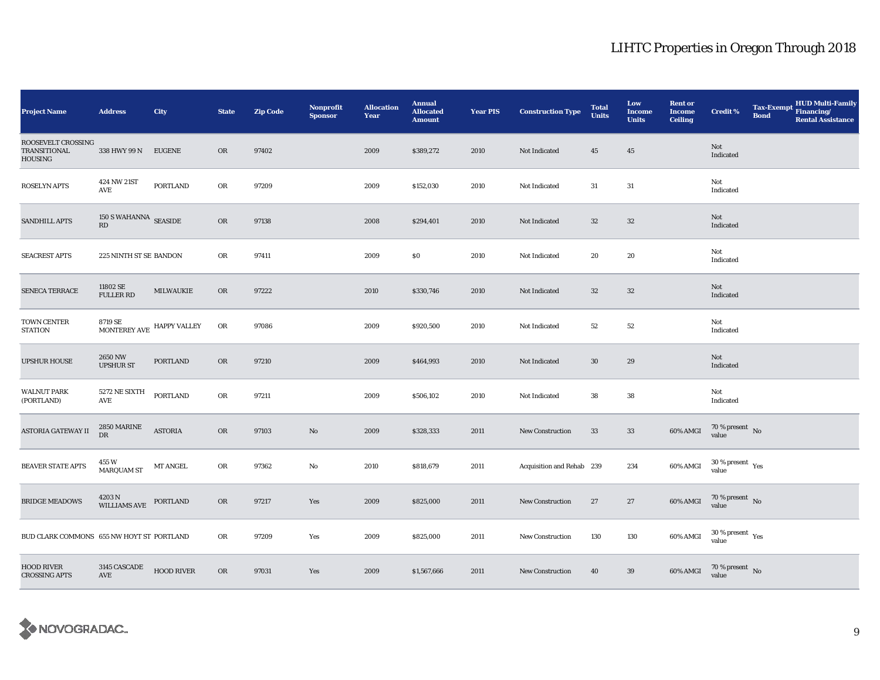## LIHTC Properties in Oregon Through 2018

| Project Name | Address | City | State | Zip Code | Nonprofit Sponsor | Allocation Year | Annual Allocated Amount | Year PIS | Construction Type | Total Units | Low Income Units | Rent or Income Ceiling | Credit % | Tax-Exempt Bond | HUD Multi-Family Financing/ Rental Assistance |
|---|---|---|---|---|---|---|---|---|---|---|---|---|---|---|---|
| ROOSEVELT CROSSING TRANSITIONAL HOUSING | 338 HWY 99 N | EUGENE | OR | 97402 | | 2009 | $389,272 | 2010 | Not Indicated | 45 | 45 | | Not Indicated | | |
| ROSELYN APTS | 424 NW 21ST AVE | PORTLAND | OR | 97209 | | 2009 | $152,030 | 2010 | Not Indicated | 31 | 31 | | Not Indicated | | |
| SANDHILL APTS | 150 S WAHANNA RD | SEASIDE | OR | 97138 | | 2008 | $294,401 | 2010 | Not Indicated | 32 | 32 | | Not Indicated | | |
| SEACREST APTS | 225 NINTH ST SE | BANDON | OR | 97411 | | 2009 | $0 | 2010 | Not Indicated | 20 | 20 | | Not Indicated | | |
| SENECA TERRACE | 11802 SE FULLER RD | MILWAUKIE | OR | 97222 | | 2010 | $330,746 | 2010 | Not Indicated | 32 | 32 | | Not Indicated | | |
| TOWN CENTER STATION | 8719 SE MONTEREY AVE | HAPPY VALLEY | OR | 97086 | | 2009 | $920,500 | 2010 | Not Indicated | 52 | 52 | | Not Indicated | | |
| UPSHUR HOUSE | 2650 NW UPSHUR ST | PORTLAND | OR | 97210 | | 2009 | $464,993 | 2010 | Not Indicated | 30 | 29 | | Not Indicated | | |
| WALNUT PARK (PORTLAND) | 5272 NE SIXTH AVE | PORTLAND | OR | 97211 | | 2009 | $506,102 | 2010 | Not Indicated | 38 | 38 | | Not Indicated | | |
| ASTORIA GATEWAY II | 2850 MARINE DR | ASTORIA | OR | 97103 | No | 2009 | $328,333 | 2011 | New Construction | 33 | 33 | 60% AMGI | 70 % present value | No | |
| BEAVER STATE APTS | 455 W MARQUAM ST | MT ANGEL | OR | 97362 | No | 2010 | $818,679 | 2011 | Acquisition and Rehab | 239 | 234 | 60% AMGI | 30 % present value | Yes | |
| BRIDGE MEADOWS | 4203 N WILLIAMS AVE | PORTLAND | OR | 97217 | Yes | 2009 | $825,000 | 2011 | New Construction | 27 | 27 | 60% AMGI | 70 % present value | No | |
| BUD CLARK COMMONS | 655 NW HOYT ST | PORTLAND | OR | 97209 | Yes | 2009 | $825,000 | 2011 | New Construction | 130 | 130 | 60% AMGI | 30 % present value | Yes | |
| HOOD RIVER CROSSING APTS | 3145 CASCADE AVE | HOOD RIVER | OR | 97031 | Yes | 2009 | $1,567,666 | 2011 | New Construction | 40 | 39 | 60% AMGI | 70 % present value | No | |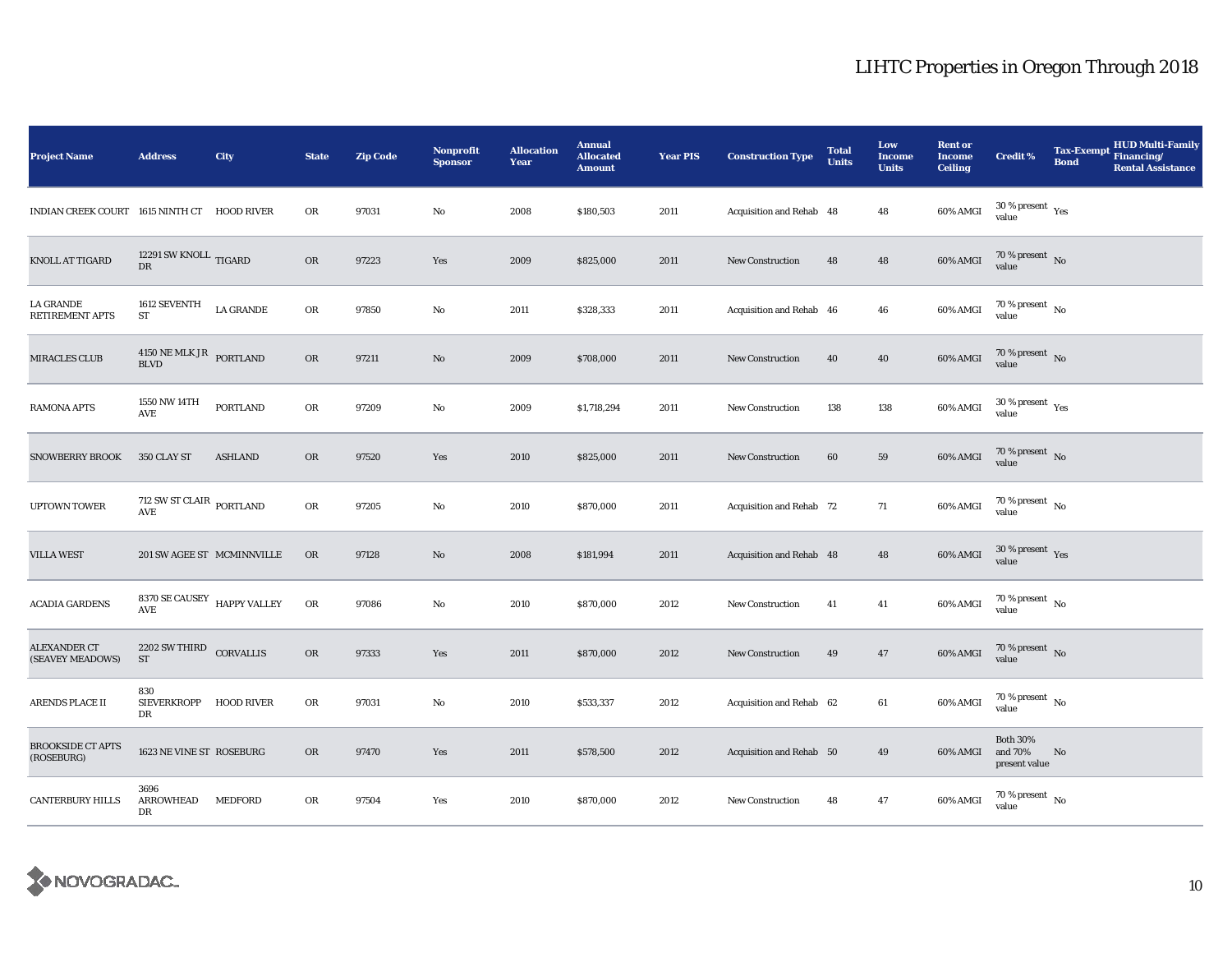| Project Name | Address | City | State | Zip Code | Nonprofit Sponsor | Allocation Year | Annual Allocated Amount | Year PIS | Construction Type | Total Units | Low Income Units | Rent or Income Ceiling | Credit % | Tax-Exempt Bond | HUD Multi-Family Financing/ Rental Assistance |
|---|---|---|---|---|---|---|---|---|---|---|---|---|---|---|---|
| INDIAN CREEK COURT | 1615 NINTH CT | HOOD RIVER | OR | 97031 | No | 2008 | $180,503 | 2011 | Acquisition and Rehab | 48 | 48 | 60% AMGI | 30 % present value | Yes | |
| KNOLL AT TIGARD | 12291 SW KNOLL DR | TIGARD | OR | 97223 | Yes | 2009 | $825,000 | 2011 | New Construction | 48 | 48 | 60% AMGI | 70 % present value | No | |
| LA GRANDE RETIREMENT APTS | 1612 SEVENTH ST | LA GRANDE | OR | 97850 | No | 2011 | $328,333 | 2011 | Acquisition and Rehab | 46 | 46 | 60% AMGI | 70 % present value | No | |
| MIRACLES CLUB | 4150 NE MLK JR BLVD | PORTLAND | OR | 97211 | No | 2009 | $708,000 | 2011 | New Construction | 40 | 40 | 60% AMGI | 70 % present value | No | |
| RAMONA APTS | 1550 NW 14TH AVE | PORTLAND | OR | 97209 | No | 2009 | $1,718,294 | 2011 | New Construction | 138 | 138 | 60% AMGI | 30 % present value | Yes | |
| SNOWBERRY BROOK | 350 CLAY ST | ASHLAND | OR | 97520 | Yes | 2010 | $825,000 | 2011 | New Construction | 60 | 59 | 60% AMGI | 70 % present value | No | |
| UPTOWN TOWER | 712 SW ST CLAIR AVE | PORTLAND | OR | 97205 | No | 2010 | $870,000 | 2011 | Acquisition and Rehab | 72 | 71 | 60% AMGI | 70 % present value | No | |
| VILLA WEST | 201 SW AGEE ST | MCMINNVILLE | OR | 97128 | No | 2008 | $181,994 | 2011 | Acquisition and Rehab | 48 | 48 | 60% AMGI | 30 % present value | Yes | |
| ACADIA GARDENS | 8370 SE CAUSEY AVE | HAPPY VALLEY | OR | 97086 | No | 2010 | $870,000 | 2012 | New Construction | 41 | 41 | 60% AMGI | 70 % present value | No | |
| ALEXANDER CT (SEAVEY MEADOWS) | 2202 SW THIRD ST | CORVALLIS | OR | 97333 | Yes | 2011 | $870,000 | 2012 | New Construction | 49 | 47 | 60% AMGI | 70 % present value | No | |
| ARENDS PLACE II | 830 SIEVERKROPP DR | HOOD RIVER | OR | 97031 | No | 2010 | $533,337 | 2012 | Acquisition and Rehab | 62 | 61 | 60% AMGI | 70 % present value | No | |
| BROOKSIDE CT APTS (ROSEBURG) | 1623 NE VINE ST | ROSEBURG | OR | 97470 | Yes | 2011 | $578,500 | 2012 | Acquisition and Rehab | 50 | 49 | 60% AMGI | Both 30% and 70% present value | No | |
| CANTERBURY HILLS | 3696 ARROWHEAD DR | MEDFORD | OR | 97504 | Yes | 2010 | $870,000 | 2012 | New Construction | 48 | 47 | 60% AMGI | 70 % present value | No | |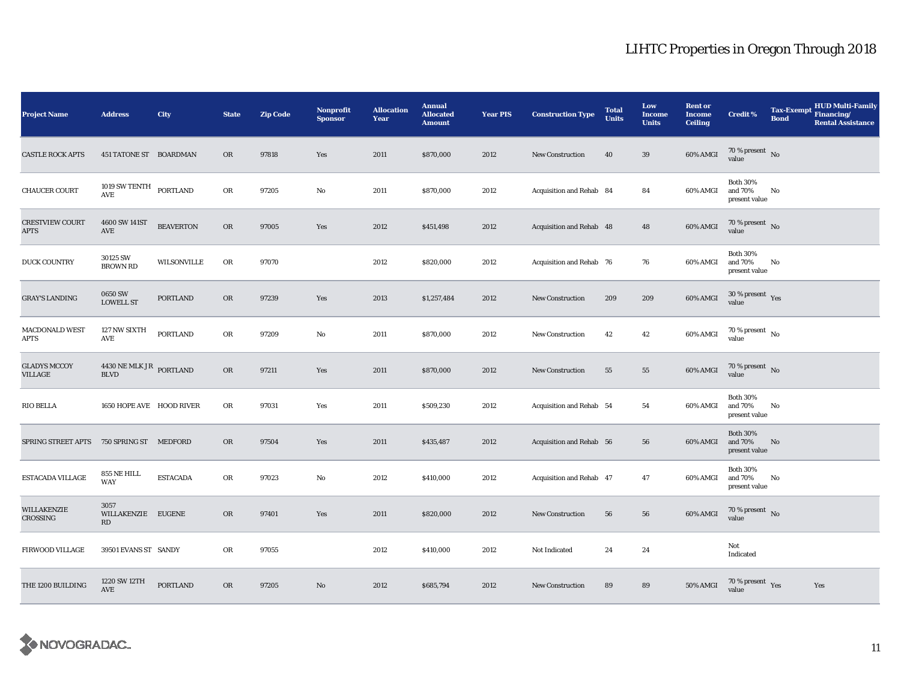# LIHTC Properties in Oregon Through 2018

| Project Name | Address | City | State | Zip Code | Nonprofit Sponsor | Allocation Year | Annual Allocated Amount | Year PIS | Construction Type | Total Units | Low Income Units | Rent or Income Ceiling | Credit % | Tax-Exempt Bond | HUD Multi-Family Financing/ Rental Assistance |
|---|---|---|---|---|---|---|---|---|---|---|---|---|---|---|---|
| CASTLE ROCK APTS | 451 TATONE ST | BOARDMAN | OR | 97818 | Yes | 2011 | $870,000 | 2012 | New Construction | 40 | 39 | 60% AMGI | 70 % present value | No | |
| CHAUCER COURT | 1019 SW TENTH AVE | PORTLAND | OR | 97205 | No | 2011 | $870,000 | 2012 | Acquisition and Rehab | 84 | 84 | 60% AMGI | Both 30% and 70% present value | No | |
| CRESTVIEW COURT APTS | 4600 SW 141ST AVE | BEAVERTON | OR | 97005 | Yes | 2012 | $451,498 | 2012 | Acquisition and Rehab | 48 | 48 | 60% AMGI | 70 % present value | No | |
| DUCK COUNTRY | 30125 SW BROWN RD | WILSONVILLE | OR | 97070 | | 2012 | $820,000 | 2012 | Acquisition and Rehab | 76 | 76 | 60% AMGI | Both 30% and 70% present value | No | |
| GRAY'S LANDING | 0650 SW LOWELL ST | PORTLAND | OR | 97239 | Yes | 2013 | $1,257,484 | 2012 | New Construction | 209 | 209 | 60% AMGI | 30 % present value | Yes | |
| MACDONALD WEST APTS | 127 NW SIXTH AVE | PORTLAND | OR | 97209 | No | 2011 | $870,000 | 2012 | New Construction | 42 | 42 | 60% AMGI | 70 % present value | No | |
| GLADYS MCCOY VILLAGE | 4430 NE MLK JR BLVD | PORTLAND | OR | 97211 | Yes | 2011 | $870,000 | 2012 | New Construction | 55 | 55 | 60% AMGI | 70 % present value | No | |
| RIO BELLA | 1650 HOPE AVE | HOOD RIVER | OR | 97031 | Yes | 2011 | $509,230 | 2012 | Acquisition and Rehab | 54 | 54 | 60% AMGI | Both 30% and 70% present value | No | |
| SPRING STREET APTS | 750 SPRING ST | MEDFORD | OR | 97504 | Yes | 2011 | $435,487 | 2012 | Acquisition and Rehab | 56 | 56 | 60% AMGI | Both 30% and 70% present value | No | |
| ESTACADA VILLAGE | 855 NE HILL WAY | ESTACADA | OR | 97023 | No | 2012 | $410,000 | 2012 | Acquisition and Rehab | 47 | 47 | 60% AMGI | Both 30% and 70% present value | No | |
| WILLAKENZIE CROSSING | 3057 WILLAKENZIE RD | EUGENE | OR | 97401 | Yes | 2011 | $820,000 | 2012 | New Construction | 56 | 56 | 60% AMGI | 70 % present value | No | |
| FIRWOOD VILLAGE | 39501 EVANS ST | SANDY | OR | 97055 | | 2012 | $410,000 | 2012 | Not Indicated | 24 | 24 | | Not Indicated | | |
| THE 1200 BUILDING | 1220 SW 12TH AVE | PORTLAND | OR | 97205 | No | 2012 | $685,794 | 2012 | New Construction | 89 | 89 | 50% AMGI | 70 % present value | Yes | Yes |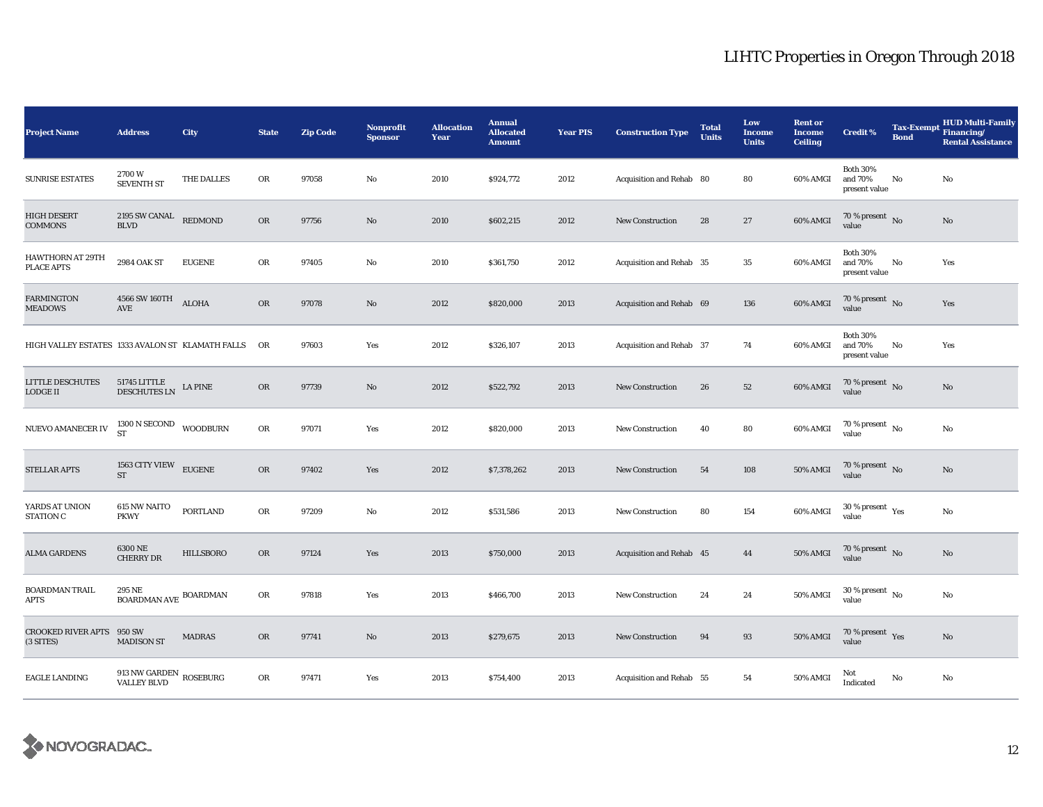| Project Name | Address | City | State | Zip Code | Nonprofit Sponsor | Allocation Year | Annual Allocated Amount | Year PIS | Construction Type | Total Units | Low Income Units | Rent or Income Ceiling | Credit % | Tax-Exempt Bond | HUD Multi-Family Financing/ Rental Assistance |
|---|---|---|---|---|---|---|---|---|---|---|---|---|---|---|---|
| SUNRISE ESTATES | 2700 W SEVENTH ST | THE DALLES | OR | 97058 | No | 2010 | $924,772 | 2012 | Acquisition and Rehab | 80 | 80 | 60% AMGI | Both 30% and 70% present value | No | No |
| HIGH DESERT COMMONS | 2195 SW CANAL BLVD | REDMOND | OR | 97756 | No | 2010 | $602,215 | 2012 | New Construction | 28 | 27 | 60% AMGI | 70 % present value | No | No |
| HAWTHORN AT 29TH PLACE APTS | 2984 OAK ST | EUGENE | OR | 97405 | No | 2010 | $361,750 | 2012 | Acquisition and Rehab | 35 | 35 | 60% AMGI | Both 30% and 70% present value | No | Yes |
| FARMINGTON MEADOWS | 4566 SW 160TH AVE | ALOHA | OR | 97078 | No | 2012 | $820,000 | 2013 | Acquisition and Rehab | 69 | 136 | 60% AMGI | 70 % present value | No | Yes |
| HIGH VALLEY ESTATES | 1333 AVALON ST | KLAMATH FALLS | OR | 97603 | Yes | 2012 | $326,107 | 2013 | Acquisition and Rehab | 37 | 74 | 60% AMGI | Both 30% and 70% present value | No | Yes |
| LITTLE DESCHUTES LODGE II | 51745 LITTLE DESCHUTES LN | LA PINE | OR | 97739 | No | 2012 | $522,792 | 2013 | New Construction | 26 | 52 | 60% AMGI | 70 % present value | No | No |
| NUEVO AMANECER IV | 1300 N SECOND ST | WOODBURN | OR | 97071 | Yes | 2012 | $820,000 | 2013 | New Construction | 40 | 80 | 60% AMGI | 70 % present value | No | No |
| STELLAR APTS | 1563 CITY VIEW ST | EUGENE | OR | 97402 | Yes | 2012 | $7,378,262 | 2013 | New Construction | 54 | 108 | 50% AMGI | 70 % present value | No | No |
| YARDS AT UNION STATION C | 615 NW NAITO PKWY | PORTLAND | OR | 97209 | No | 2012 | $531,586 | 2013 | New Construction | 80 | 154 | 60% AMGI | 30 % present value | Yes | No |
| ALMA GARDENS | 6300 NE CHERRY DR | HILLSBORO | OR | 97124 | Yes | 2013 | $750,000 | 2013 | Acquisition and Rehab | 45 | 44 | 50% AMGI | 70 % present value | No | No |
| BOARDMAN TRAIL APTS | 295 NE BOARDMAN AVE | BOARDMAN | OR | 97818 | Yes | 2013 | $466,700 | 2013 | New Construction | 24 | 24 | 50% AMGI | 30 % present value | No | No |
| CROOKED RIVER APTS (3 SITES) | 950 SW MADISON ST | MADRAS | OR | 97741 | No | 2013 | $279,675 | 2013 | New Construction | 94 | 93 | 50% AMGI | 70 % present value | Yes | No |
| EAGLE LANDING | 913 NW GARDEN VALLEY BLVD | ROSEBURG | OR | 97471 | Yes | 2013 | $754,400 | 2013 | Acquisition and Rehab | 55 | 54 | 50% AMGI | Not Indicated | No | No |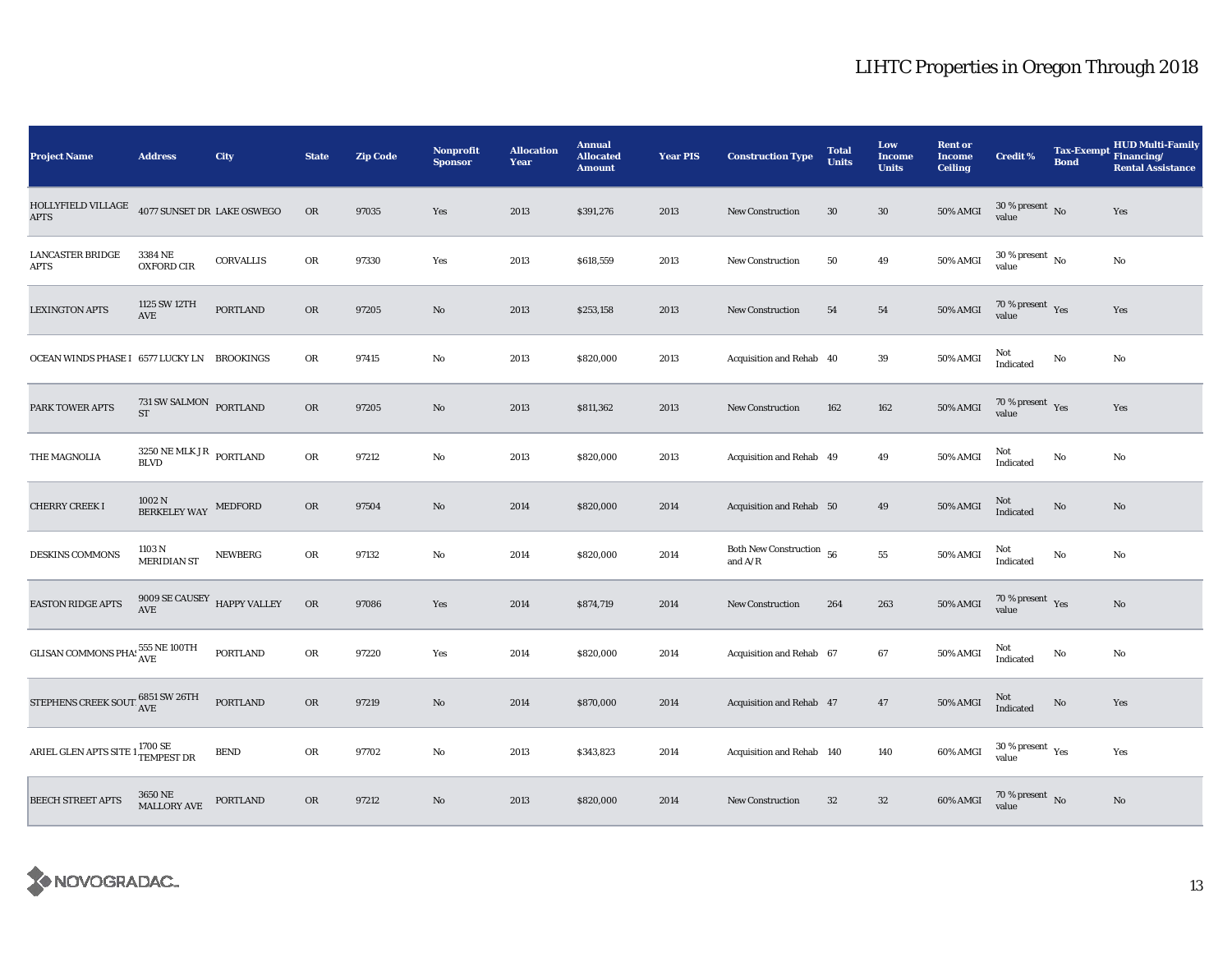# LIHTC Properties in Oregon Through 2018

| Project Name | Address | City | State | Zip Code | Nonprofit Sponsor | Allocation Year | Annual Allocated Amount | Year PIS | Construction Type | Total Units | Low Income Units | Rent or Income Ceiling | Credit % | Tax-Exempt Bond | HUD Multi-Family Financing/ Rental Assistance |
|---|---|---|---|---|---|---|---|---|---|---|---|---|---|---|---|
| HOLLYFIELD VILLAGE APTS | 4077 SUNSET DR | LAKE OSWEGO | OR | 97035 | Yes | 2013 | $391,276 | 2013 | New Construction | 30 | 30 | 50% AMGI | 30 % present value | No | Yes |
| LANCASTER BRIDGE APTS | 3384 NE OXFORD CIR | CORVALLIS | OR | 97330 | Yes | 2013 | $618,559 | 2013 | New Construction | 50 | 49 | 50% AMGI | 30 % present value | No | No |
| LEXINGTON APTS | 1125 SW 12TH AVE | PORTLAND | OR | 97205 | No | 2013 | $253,158 | 2013 | New Construction | 54 | 54 | 50% AMGI | 70 % present value | Yes | Yes |
| OCEAN WINDS PHASE I | 6577 LUCKY LN | BROOKINGS | OR | 97415 | No | 2013 | $820,000 | 2013 | Acquisition and Rehab | 40 | 39 | 50% AMGI | Not Indicated | No | No |
| PARK TOWER APTS | 731 SW SALMON ST | PORTLAND | OR | 97205 | No | 2013 | $811,362 | 2013 | New Construction | 162 | 162 | 50% AMGI | 70 % present value | Yes | Yes |
| THE MAGNOLIA | 3250 NE MLK J R BLVD | PORTLAND | OR | 97212 | No | 2013 | $820,000 | 2013 | Acquisition and Rehab | 49 | 49 | 50% AMGI | Not Indicated | No | No |
| CHERRY CREEK I | 1002 N BERKELEY WAY | MEDFORD | OR | 97504 | No | 2014 | $820,000 | 2014 | Acquisition and Rehab | 50 | 49 | 50% AMGI | Not Indicated | No | No |
| DESKINS COMMONS | 1103 N MERIDIAN ST | NEWBERG | OR | 97132 | No | 2014 | $820,000 | 2014 | Both New Construction and A/R | 56 | 55 | 50% AMGI | Not Indicated | No | No |
| EASTON RIDGE APTS | 9009 SE CAUSEY AVE | HAPPY VALLEY | OR | 97086 | Yes | 2014 | $874,719 | 2014 | New Construction | 264 | 263 | 50% AMGI | 70 % present value | Yes | No |
| GLISAN COMMONS PHAS | 555 NE 100TH AVE | PORTLAND | OR | 97220 | Yes | 2014 | $820,000 | 2014 | Acquisition and Rehab | 67 | 67 | 50% AMGI | Not Indicated | No | No |
| STEPHENS CREEK SOUT | 6851 SW 26TH AVE | PORTLAND | OR | 97219 | No | 2014 | $870,000 | 2014 | Acquisition and Rehab | 47 | 47 | 50% AMGI | Not Indicated | No | Yes |
| ARIEL GLEN APTS SITE 1 | 1700 SE TEMPEST DR | BEND | OR | 97702 | No | 2013 | $343,823 | 2014 | Acquisition and Rehab | 140 | 140 | 60% AMGI | 30 % present value | Yes | Yes |
| BEECH STREET APTS | 3650 NE MALLORY AVE | PORTLAND | OR | 97212 | No | 2013 | $820,000 | 2014 | New Construction | 32 | 32 | 60% AMGI | 70 % present value | No | No |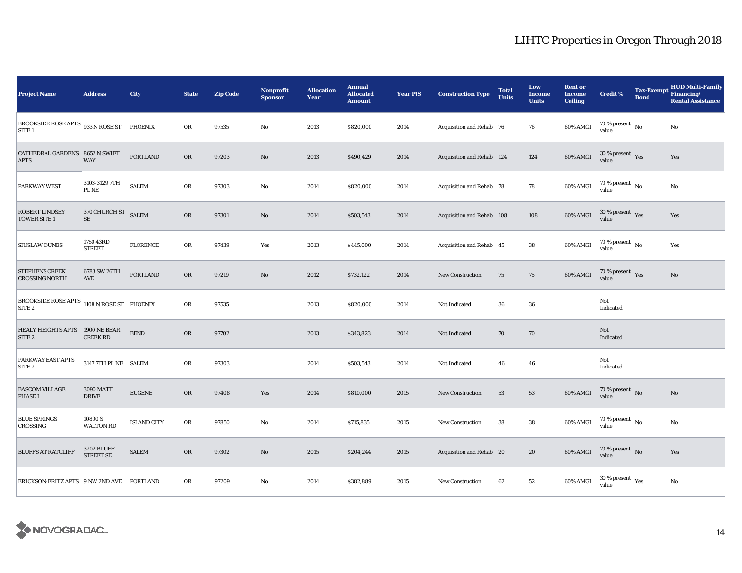# LIHTC Properties in Oregon Through 2018

| Project Name | Address | City | State | Zip Code | Nonprofit Sponsor | Allocation Year | Annual Allocated Amount | Year PIS | Construction Type | Total Units | Low Income Units | Rent or Income Ceiling | Credit % | Tax-Exempt Bond | HUD Multi-Family Financing/ Rental Assistance |
|---|---|---|---|---|---|---|---|---|---|---|---|---|---|---|---|
| BROOKSIDE ROSE APTS SITE 1 | 933 N ROSE ST | PHOENIX | OR | 97535 | No | 2013 | $820,000 | 2014 | Acquisition and Rehab | 76 | 76 | 60% AMGI | 70 % present value | No | No |
| CATHEDRAL GARDENS APTS | 8652 N SWIFT WAY | PORTLAND | OR | 97203 | No | 2013 | $490,429 | 2014 | Acquisition and Rehab | 124 | 124 | 60% AMGI | 30 % present value | Yes | Yes |
| PARKWAY WEST | 3103-3129 7TH PL NE | SALEM | OR | 97303 | No | 2014 | $820,000 | 2014 | Acquisition and Rehab | 78 | 78 | 60% AMGI | 70 % present value | No | No |
| ROBERT LINDSEY TOWER SITE 1 | 370 CHURCH ST SE | SALEM | OR | 97301 | No | 2014 | $503,543 | 2014 | Acquisition and Rehab | 108 | 108 | 60% AMGI | 30 % present value | Yes | Yes |
| SIUSLAW DUNES | 1750 43RD STREET | FLORENCE | OR | 97439 | Yes | 2013 | $445,000 | 2014 | Acquisition and Rehab | 45 | 38 | 60% AMGI | 70 % present value | No | Yes |
| STEPHENS CREEK CROSSING NORTH | 6783 SW 26TH AVE | PORTLAND | OR | 97219 | No | 2012 | $732,122 | 2014 | New Construction | 75 | 75 | 60% AMGI | 70 % present value | Yes | No |
| BROOKSIDE ROSE APTS SITE 2 | 1108 N ROSE ST | PHOENIX | OR | 97535 | | 2013 | $820,000 | 2014 | Not Indicated | 36 | 36 | | Not Indicated | | |
| HEALY HEIGHTS APTS SITE 2 | 1900 NE BEAR CREEK RD | BEND | OR | 97702 | | 2013 | $343,823 | 2014 | Not Indicated | 70 | 70 | | Not Indicated | | |
| PARKWAY EAST APTS SITE 2 | 3147 7TH PL NE | SALEM | OR | 97303 | | 2014 | $503,543 | 2014 | Not Indicated | 46 | 46 | | Not Indicated | | |
| BASCOM VILLAGE PHASE I | 3090 MATT DRIVE | EUGENE | OR | 97408 | Yes | 2014 | $810,000 | 2015 | New Construction | 53 | 53 | 60% AMGI | 70 % present value | No | No |
| BLUE SPRINGS CROSSING | 10800 S WALTON RD | ISLAND CITY | OR | 97850 | No | 2014 | $715,835 | 2015 | New Construction | 38 | 38 | 60% AMGI | 70 % present value | No | No |
| BLUFFS AT RATCLIFF | 3202 BLUFF STREET SE | SALEM | OR | 97302 | No | 2015 | $204,244 | 2015 | Acquisition and Rehab | 20 | 20 | 60% AMGI | 70 % present value | No | Yes |
| ERICKSON-FRITZ APTS | 9 NW 2ND AVE | PORTLAND | OR | 97209 | No | 2014 | $382,889 | 2015 | New Construction | 62 | 52 | 60% AMGI | 30 % present value | Yes | No |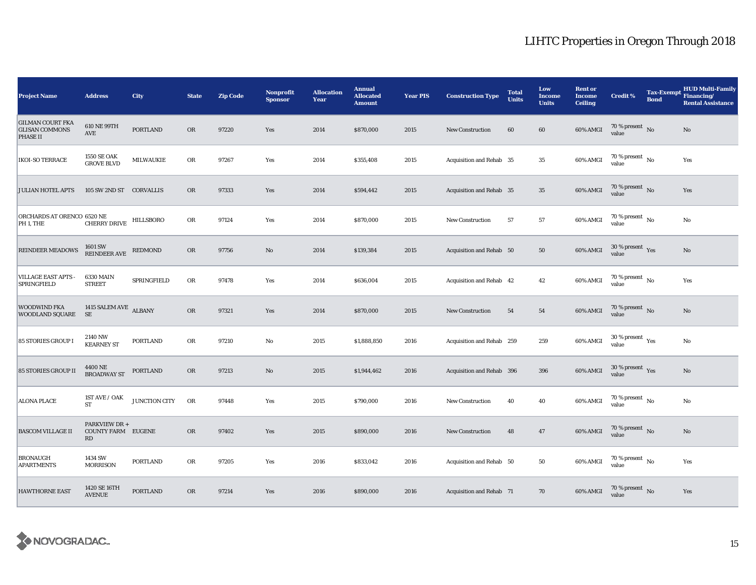# LIHTC Properties in Oregon Through 2018

| Project Name | Address | City | State | Zip Code | Nonprofit Sponsor | Allocation Year | Annual Allocated Amount | Year PIS | Construction Type | Total Units | Low Income Units | Rent or Income Ceiling | Credit % | Tax-Exempt Bond | HUD Multi-Family Financing/ Rental Assistance |
|---|---|---|---|---|---|---|---|---|---|---|---|---|---|---|---|
| GILMAN COURT FKA GLISAN COMMONS PHASE II | 610 NE 99TH AVE | PORTLAND | OR | 97220 | Yes | 2014 | $870,000 | 2015 | New Construction | 60 | 60 | 60% AMGI | 70 % present value | No | No |
| IKOI-SO TERRACE | 1550 SE OAK GROVE BLVD | MILWAUKIE | OR | 97267 | Yes | 2014 | $355,408 | 2015 | Acquisition and Rehab | 35 | 35 | 60% AMGI | 70 % present value | No | Yes |
| JULIAN HOTEL APTS | 105 SW 2ND ST | CORVALLIS | OR | 97333 | Yes | 2014 | $594,442 | 2015 | Acquisition and Rehab | 35 | 35 | 60% AMGI | 70 % present value | No | Yes |
| ORCHARDS AT ORENCO PH 1, THE | 6520 NE CHERRY DRIVE | HILLSBORO | OR | 97124 | Yes | 2014 | $870,000 | 2015 | New Construction | 57 | 57 | 60% AMGI | 70 % present value | No | No |
| REINDEER MEADOWS | 1601 SW REINDEER AVE | REDMOND | OR | 97756 | No | 2014 | $139,384 | 2015 | Acquisition and Rehab | 50 | 50 | 60% AMGI | 30 % present value | Yes | No |
| VILLAGE EAST APTS - SPRINGFIELD | 6330 MAIN STREET | SPRINGFIELD | OR | 97478 | Yes | 2014 | $636,004 | 2015 | Acquisition and Rehab | 42 | 42 | 60% AMGI | 70 % present value | No | Yes |
| WOODWIND FKA WOODLAND SQUARE | 1415 SALEM AVE SE | ALBANY | OR | 97321 | Yes | 2014 | $870,000 | 2015 | New Construction | 54 | 54 | 60% AMGI | 70 % present value | No | No |
| 85 STORIES GROUP I | 2140 NW KEARNEY ST | PORTLAND | OR | 97210 | No | 2015 | $1,888,850 | 2016 | Acquisition and Rehab | 259 | 259 | 60% AMGI | 30 % present value | Yes | No |
| 85 STORIES GROUP II | 4400 NE BROADWAY ST | PORTLAND | OR | 97213 | No | 2015 | $1,944,462 | 2016 | Acquisition and Rehab | 396 | 396 | 60% AMGI | 30 % present value | Yes | No |
| ALONA PLACE | 1ST AVE / OAK ST | JUNCTION CITY | OR | 97448 | Yes | 2015 | $790,000 | 2016 | New Construction | 40 | 40 | 60% AMGI | 70 % present value | No | No |
| BASCOM VILLAGE II | PARKVIEW DR + COUNTY FARM RD | EUGENE | OR | 97402 | Yes | 2015 | $890,000 | 2016 | New Construction | 48 | 47 | 60% AMGI | 70 % present value | No | No |
| BRONAUGH APARTMENTS | 1434 SW MORRISON | PORTLAND | OR | 97205 | Yes | 2016 | $833,042 | 2016 | Acquisition and Rehab | 50 | 50 | 60% AMGI | 70 % present value | No | Yes |
| HAWTHORNE EAST | 1420 SE 16TH AVENUE | PORTLAND | OR | 97214 | Yes | 2016 | $890,000 | 2016 | Acquisition and Rehab | 71 | 70 | 60% AMGI | 70 % present value | No | Yes |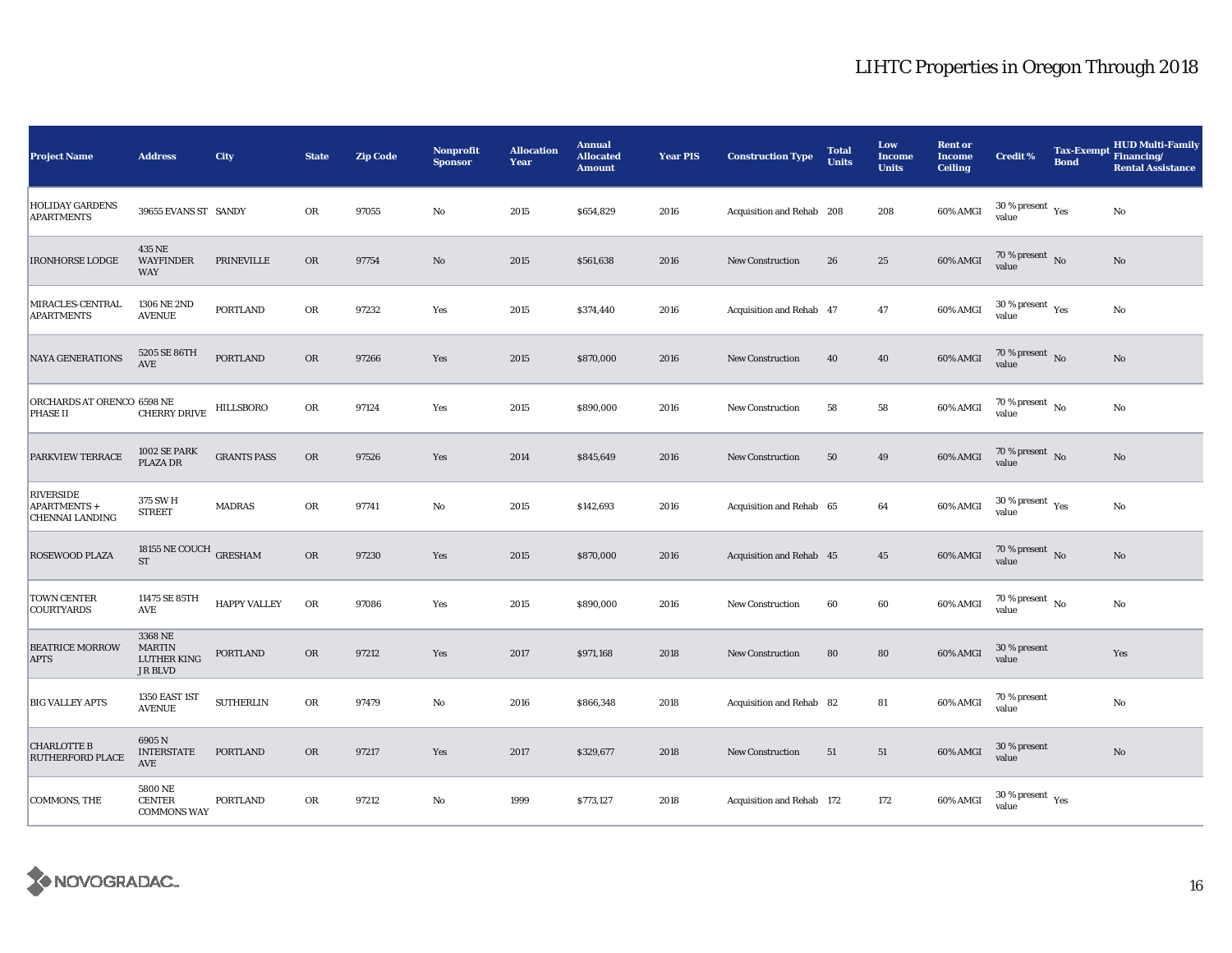# LIHTC Properties in Oregon Through 2018

| Project Name | Address | City | State | Zip Code | Nonprofit Sponsor | Allocation Year | Annual Allocated Amount | Year PIS | Construction Type | Total Units | Low Income Units | Rent or Income Ceiling | Credit % | Tax-Exempt Bond | HUD Multi-Family Financing/ Rental Assistance |
|---|---|---|---|---|---|---|---|---|---|---|---|---|---|---|---|
| HOLIDAY GARDENS APARTMENTS | 39655 EVANS ST | SANDY | OR | 97055 | No | 2015 | $654,829 | 2016 | Acquisition and Rehab | 208 | 208 | 60% AMGI | 30 % present value | Yes | No |
| IRONHORSE LODGE | 435 NE WAYFINDER WAY | PRINEVILLE | OR | 97754 | No | 2015 | $561,638 | 2016 | New Construction | 26 | 25 | 60% AMGI | 70 % present value | No | No |
| MIRACLES-CENTRAL APARTMENTS | 1306 NE 2ND AVENUE | PORTLAND | OR | 97232 | Yes | 2015 | $374,440 | 2016 | Acquisition and Rehab | 47 | 47 | 60% AMGI | 30 % present value | Yes | No |
| NAYA GENERATIONS | 5205 SE 86TH AVE | PORTLAND | OR | 97266 | Yes | 2015 | $870,000 | 2016 | New Construction | 40 | 40 | 60% AMGI | 70 % present value | No | No |
| ORCHARDS AT ORENCO PHASE II | 6598 NE CHERRY DRIVE | HILLSBORO | OR | 97124 | Yes | 2015 | $890,000 | 2016 | New Construction | 58 | 58 | 60% AMGI | 70 % present value | No | No |
| PARKVIEW TERRACE | 1002 SE PARK PLAZA DR | GRANTS PASS | OR | 97526 | Yes | 2014 | $845,649 | 2016 | New Construction | 50 | 49 | 60% AMGI | 70 % present value | No | No |
| RIVERSIDE APARTMENTS + CHENNAI LANDING | 375 SW H STREET | MADRAS | OR | 97741 | No | 2015 | $142,693 | 2016 | Acquisition and Rehab | 65 | 64 | 60% AMGI | 30 % present value | Yes | No |
| ROSEWOOD PLAZA | 18155 NE COUCH ST | GRESHAM | OR | 97230 | Yes | 2015 | $870,000 | 2016 | Acquisition and Rehab | 45 | 45 | 60% AMGI | 70 % present value | No | No |
| TOWN CENTER COURTYARDS | 11475 SE 85TH AVE | HAPPY VALLEY | OR | 97086 | Yes | 2015 | $890,000 | 2016 | New Construction | 60 | 60 | 60% AMGI | 70 % present value | No | No |
| BEATRICE MORROW APTS | 3368 NE MARTIN LUTHER KING J R BLVD | PORTLAND | OR | 97212 | Yes | 2017 | $971,168 | 2018 | New Construction | 80 | 80 | 60% AMGI | 30 % present value | | Yes |
| BIG VALLEY APTS | 1350 EAST 1ST AVENUE | SUTHERLIN | OR | 97479 | No | 2016 | $866,348 | 2018 | Acquisition and Rehab | 82 | 81 | 60% AMGI | 70 % present value | | No |
| CHARLOTTE B RUTHERFORD PLACE | 6905 N INTERSTATE AVE | PORTLAND | OR | 97217 | Yes | 2017 | $329,677 | 2018 | New Construction | 51 | 51 | 60% AMGI | 30 % present value | | No |
| COMMONS, THE | 5800 NE CENTER COMMONS WAY | PORTLAND | OR | 97212 | No | 1999 | $773,127 | 2018 | Acquisition and Rehab | 172 | 172 | 60% AMGI | 30 % present value | Yes | |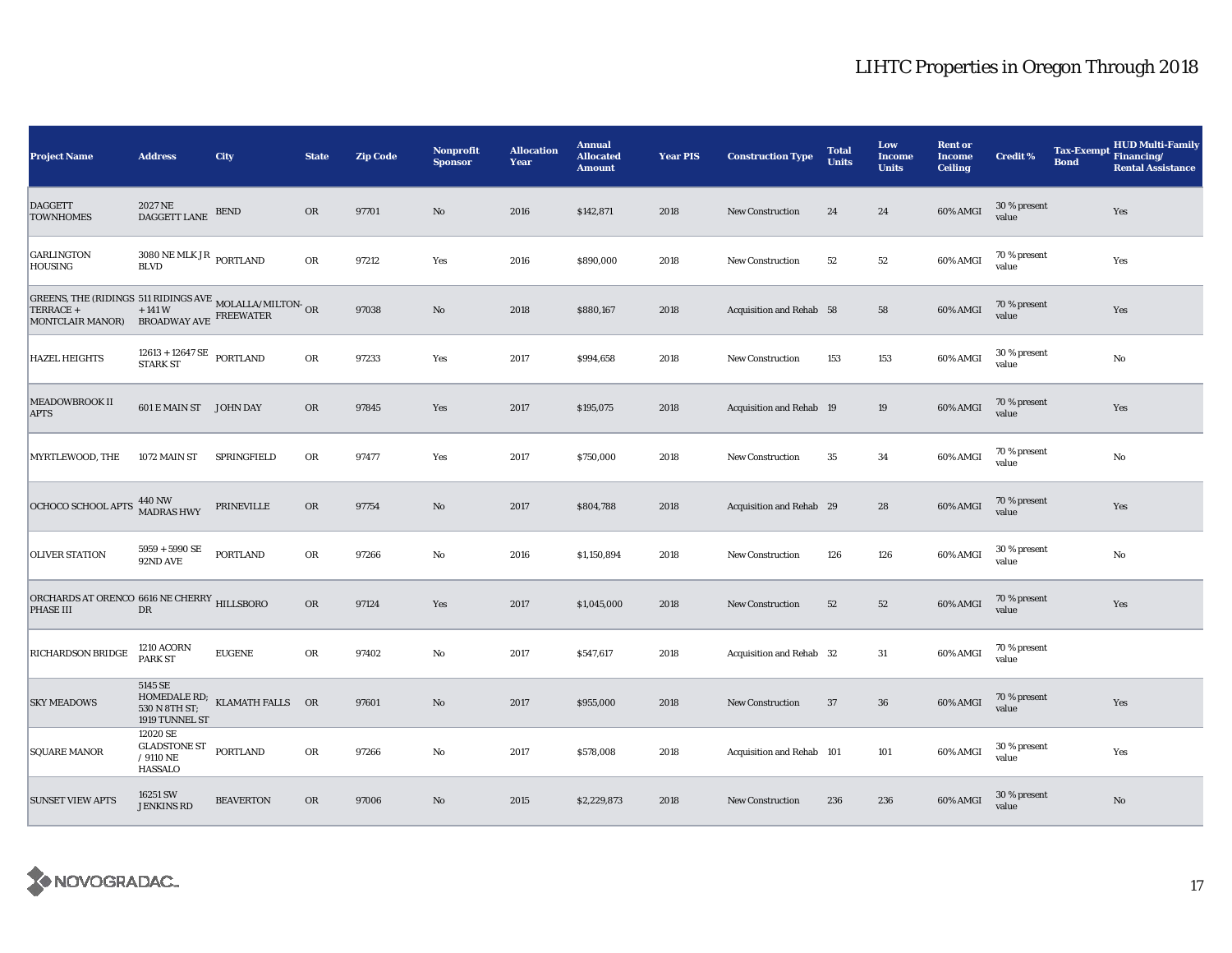# LIHTC Properties in Oregon Through 2018

| Project Name | Address | City | State | Zip Code | Nonprofit Sponsor | Allocation Year | Annual Allocated Amount | Year PIS | Construction Type | Total Units | Low Income Units | Rent or Income Ceiling | Credit % | Tax-Exempt Bond | HUD Multi-Family Financing/ Rental Assistance |
|---|---|---|---|---|---|---|---|---|---|---|---|---|---|---|---|
| DAGGETT TOWNHOMES | 2027 NE DAGGETT LANE | BEND | OR | 97701 | No | 2016 | $142,871 | 2018 | New Construction | 24 | 24 | 60% AMGI | 30 % present value | | Yes |
| GARLINGTON HOUSING | 3080 NE MLK JR BLVD | PORTLAND | OR | 97212 | Yes | 2016 | $890,000 | 2018 | New Construction | 52 | 52 | 60% AMGI | 70 % present value | | Yes |
| GREENS, THE (RIDINGS TERRACE + MONTCLAIR MANOR) | 511 RIDINGS AVE + 141 W BROADWAY AVE | MOLALLA/MILTON-FREEWATER | OR | 97038 | No | 2018 | $880,167 | 2018 | Acquisition and Rehab | 58 | 58 | 60% AMGI | 70 % present value | | Yes |
| HAZEL HEIGHTS | 12613 + 12647 SE STARK ST | PORTLAND | OR | 97233 | Yes | 2017 | $994,658 | 2018 | New Construction | 153 | 153 | 60% AMGI | 30 % present value | | No |
| MEADOWBROOK II APTS | 601 E MAIN ST | JOHN DAY | OR | 97845 | Yes | 2017 | $195,075 | 2018 | Acquisition and Rehab | 19 | 19 | 60% AMGI | 70 % present value | | Yes |
| MYRTLEWOOD, THE | 1072 MAIN ST | SPRINGFIELD | OR | 97477 | Yes | 2017 | $750,000 | 2018 | New Construction | 35 | 34 | 60% AMGI | 70 % present value | | No |
| OCHOCO SCHOOL APTS | 440 NW MADRAS HWY | PRINEVILLE | OR | 97754 | No | 2017 | $804,788 | 2018 | Acquisition and Rehab | 29 | 28 | 60% AMGI | 70 % present value | | Yes |
| OLIVER STATION | 5959 + 5990 SE 92ND AVE | PORTLAND | OR | 97266 | No | 2016 | $1,150,894 | 2018 | New Construction | 126 | 126 | 60% AMGI | 30 % present value | | No |
| ORCHARDS AT ORENCO PHASE III | 6616 NE CHERRY DR | HILLSBORO | OR | 97124 | Yes | 2017 | $1,045,000 | 2018 | New Construction | 52 | 52 | 60% AMGI | 70 % present value | | Yes |
| RICHARDSON BRIDGE | 1210 ACORN PARK ST | EUGENE | OR | 97402 | No | 2017 | $547,617 | 2018 | Acquisition and Rehab | 32 | 31 | 60% AMGI | 70 % present value | | |
| SKY MEADOWS | 5145 SE HOMEDALE RD; 530 N 8TH ST; 1919 TUNNEL ST | KLAMATH FALLS | OR | 97601 | No | 2017 | $955,000 | 2018 | New Construction | 37 | 36 | 60% AMGI | 70 % present value | | Yes |
| SQUARE MANOR | 12020 SE GLADSTONE ST / 9110 NE HASSALO | PORTLAND | OR | 97266 | No | 2017 | $578,008 | 2018 | Acquisition and Rehab | 101 | 101 | 60% AMGI | 30 % present value | | Yes |
| SUNSET VIEW APTS | 16251 SW JENKINS RD | BEAVERTON | OR | 97006 | No | 2015 | $2,229,873 | 2018 | New Construction | 236 | 236 | 60% AMGI | 30 % present value | | No |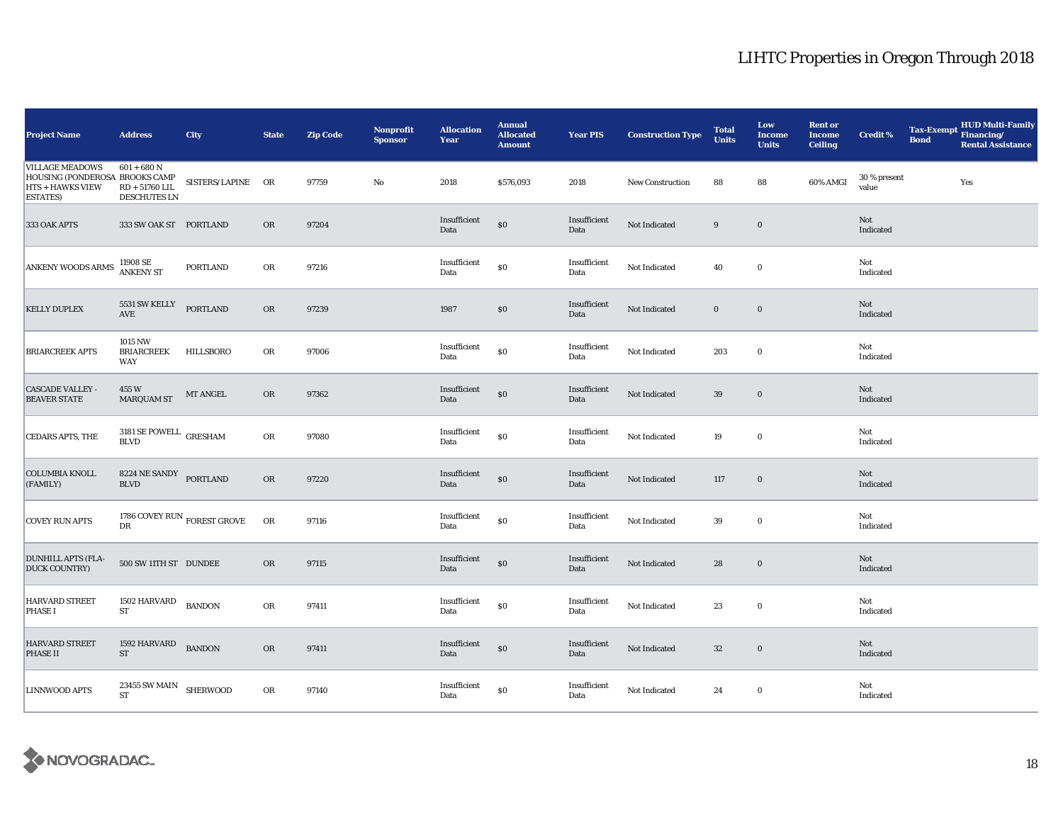# LIHTC Properties in Oregon Through 2018

| Project Name | Address | City | State | Zip Code | Nonprofit Sponsor | Allocation Year | Annual Allocated Amount | Year PIS | Construction Type | Total Units | Low Income Units | Rent or Income Ceiling | Credit % | Tax-Exempt Bond | HUD Multi-Family Financing/ Rental Assistance |
|---|---|---|---|---|---|---|---|---|---|---|---|---|---|---|---|
| VILLAGE MEADOWS HOUSING (PONDEROSA HTS + HAWKS VIEW ESTATES) | 601 + 680 N BROOKS CAMP RD + 51760 LIL DESCHUTES LN | SISTERS/LAPINE | OR | 97759 | No | 2018 | $576,093 | 2018 | New Construction | 88 | 88 | 60% AMGI | 30 % present value | | Yes |
| 333 OAK APTS | 333 SW OAK ST | PORTLAND | OR | 97204 | | Insufficient Data | $0 | Insufficient Data | Not Indicated | 9 | 0 | | Not Indicated | | |
| ANKENY WOODS ARMS | 11908 SE ANKENY ST | PORTLAND | OR | 97216 | | Insufficient Data | $0 | Insufficient Data | Not Indicated | 40 | 0 | | Not Indicated | | |
| KELLY DUPLEX | 5531 SW KELLY AVE | PORTLAND | OR | 97239 | | 1987 | $0 | Insufficient Data | Not Indicated | 0 | 0 | | Not Indicated | | |
| BRIARCREEK APTS | 1015 NW BRIARCREEK WAY | HILLSBORO | OR | 97006 | | Insufficient Data | $0 | Insufficient Data | Not Indicated | 203 | 0 | | Not Indicated | | |
| CASCADE VALLEY - BEAVER STATE | 455 W MARQUAM ST | MT ANGEL | OR | 97362 | | Insufficient Data | $0 | Insufficient Data | Not Indicated | 39 | 0 | | Not Indicated | | |
| CEDARS APTS, THE | 3181 SE POWELL BLVD | GRESHAM | OR | 97080 | | Insufficient Data | $0 | Insufficient Data | Not Indicated | 19 | 0 | | Not Indicated | | |
| COLUMBIA KNOLL (FAMILY) | 8224 NE SANDY BLVD | PORTLAND | OR | 97220 | | Insufficient Data | $0 | Insufficient Data | Not Indicated | 117 | 0 | | Not Indicated | | |
| COVEY RUN APTS | 1786 COVEY RUN DR | FOREST GROVE | OR | 97116 | | Insufficient Data | $0 | Insufficient Data | Not Indicated | 39 | 0 | | Not Indicated | | |
| DUNHILL APTS (FLA-DUCK COUNTRY) | 500 SW 11TH ST | DUNDEE | OR | 97115 | | Insufficient Data | $0 | Insufficient Data | Not Indicated | 28 | 0 | | Not Indicated | | |
| HARVARD STREET PHASE I | 1502 HARVARD ST | BANDON | OR | 97411 | | Insufficient Data | $0 | Insufficient Data | Not Indicated | 23 | 0 | | Not Indicated | | |
| HARVARD STREET PHASE II | 1592 HARVARD ST | BANDON | OR | 97411 | | Insufficient Data | $0 | Insufficient Data | Not Indicated | 32 | 0 | | Not Indicated | | |
| LINNWOOD APTS | 23455 SW MAIN ST | SHERWOOD | OR | 97140 | | Insufficient Data | $0 | Insufficient Data | Not Indicated | 24 | 0 | | Not Indicated | | |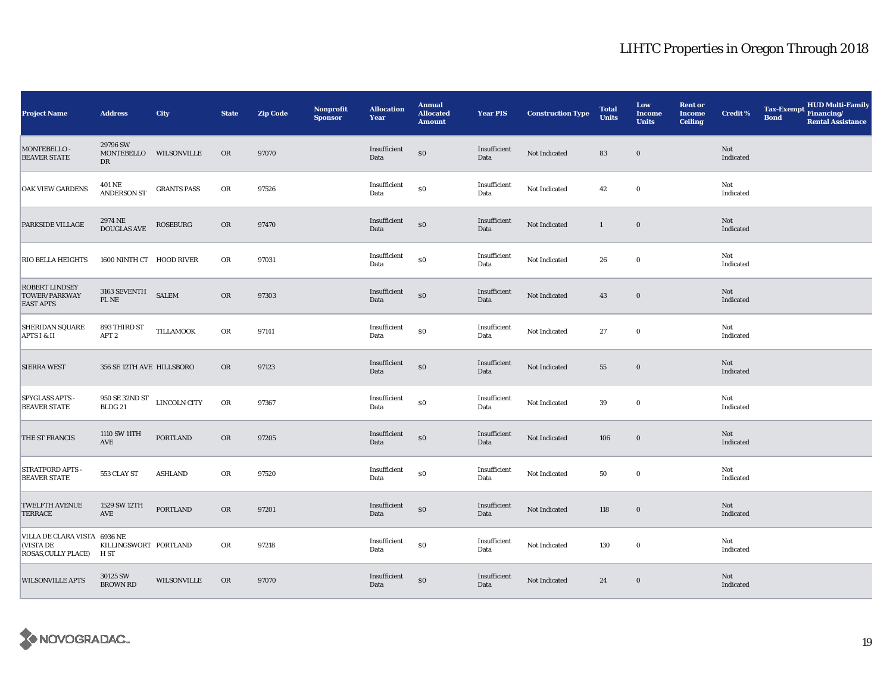# LIHTC Properties in Oregon Through 2018

| Project Name | Address | City | State | Zip Code | Nonprofit Sponsor | Allocation Year | Annual Allocated Amount | Year PIS | Construction Type | Total Units | Low Income Units | Rent or Income Ceiling | Credit % | Tax-Exempt Bond | HUD Multi-Family Financing/ Rental Assistance |
|---|---|---|---|---|---|---|---|---|---|---|---|---|---|---|---|
| MONTEBELLO - BEAVER STATE | 29796 SW MONTEBELLO DR | WILSONVILLE | OR | 97070 | | Insufficient Data | $0 | Insufficient Data | Not Indicated | 83 | 0 | | Not Indicated | | |
| OAK VIEW GARDENS | 401 NE ANDERSON ST | GRANTS PASS | OR | 97526 | | Insufficient Data | $0 | Insufficient Data | Not Indicated | 42 | 0 | | Not Indicated | | |
| PARKSIDE VILLAGE | 2974 NE DOUGLAS AVE | ROSEBURG | OR | 97470 | | Insufficient Data | $0 | Insufficient Data | Not Indicated | 1 | 0 | | Not Indicated | | |
| RIO BELLA HEIGHTS | 1600 NINTH CT | HOOD RIVER | OR | 97031 | | Insufficient Data | $0 | Insufficient Data | Not Indicated | 26 | 0 | | Not Indicated | | |
| ROBERT LINDSEY TOWER/PARKWAY EAST APTS | 3163 SEVENTH PL NE | SALEM | OR | 97303 | | Insufficient Data | $0 | Insufficient Data | Not Indicated | 43 | 0 | | Not Indicated | | |
| SHERIDAN SQUARE APTS I & II | 893 THIRD ST APT 2 | TILLAMOOK | OR | 97141 | | Insufficient Data | $0 | Insufficient Data | Not Indicated | 27 | 0 | | Not Indicated | | |
| SIERRA WEST | 356 SE 12TH AVE | HILLSBORO | OR | 97123 | | Insufficient Data | $0 | Insufficient Data | Not Indicated | 55 | 0 | | Not Indicated | | |
| SPYGLASS APTS - BEAVER STATE | 950 SE 32ND ST BLDG 21 | LINCOLN CITY | OR | 97367 | | Insufficient Data | $0 | Insufficient Data | Not Indicated | 39 | 0 | | Not Indicated | | |
| THE ST FRANCIS | 1110 SW 11TH AVE | PORTLAND | OR | 97205 | | Insufficient Data | $0 | Insufficient Data | Not Indicated | 106 | 0 | | Not Indicated | | |
| STRATFORD APTS - BEAVER STATE | 553 CLAY ST | ASHLAND | OR | 97520 | | Insufficient Data | $0 | Insufficient Data | Not Indicated | 50 | 0 | | Not Indicated | | |
| TWELFTH AVENUE TERRACE | 1529 SW 12TH AVE | PORTLAND | OR | 97201 | | Insufficient Data | $0 | Insufficient Data | Not Indicated | 118 | 0 | | Not Indicated | | |
| VILLA DE CLARA VISTA (VISTA DE ROSAS,CULLY PLACE) | 6936 NE KILLINGSWORTH ST | PORTLAND | OR | 97218 | | Insufficient Data | $0 | Insufficient Data | Not Indicated | 130 | 0 | | Not Indicated | | |
| WILSONVILLE APTS | 30125 SW BROWN RD | WILSONVILLE | OR | 97070 | | Insufficient Data | $0 | Insufficient Data | Not Indicated | 24 | 0 | | Not Indicated | | |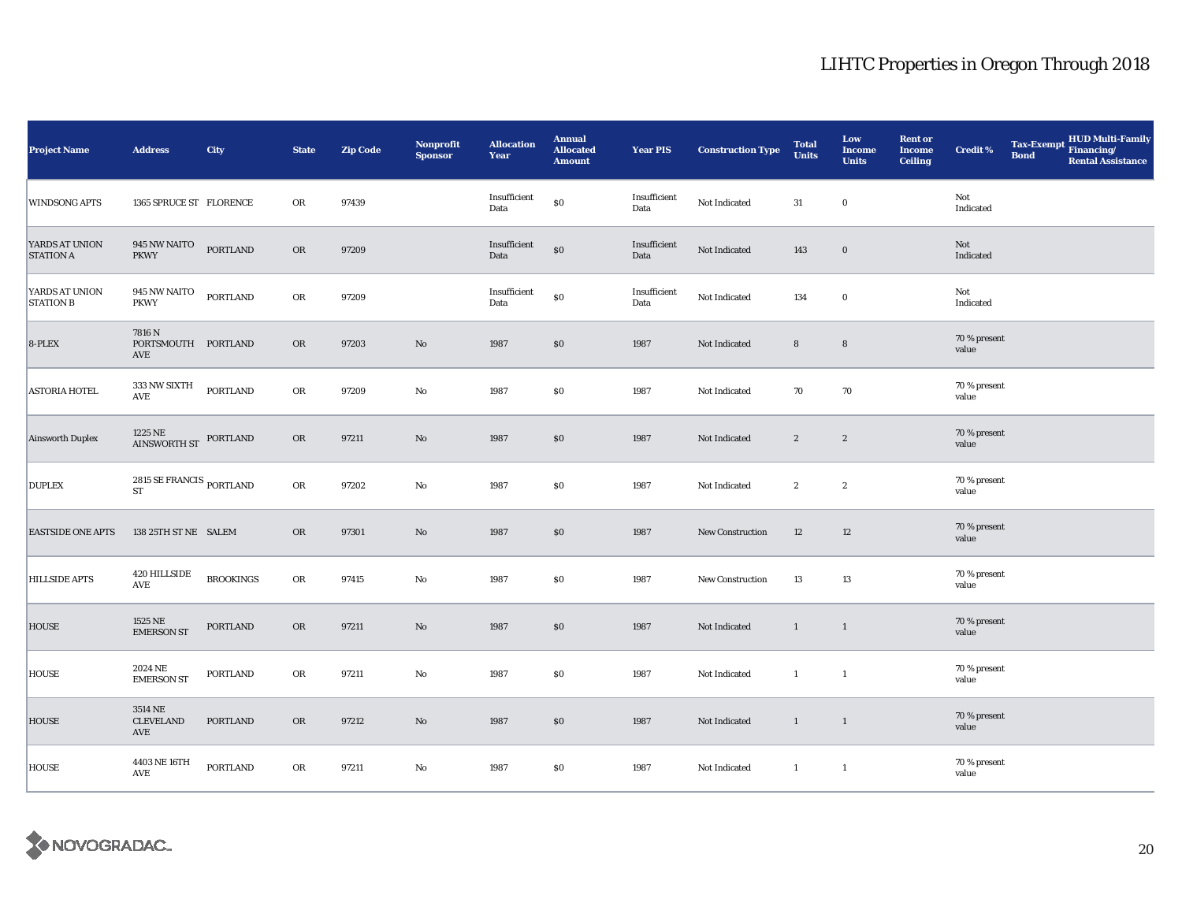# LIHTC Properties in Oregon Through 2018

| Project Name | Address | City | State | Zip Code | Nonprofit Sponsor | Allocation Year | Annual Allocated Amount | Year PIS | Construction Type | Total Units | Low Income Units | Rent or Income Ceiling | Credit % | Tax-Exempt Bond | HUD Multi-Family Financing/ Rental Assistance |
|---|---|---|---|---|---|---|---|---|---|---|---|---|---|---|---|
| WINDSONG APTS | 1365 SPRUCE ST | FLORENCE | OR | 97439 | | Insufficient Data | $0 | Insufficient Data | Not Indicated | 31 | 0 | | Not Indicated | | |
| YARDS AT UNION STATION A | 945 NW NAITO PKWY | PORTLAND | OR | 97209 | | Insufficient Data | $0 | Insufficient Data | Not Indicated | 143 | 0 | | Not Indicated | | |
| YARDS AT UNION STATION B | 945 NW NAITO PKWY | PORTLAND | OR | 97209 | | Insufficient Data | $0 | Insufficient Data | Not Indicated | 134 | 0 | | Not Indicated | | |
| 8-PLEX | 7816 N PORTSMOUTH AVE | PORTLAND | OR | 97203 | No | 1987 | $0 | 1987 | Not Indicated | 8 | 8 | | 70 % present value | | |
| ASTORIA HOTEL | 333 NW SIXTH AVE | PORTLAND | OR | 97209 | No | 1987 | $0 | 1987 | Not Indicated | 70 | 70 | | 70 % present value | | |
| Ainsworth Duplex | 1225 NE AINSWORTH ST | PORTLAND | OR | 97211 | No | 1987 | $0 | 1987 | Not Indicated | 2 | 2 | | 70 % present value | | |
| DUPLEX | 2815 SE FRANCIS ST | PORTLAND | OR | 97202 | No | 1987 | $0 | 1987 | Not Indicated | 2 | 2 | | 70 % present value | | |
| EASTSIDE ONE APTS | 138 25TH ST NE | SALEM | OR | 97301 | No | 1987 | $0 | 1987 | New Construction | 12 | 12 | | 70 % present value | | |
| HILLSIDE APTS | 420 HILLSIDE AVE | BROOKINGS | OR | 97415 | No | 1987 | $0 | 1987 | New Construction | 13 | 13 | | 70 % present value | | |
| HOUSE | 1525 NE EMERSON ST | PORTLAND | OR | 97211 | No | 1987 | $0 | 1987 | Not Indicated | 1 | 1 | | 70 % present value | | |
| HOUSE | 2024 NE EMERSON ST | PORTLAND | OR | 97211 | No | 1987 | $0 | 1987 | Not Indicated | 1 | 1 | | 70 % present value | | |
| HOUSE | 3514 NE CLEVELAND AVE | PORTLAND | OR | 97212 | No | 1987 | $0 | 1987 | Not Indicated | 1 | 1 | | 70 % present value | | |
| HOUSE | 4403 NE 16TH AVE | PORTLAND | OR | 97211 | No | 1987 | $0 | 1987 | Not Indicated | 1 | 1 | | 70 % present value | | |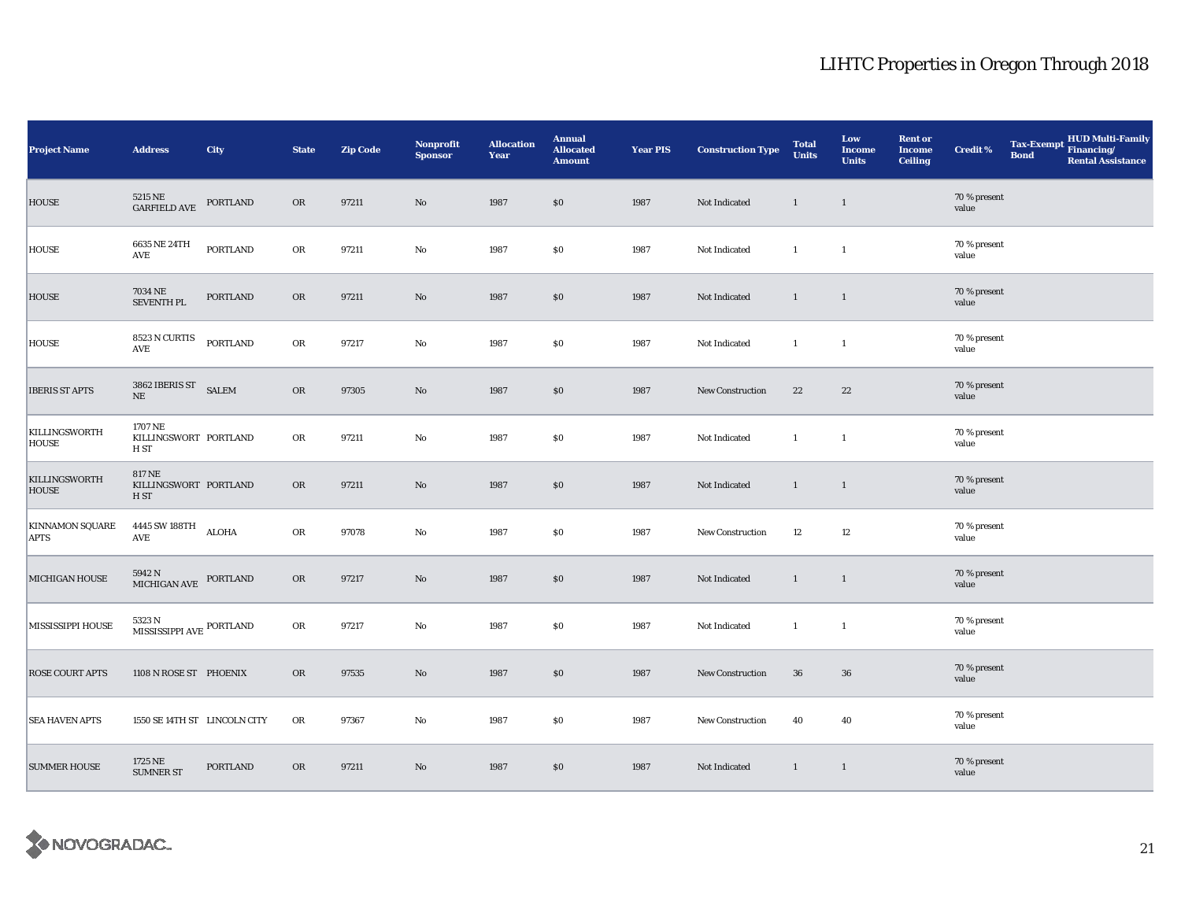# LIHTC Properties in Oregon Through 2018

| Project Name | Address | City | State | Zip Code | Nonprofit Sponsor | Allocation Year | Annual Allocated Amount | Year PIS | Construction Type | Total Units | Low Income Units | Rent or Income Ceiling | Credit % | Tax-Exempt Bond | HUD Multi-Family Financing/ Rental Assistance |
|---|---|---|---|---|---|---|---|---|---|---|---|---|---|---|---|
| HOUSE | 5215 NE GARFIELD AVE | PORTLAND | OR | 97211 | No | 1987 | $0 | 1987 | Not Indicated | 1 | 1 | | 70 % present value | | |
| HOUSE | 6635 NE 24TH AVE | PORTLAND | OR | 97211 | No | 1987 | $0 | 1987 | Not Indicated | 1 | 1 | | 70 % present value | | |
| HOUSE | 7034 NE SEVENTH PL | PORTLAND | OR | 97211 | No | 1987 | $0 | 1987 | Not Indicated | 1 | 1 | | 70 % present value | | |
| HOUSE | 8523 N CURTIS AVE | PORTLAND | OR | 97217 | No | 1987 | $0 | 1987 | Not Indicated | 1 | 1 | | 70 % present value | | |
| IBERIS ST APTS | 3862 IBERIS ST NE | SALEM | OR | 97305 | No | 1987 | $0 | 1987 | New Construction | 22 | 22 | | 70 % present value | | |
| KILLINGSWORTH HOUSE | 1707 NE KILLINGSWORTH ST | PORTLAND | OR | 97211 | No | 1987 | $0 | 1987 | Not Indicated | 1 | 1 | | 70 % present value | | |
| KILLINGSWORTH HOUSE | 817 NE KILLINGSWORTH ST | PORTLAND | OR | 97211 | No | 1987 | $0 | 1987 | Not Indicated | 1 | 1 | | 70 % present value | | |
| KINNAMON SQUARE APTS | 4445 SW 188TH AVE | ALOHA | OR | 97078 | No | 1987 | $0 | 1987 | New Construction | 12 | 12 | | 70 % present value | | |
| MICHIGAN HOUSE | 5942 N MICHIGAN AVE | PORTLAND | OR | 97217 | No | 1987 | $0 | 1987 | Not Indicated | 1 | 1 | | 70 % present value | | |
| MISSISSIPPI HOUSE | 5323 N MISSISSIPPI AVE | PORTLAND | OR | 97217 | No | 1987 | $0 | 1987 | Not Indicated | 1 | 1 | | 70 % present value | | |
| ROSE COURT APTS | 1108 N ROSE ST | PHOENIX | OR | 97535 | No | 1987 | $0 | 1987 | New Construction | 36 | 36 | | 70 % present value | | |
| SEA HAVEN APTS | 1550 SE 14TH ST | LINCOLN CITY | OR | 97367 | No | 1987 | $0 | 1987 | New Construction | 40 | 40 | | 70 % present value | | |
| SUMMER HOUSE | 1725 NE SUMNER ST | PORTLAND | OR | 97211 | No | 1987 | $0 | 1987 | Not Indicated | 1 | 1 | | 70 % present value | | |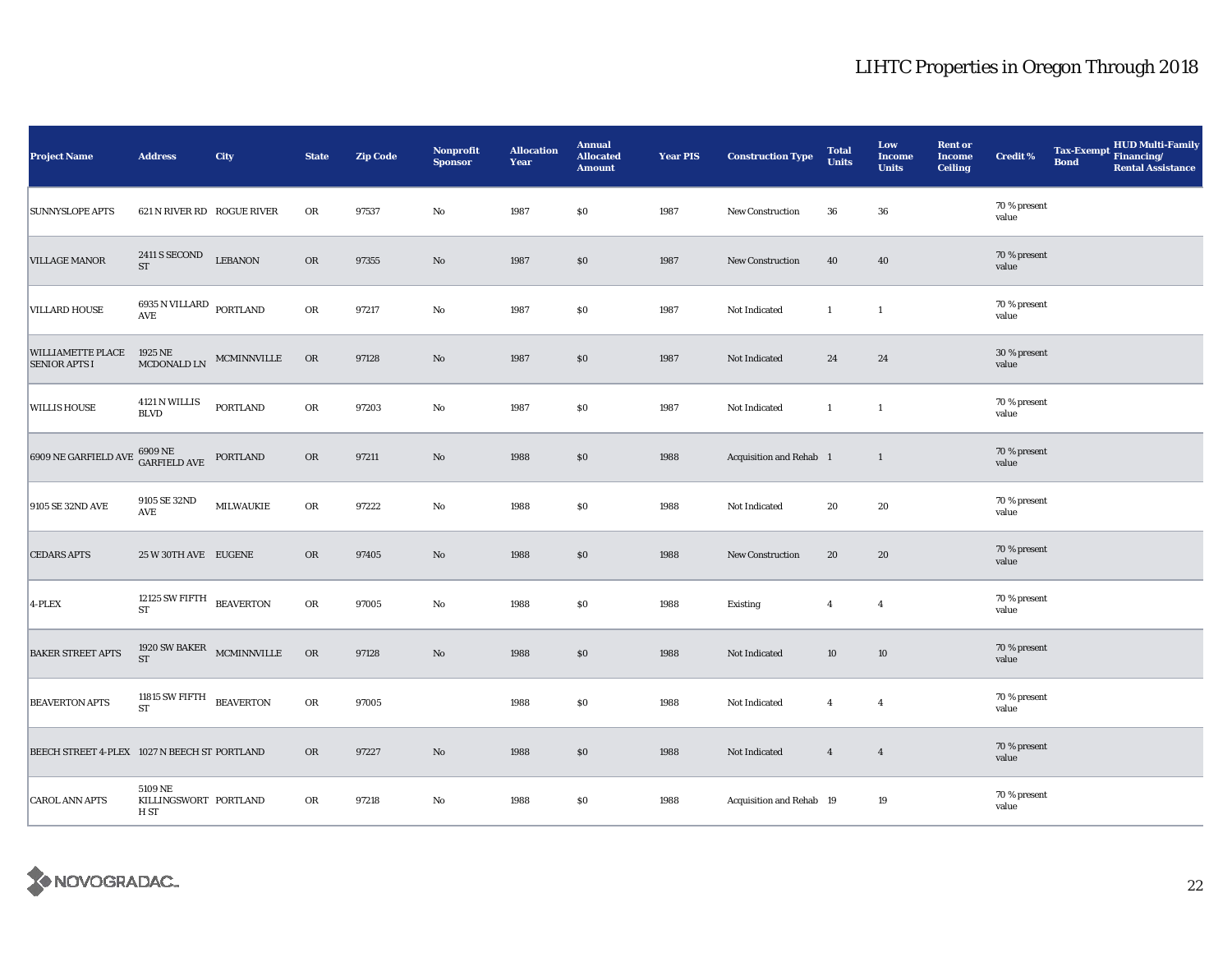# LIHTC Properties in Oregon Through 2018

| Project Name | Address | City | State | Zip Code | Nonprofit Sponsor | Allocation Year | Annual Allocated Amount | Year PIS | Construction Type | Total Units | Low Income Units | Rent or Income Ceiling | Credit % | Tax-Exempt Bond | HUD Multi-Family Financing/ Rental Assistance |
|---|---|---|---|---|---|---|---|---|---|---|---|---|---|---|---|
| SUNNYSLOPE APTS | 621 N RIVER RD | ROGUE RIVER | OR | 97537 | No | 1987 | $0 | 1987 | New Construction | 36 | 36 | | 70 % present value | | |
| VILLAGE MANOR | 2411 S SECOND ST | LEBANON | OR | 97355 | No | 1987 | $0 | 1987 | New Construction | 40 | 40 | | 70 % present value | | |
| VILLARD HOUSE | 6935 N VILLARD AVE | PORTLAND | OR | 97217 | No | 1987 | $0 | 1987 | Not Indicated | 1 | 1 | | 70 % present value | | |
| WILLIAMETTE PLACE SENIOR APTS I | 1925 NE MCDONALD LN | MCMINNVILLE | OR | 97128 | No | 1987 | $0 | 1987 | Not Indicated | 24 | 24 | | 30 % present value | | |
| WILLIS HOUSE | 4121 N WILLIS BLVD | PORTLAND | OR | 97203 | No | 1987 | $0 | 1987 | Not Indicated | 1 | 1 | | 70 % present value | | |
| 6909 NE GARFIELD AVE | 6909 NE GARFIELD AVE | PORTLAND | OR | 97211 | No | 1988 | $0 | 1988 | Acquisition and Rehab | 1 | 1 | | 70 % present value | | |
| 9105 SE 32ND AVE | 9105 SE 32ND AVE | MILWAUKIE | OR | 97222 | No | 1988 | $0 | 1988 | Not Indicated | 20 | 20 | | 70 % present value | | |
| CEDARS APTS | 25 W 30TH AVE | EUGENE | OR | 97405 | No | 1988 | $0 | 1988 | New Construction | 20 | 20 | | 70 % present value | | |
| 4-PLEX | 12125 SW FIFTH ST | BEAVERTON | OR | 97005 | No | 1988 | $0 | 1988 | Existing | 4 | 4 | | 70 % present value | | |
| BAKER STREET APTS | 1920 SW BAKER ST | MCMINNVILLE | OR | 97128 | No | 1988 | $0 | 1988 | Not Indicated | 10 | 10 | | 70 % present value | | |
| BEAVERTON APTS | 11815 SW FIFTH ST | BEAVERTON | OR | 97005 | | 1988 | $0 | 1988 | Not Indicated | 4 | 4 | | 70 % present value | | |
| BEECH STREET 4-PLEX | 1027 N BEECH ST | PORTLAND | OR | 97227 | No | 1988 | $0 | 1988 | Not Indicated | 4 | 4 | | 70 % present value | | |
| CAROL ANN APTS | 5109 NE KILLINGSWORTH ST | PORTLAND | OR | 97218 | No | 1988 | $0 | 1988 | Acquisition and Rehab | 19 | 19 | | 70 % present value | | |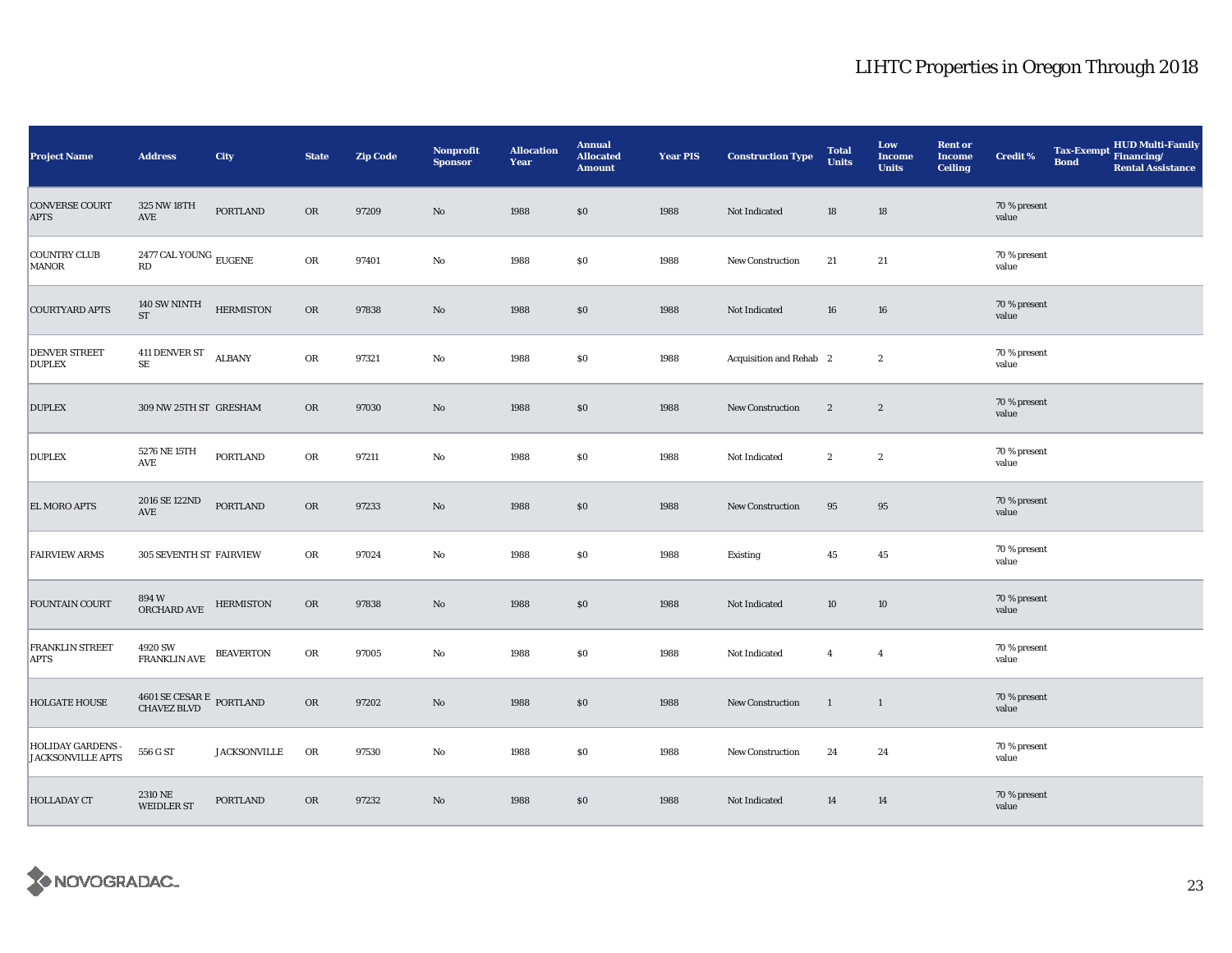# LIHTC Properties in Oregon Through 2018

| Project Name | Address | City | State | Zip Code | Nonprofit Sponsor | Allocation Year | Annual Allocated Amount | Year PIS | Construction Type | Total Units | Low Income Units | Rent or Income Ceiling | Credit % | Tax-Exempt Bond | HUD Multi-Family Financing/ Rental Assistance |
|---|---|---|---|---|---|---|---|---|---|---|---|---|---|---|---|
| CONVERSE COURT APTS | 325 NW 18TH AVE | PORTLAND | OR | 97209 | No | 1988 | $0 | 1988 | Not Indicated | 18 | 18 | | 70 % present value | | |
| COUNTRY CLUB MANOR | 2477 CAL YOUNG RD | EUGENE | OR | 97401 | No | 1988 | $0 | 1988 | New Construction | 21 | 21 | | 70 % present value | | |
| COURTYARD APTS | 140 SW NINTH ST | HERMISTON | OR | 97838 | No | 1988 | $0 | 1988 | Not Indicated | 16 | 16 | | 70 % present value | | |
| DENVER STREET DUPLEX | 411 DENVER ST SE | ALBANY | OR | 97321 | No | 1988 | $0 | 1988 | Acquisition and Rehab | 2 | 2 | | 70 % present value | | |
| DUPLEX | 309 NW 25TH ST | GRESHAM | OR | 97030 | No | 1988 | $0 | 1988 | New Construction | 2 | 2 | | 70 % present value | | |
| DUPLEX | 5276 NE 15TH AVE | PORTLAND | OR | 97211 | No | 1988 | $0 | 1988 | Not Indicated | 2 | 2 | | 70 % present value | | |
| EL MORO APTS | 2016 SE 122ND AVE | PORTLAND | OR | 97233 | No | 1988 | $0 | 1988 | New Construction | 95 | 95 | | 70 % present value | | |
| FAIRVIEW ARMS | 305 SEVENTH ST | FAIRVIEW | OR | 97024 | No | 1988 | $0 | 1988 | Existing | 45 | 45 | | 70 % present value | | |
| FOUNTAIN COURT | 894 W ORCHARD AVE | HERMISTON | OR | 97838 | No | 1988 | $0 | 1988 | Not Indicated | 10 | 10 | | 70 % present value | | |
| FRANKLIN STREET APTS | 4920 SW FRANKLIN AVE | BEAVERTON | OR | 97005 | No | 1988 | $0 | 1988 | Not Indicated | 4 | 4 | | 70 % present value | | |
| HOLGATE HOUSE | 4601 SE CESAR E CHAVEZ BLVD | PORTLAND | OR | 97202 | No | 1988 | $0 | 1988 | New Construction | 1 | 1 | | 70 % present value | | |
| HOLIDAY GARDENS - JACKSONVILLE APTS | 556 G ST | JACKSONVILLE | OR | 97530 | No | 1988 | $0 | 1988 | New Construction | 24 | 24 | | 70 % present value | | |
| HOLLADAY CT | 2310 NE WEIDLER ST | PORTLAND | OR | 97232 | No | 1988 | $0 | 1988 | Not Indicated | 14 | 14 | | 70 % present value | | |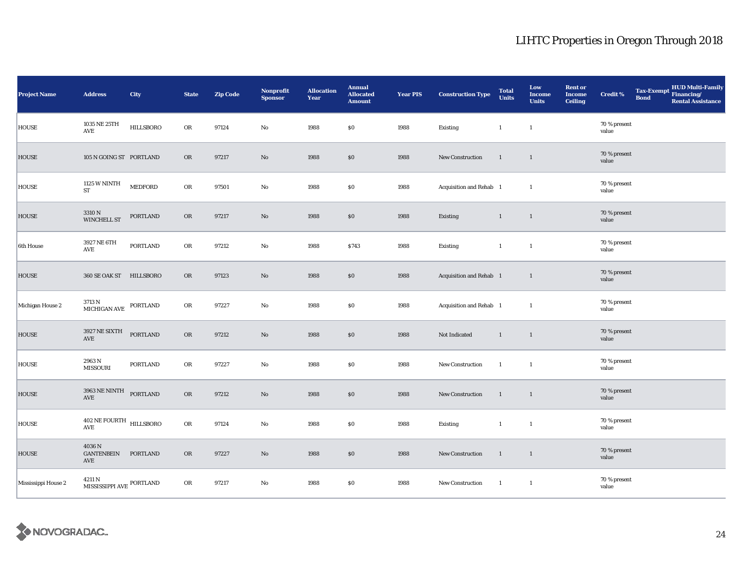# LIHTC Properties in Oregon Through 2018

| Project Name | Address | City | State | Zip Code | Nonprofit Sponsor | Allocation Year | Annual Allocated Amount | Year PIS | Construction Type | Total Units | Low Income Units | Rent or Income Ceiling | Credit % | Tax-Exempt Bond | HUD Multi-Family Financing/ Rental Assistance |
|---|---|---|---|---|---|---|---|---|---|---|---|---|---|---|---|
| HOUSE | 1035 NE 25TH AVE | HILLSBORO | OR | 97124 | No | 1988 | $0 | 1988 | Existing | 1 | 1 | | 70 % present value | | |
| HOUSE | 105 N GOING ST | PORTLAND | OR | 97217 | No | 1988 | $0 | 1988 | New Construction | 1 | 1 | | 70 % present value | | |
| HOUSE | 1125 W NINTH ST | MEDFORD | OR | 97501 | No | 1988 | $0 | 1988 | Acquisition and Rehab | 1 | 1 | | 70 % present value | | |
| HOUSE | 3310 N WINCHELL ST | PORTLAND | OR | 97217 | No | 1988 | $0 | 1988 | Existing | 1 | 1 | | 70 % present value | | |
| 6th House | 3927 NE 6TH AVE | PORTLAND | OR | 97212 | No | 1988 | $743 | 1988 | Existing | 1 | 1 | | 70 % present value | | |
| HOUSE | 360 SE OAK ST | HILLSBORO | OR | 97123 | No | 1988 | $0 | 1988 | Acquisition and Rehab | 1 | 1 | | 70 % present value | | |
| Michigan House 2 | 3713 N MICHIGAN AVE | PORTLAND | OR | 97227 | No | 1988 | $0 | 1988 | Acquisition and Rehab | 1 | 1 | | 70 % present value | | |
| HOUSE | 3927 NE SIXTH AVE | PORTLAND | OR | 97212 | No | 1988 | $0 | 1988 | Not Indicated | 1 | 1 | | 70 % present value | | |
| HOUSE | 2963 N MISSOURI | PORTLAND | OR | 97227 | No | 1988 | $0 | 1988 | New Construction | 1 | 1 | | 70 % present value | | |
| HOUSE | 3963 NE NINTH AVE | PORTLAND | OR | 97212 | No | 1988 | $0 | 1988 | New Construction | 1 | 1 | | 70 % present value | | |
| HOUSE | 402 NE FOURTH AVE | HILLSBORO | OR | 97124 | No | 1988 | $0 | 1988 | Existing | 1 | 1 | | 70 % present value | | |
| HOUSE | 4036 N GANTENBEIN AVE | PORTLAND | OR | 97227 | No | 1988 | $0 | 1988 | New Construction | 1 | 1 | | 70 % present value | | |
| Mississippi House 2 | 4211 N MISSISSIPPI AVE | PORTLAND | OR | 97217 | No | 1988 | $0 | 1988 | New Construction | 1 | 1 | | 70 % present value | | |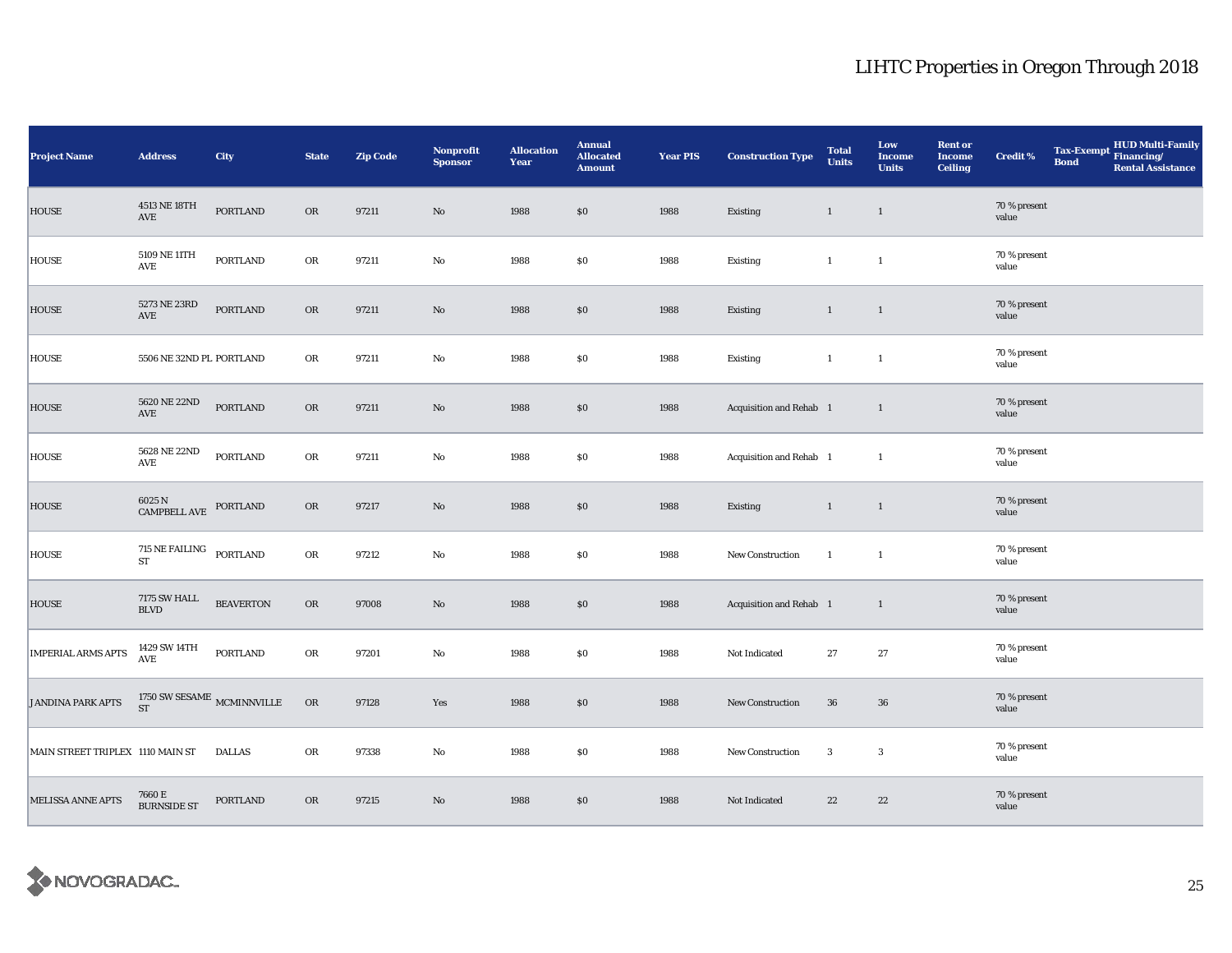# LIHTC Properties in Oregon Through 2018

| Project Name | Address | City | State | Zip Code | Nonprofit Sponsor | Allocation Year | Annual Allocated Amount | Year PIS | Construction Type | Total Units | Low Income Units | Rent or Income Ceiling | Credit % | Tax-Exempt Bond | HUD Multi-Family Financing/ Rental Assistance |
|---|---|---|---|---|---|---|---|---|---|---|---|---|---|---|---|
| HOUSE | 4513 NE 18TH AVE | PORTLAND | OR | 97211 | No | 1988 | $0 | 1988 | Existing | 1 | 1 | | 70 % present value | | |
| HOUSE | 5109 NE 11TH AVE | PORTLAND | OR | 97211 | No | 1988 | $0 | 1988 | Existing | 1 | 1 | | 70 % present value | | |
| HOUSE | 5273 NE 23RD AVE | PORTLAND | OR | 97211 | No | 1988 | $0 | 1988 | Existing | 1 | 1 | | 70 % present value | | |
| HOUSE | 5506 NE 32ND PL | PORTLAND | OR | 97211 | No | 1988 | $0 | 1988 | Existing | 1 | 1 | | 70 % present value | | |
| HOUSE | 5620 NE 22ND AVE | PORTLAND | OR | 97211 | No | 1988 | $0 | 1988 | Acquisition and Rehab | 1 | 1 | | 70 % present value | | |
| HOUSE | 5628 NE 22ND AVE | PORTLAND | OR | 97211 | No | 1988 | $0 | 1988 | Acquisition and Rehab | 1 | 1 | | 70 % present value | | |
| HOUSE | 6025 N CAMPBELL AVE | PORTLAND | OR | 97217 | No | 1988 | $0 | 1988 | Existing | 1 | 1 | | 70 % present value | | |
| HOUSE | 715 NE FAILING ST | PORTLAND | OR | 97212 | No | 1988 | $0 | 1988 | New Construction | 1 | 1 | | 70 % present value | | |
| HOUSE | 7175 SW HALL BLVD | BEAVERTON | OR | 97008 | No | 1988 | $0 | 1988 | Acquisition and Rehab | 1 | 1 | | 70 % present value | | |
| IMPERIAL ARMS APTS | 1429 SW 14TH AVE | PORTLAND | OR | 97201 | No | 1988 | $0 | 1988 | Not Indicated | 27 | 27 | | 70 % present value | | |
| JANDINA PARK APTS | 1750 SW SESAME ST | MCMINNVILLE | OR | 97128 | Yes | 1988 | $0 | 1988 | New Construction | 36 | 36 | | 70 % present value | | |
| MAIN STREET TRIPLEX | 1110 MAIN ST | DALLAS | OR | 97338 | No | 1988 | $0 | 1988 | New Construction | 3 | 3 | | 70 % present value | | |
| MELISSA ANNE APTS | 7660 E BURNSIDE ST | PORTLAND | OR | 97215 | No | 1988 | $0 | 1988 | Not Indicated | 22 | 22 | | 70 % present value | | |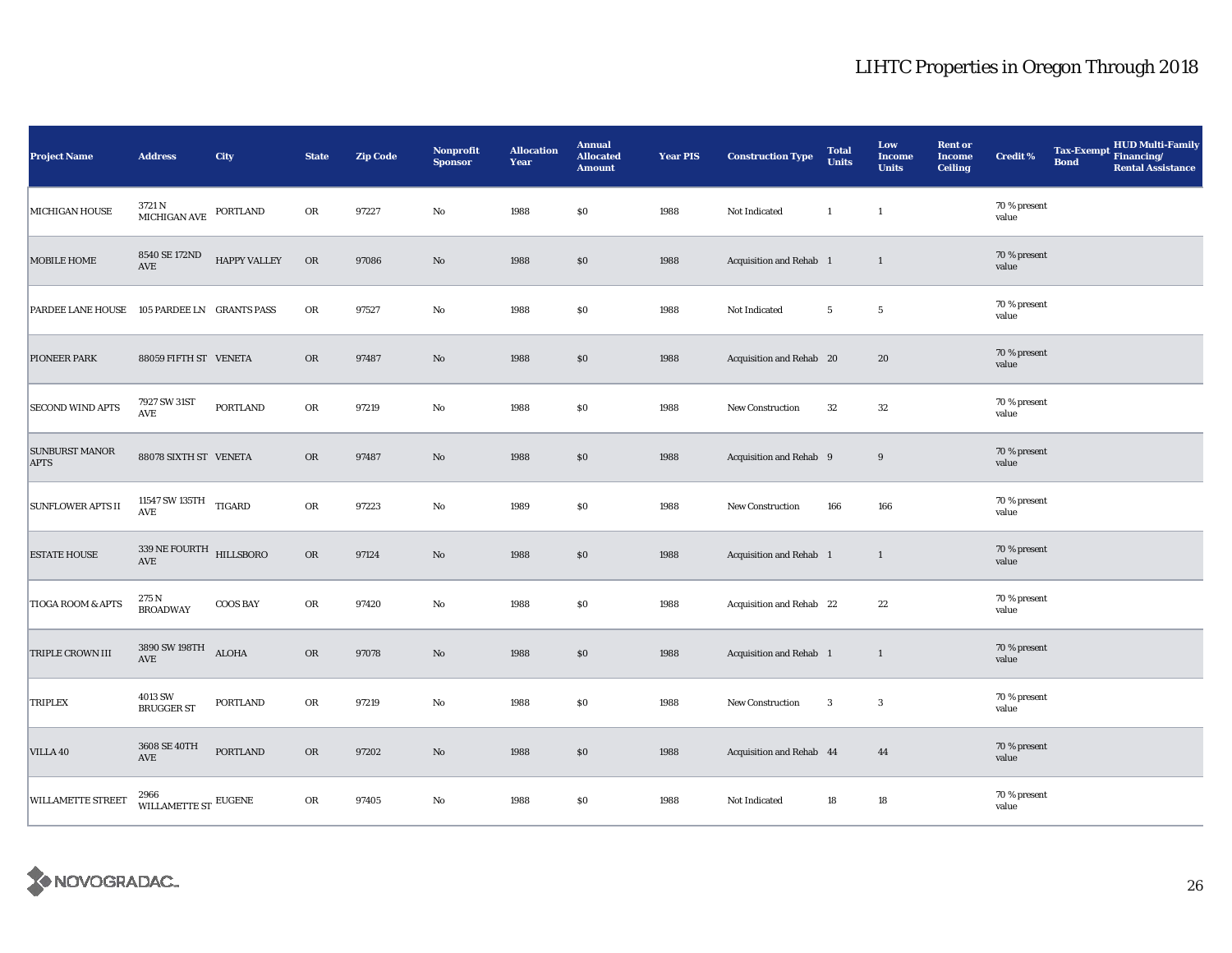# LIHTC Properties in Oregon Through 2018

| Project Name | Address | City | State | Zip Code | Nonprofit Sponsor | Allocation Year | Annual Allocated Amount | Year PIS | Construction Type | Total Units | Low Income Units | Rent or Income Ceiling | Credit % | Tax-Exempt Bond | HUD Multi-Family Financing/ Rental Assistance |
|---|---|---|---|---|---|---|---|---|---|---|---|---|---|---|---|
| MICHIGAN HOUSE | 3721 N MICHIGAN AVE | PORTLAND | OR | 97227 | No | 1988 | $0 | 1988 | Not Indicated | 1 | 1 | | 70 % present value | | |
| MOBILE HOME | 8540 SE 172ND AVE | HAPPY VALLEY | OR | 97086 | No | 1988 | $0 | 1988 | Acquisition and Rehab | 1 | 1 | | 70 % present value | | |
| PARDEE LANE HOUSE | 105 PARDEE LN | GRANTS PASS | OR | 97527 | No | 1988 | $0 | 1988 | Not Indicated | 5 | 5 | | 70 % present value | | |
| PIONEER PARK | 88059 FIFTH ST | VENETA | OR | 97487 | No | 1988 | $0 | 1988 | Acquisition and Rehab | 20 | 20 | | 70 % present value | | |
| SECOND WIND APTS | 7927 SW 31ST AVE | PORTLAND | OR | 97219 | No | 1988 | $0 | 1988 | New Construction | 32 | 32 | | 70 % present value | | |
| SUNBURST MANOR APTS | 88078 SIXTH ST | VENETA | OR | 97487 | No | 1988 | $0 | 1988 | Acquisition and Rehab | 9 | 9 | | 70 % present value | | |
| SUNFLOWER APTS II | 11547 SW 135TH AVE | TIGARD | OR | 97223 | No | 1989 | $0 | 1988 | New Construction | 166 | 166 | | 70 % present value | | |
| ESTATE HOUSE | 339 NE FOURTH AVE | HILLSBORO | OR | 97124 | No | 1988 | $0 | 1988 | Acquisition and Rehab | 1 | 1 | | 70 % present value | | |
| TIOGA ROOM & APTS | 275 N BROADWAY | COOS BAY | OR | 97420 | No | 1988 | $0 | 1988 | Acquisition and Rehab | 22 | 22 | | 70 % present value | | |
| TRIPLE CROWN III | 3890 SW 198TH AVE | ALOHA | OR | 97078 | No | 1988 | $0 | 1988 | Acquisition and Rehab | 1 | 1 | | 70 % present value | | |
| TRIPLEX | 4013 SW BRUGGER ST | PORTLAND | OR | 97219 | No | 1988 | $0 | 1988 | New Construction | 3 | 3 | | 70 % present value | | |
| VILLA 40 | 3608 SE 40TH AVE | PORTLAND | OR | 97202 | No | 1988 | $0 | 1988 | Acquisition and Rehab | 44 | 44 | | 70 % present value | | |
| WILLAMETTE STREET | 2966 WILLAMETTE ST | EUGENE | OR | 97405 | No | 1988 | $0 | 1988 | Not Indicated | 18 | 18 | | 70 % present value | | |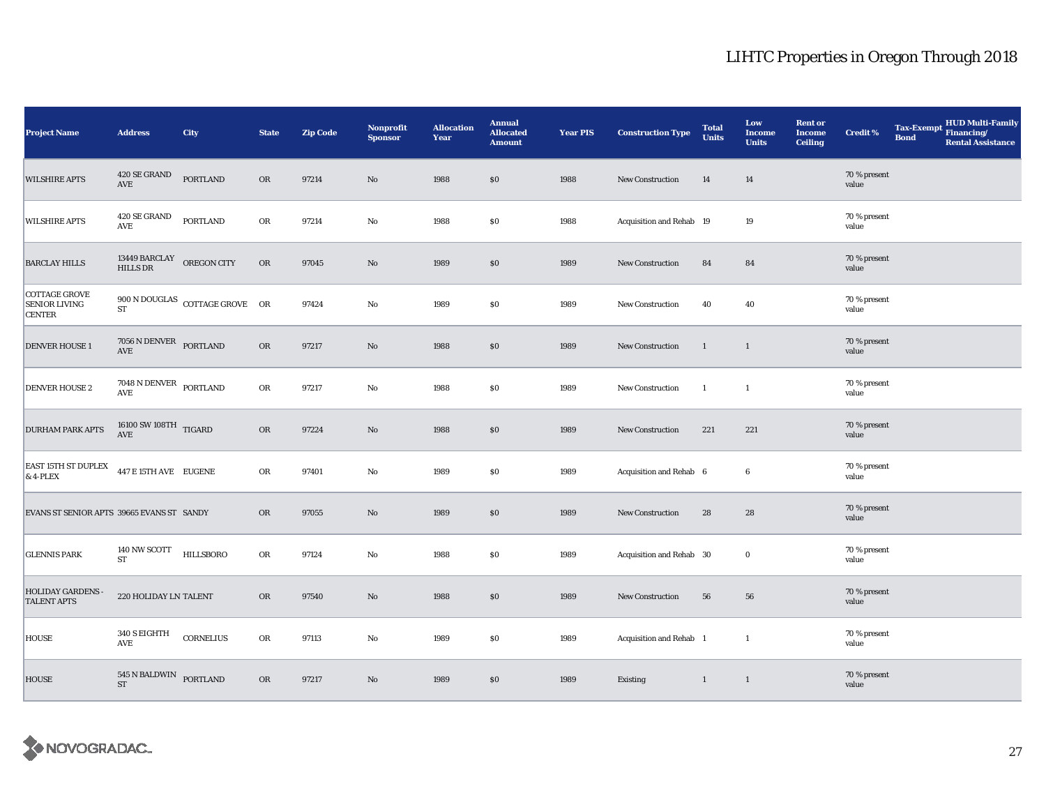| Project Name | Address | City | State | Zip Code | Nonprofit Sponsor | Allocation Year | Annual Allocated Amount | Year PIS | Construction Type | Total Units | Low Income Units | Rent or Income Ceiling | Credit % | Tax-Exempt Bond | HUD Multi-Family Financing/ Rental Assistance |
|---|---|---|---|---|---|---|---|---|---|---|---|---|---|---|---|
| WILSHIRE APTS | 420 SE GRAND AVE | PORTLAND | OR | 97214 | No | 1988 | $0 | 1988 | New Construction | 14 | 14 | | 70 % present value | | |
| WILSHIRE APTS | 420 SE GRAND AVE | PORTLAND | OR | 97214 | No | 1988 | $0 | 1988 | Acquisition and Rehab | 19 | 19 | | 70 % present value | | |
| BARCLAY HILLS | 13449 BARCLAY HILLS DR | OREGON CITY | OR | 97045 | No | 1989 | $0 | 1989 | New Construction | 84 | 84 | | 70 % present value | | |
| COTTAGE GROVE SENIOR LIVING CENTER | 900 N DOUGLAS ST | COTTAGE GROVE | OR | 97424 | No | 1989 | $0 | 1989 | New Construction | 40 | 40 | | 70 % present value | | |
| DENVER HOUSE 1 | 7056 N DENVER AVE | PORTLAND | OR | 97217 | No | 1988 | $0 | 1989 | New Construction | 1 | 1 | | 70 % present value | | |
| DENVER HOUSE 2 | 7048 N DENVER AVE | PORTLAND | OR | 97217 | No | 1988 | $0 | 1989 | New Construction | 1 | 1 | | 70 % present value | | |
| DURHAM PARK APTS | 16100 SW 108TH AVE | TIGARD | OR | 97224 | No | 1988 | $0 | 1989 | New Construction | 221 | 221 | | 70 % present value | | |
| EAST 15TH ST DUPLEX & 4-PLEX | 447 E 15TH AVE | EUGENE | OR | 97401 | No | 1989 | $0 | 1989 | Acquisition and Rehab | 6 | 6 | | 70 % present value | | |
| EVANS ST SENIOR APTS | 39665 EVANS ST | SANDY | OR | 97055 | No | 1989 | $0 | 1989 | New Construction | 28 | 28 | | 70 % present value | | |
| GLENNIS PARK | 140 NW SCOTT ST | HILLSBORO | OR | 97124 | No | 1988 | $0 | 1989 | Acquisition and Rehab | 30 | 0 | | 70 % present value | | |
| HOLIDAY GARDENS - TALENT APTS | 220 HOLIDAY LN | TALENT | OR | 97540 | No | 1988 | $0 | 1989 | New Construction | 56 | 56 | | 70 % present value | | |
| HOUSE | 340 S EIGHTH AVE | CORNELIUS | OR | 97113 | No | 1989 | $0 | 1989 | Acquisition and Rehab | 1 | 1 | | 70 % present value | | |
| HOUSE | 545 N BALDWIN ST | PORTLAND | OR | 97217 | No | 1989 | $0 | 1989 | Existing | 1 | 1 | | 70 % present value | | |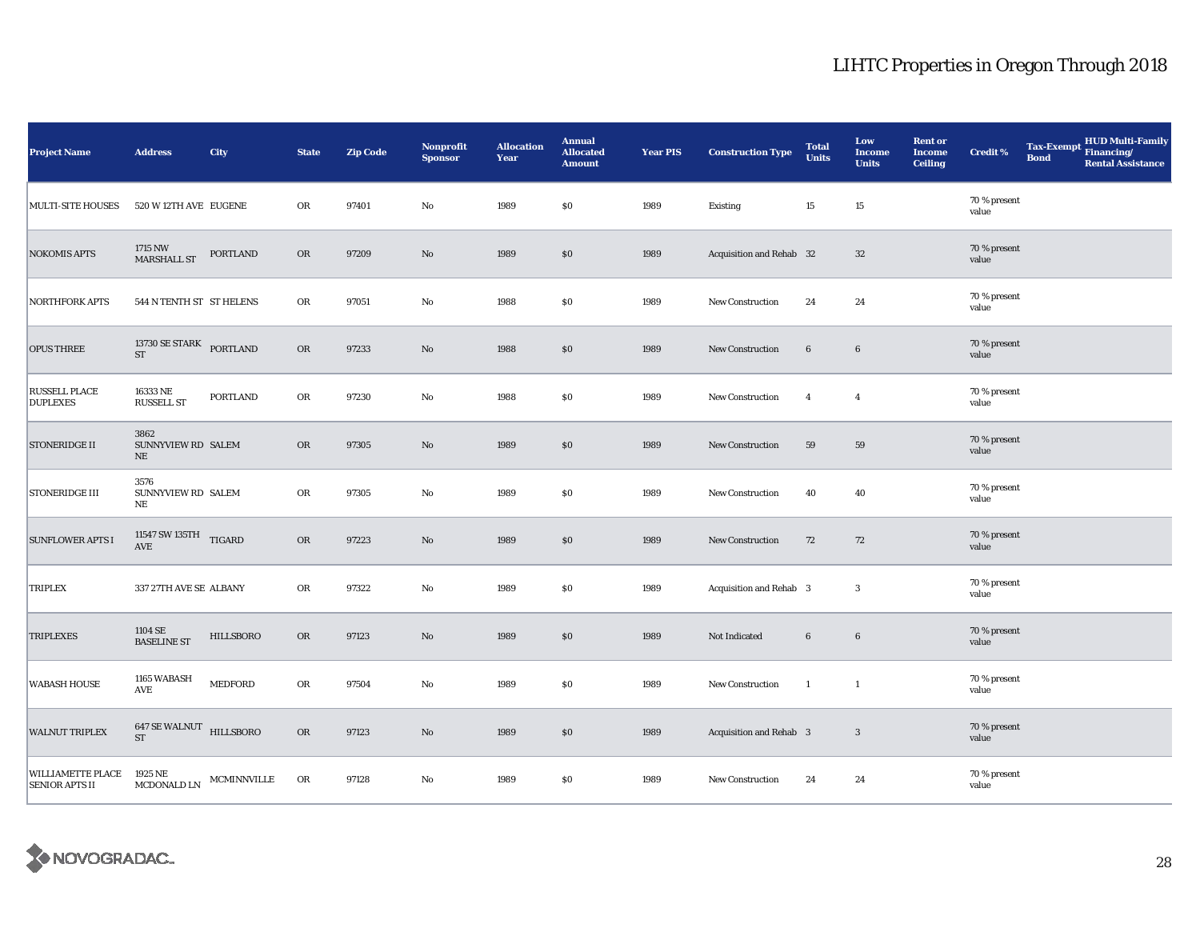# LIHTC Properties in Oregon Through 2018

| Project Name | Address | City | State | Zip Code | Nonprofit Sponsor | Allocation Year | Annual Allocated Amount | Year PIS | Construction Type | Total Units | Low Income Units | Rent or Income Ceiling | Credit % | Tax-Exempt Bond | HUD Multi-Family Financing/ Rental Assistance |
|---|---|---|---|---|---|---|---|---|---|---|---|---|---|---|---|
| MULTI-SITE HOUSES | 520 W 12TH AVE | EUGENE | OR | 97401 | No | 1989 | $0 | 1989 | Existing | 15 | 15 | | 70 % present value | | |
| NOKOMIS APTS | 1715 NW MARSHALL ST | PORTLAND | OR | 97209 | No | 1989 | $0 | 1989 | Acquisition and Rehab | 32 | 32 | | 70 % present value | | |
| NORTHFORK APTS | 544 N TENTH ST | ST HELENS | OR | 97051 | No | 1988 | $0 | 1989 | New Construction | 24 | 24 | | 70 % present value | | |
| OPUS THREE | 13730 SE STARK ST | PORTLAND | OR | 97233 | No | 1988 | $0 | 1989 | New Construction | 6 | 6 | | 70 % present value | | |
| RUSSELL PLACE DUPLEXES | 16333 NE RUSSELL ST | PORTLAND | OR | 97230 | No | 1988 | $0 | 1989 | New Construction | 4 | 4 | | 70 % present value | | |
| STONERIDGE II | 3862 SUNNYVIEW RD NE | SALEM | OR | 97305 | No | 1989 | $0 | 1989 | New Construction | 59 | 59 | | 70 % present value | | |
| STONERIDGE III | 3576 SUNNYVIEW RD NE | SALEM | OR | 97305 | No | 1989 | $0 | 1989 | New Construction | 40 | 40 | | 70 % present value | | |
| SUNFLOWER APTS I | 11547 SW 135TH AVE | TIGARD | OR | 97223 | No | 1989 | $0 | 1989 | New Construction | 72 | 72 | | 70 % present value | | |
| TRIPLEX | 337 27TH AVE SE | ALBANY | OR | 97322 | No | 1989 | $0 | 1989 | Acquisition and Rehab | 3 | 3 | | 70 % present value | | |
| TRIPLEXES | 1104 SE BASELINE ST | HILLSBORO | OR | 97123 | No | 1989 | $0 | 1989 | Not Indicated | 6 | 6 | | 70 % present value | | |
| WABASH HOUSE | 1165 WABASH AVE | MEDFORD | OR | 97504 | No | 1989 | $0 | 1989 | New Construction | 1 | 1 | | 70 % present value | | |
| WALNUT TRIPLEX | 647 SE WALNUT ST | HILLSBORO | OR | 97123 | No | 1989 | $0 | 1989 | Acquisition and Rehab | 3 | 3 | | 70 % present value | | |
| WILLIAMETTE PLACE SENIOR APTS II | 1925 NE MCDONALD LN | MCMINNVILLE | OR | 97128 | No | 1989 | $0 | 1989 | New Construction | 24 | 24 | | 70 % present value | | |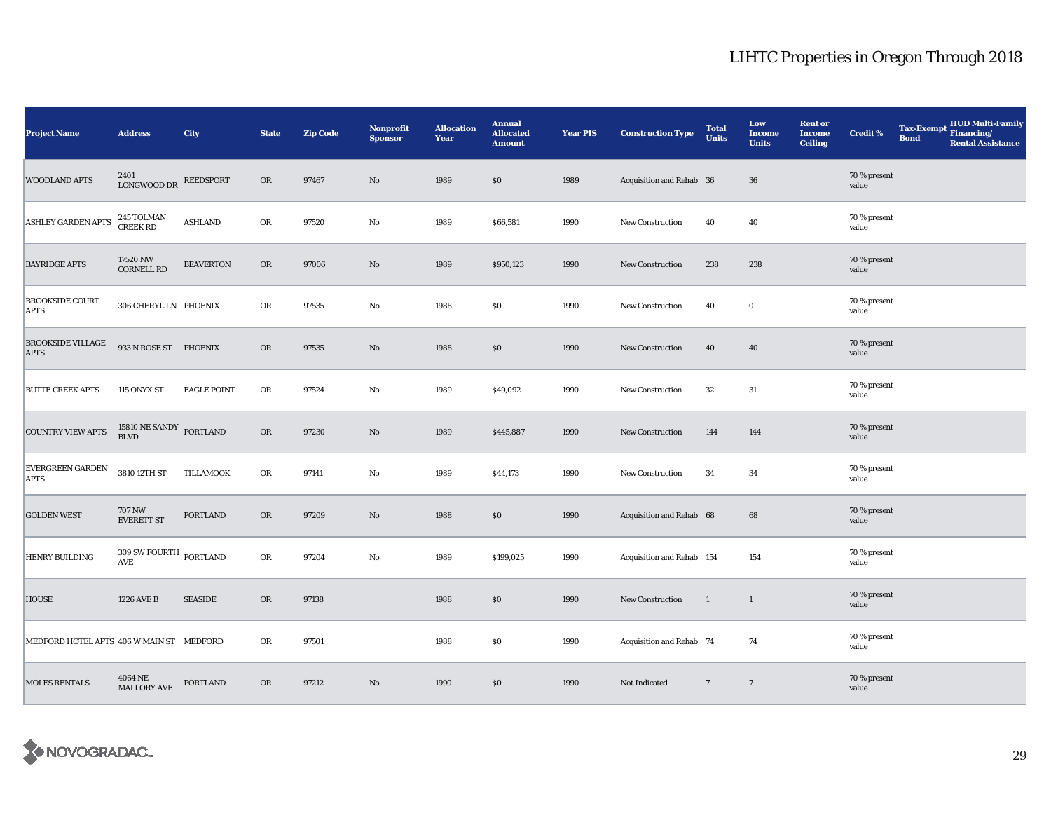# LIHTC Properties in Oregon Through 2018

| Project Name | Address | City | State | Zip Code | Nonprofit Sponsor | Allocation Year | Annual Allocated Amount | Year PIS | Construction Type | Total Units | Low Income Units | Rent or Income Ceiling | Credit % | Tax-Exempt Bond | HUD Multi-Family Financing/ Rental Assistance |
|---|---|---|---|---|---|---|---|---|---|---|---|---|---|---|---|
| WOODLAND APTS | 2401 LONGWOOD DR | REEDSPORT | OR | 97467 | No | 1989 | $0 | 1989 | Acquisition and Rehab | 36 | 36 | | 70 % present value | | |
| ASHLEY GARDEN APTS | 245 TOLMAN CREEK RD | ASHLAND | OR | 97520 | No | 1989 | $66,581 | 1990 | New Construction | 40 | 40 | | 70 % present value | | |
| BAYRIDGE APTS | 17520 NW CORNELL RD | BEAVERTON | OR | 97006 | No | 1989 | $950,123 | 1990 | New Construction | 238 | 238 | | 70 % present value | | |
| BROOKSIDE COURT APTS | 306 CHERYL LN | PHOENIX | OR | 97535 | No | 1988 | $0 | 1990 | New Construction | 40 | 0 | | 70 % present value | | |
| BROOKSIDE VILLAGE APTS | 933 N ROSE ST | PHOENIX | OR | 97535 | No | 1988 | $0 | 1990 | New Construction | 40 | 40 | | 70 % present value | | |
| BUTTE CREEK APTS | 115 ONYX ST | EAGLE POINT | OR | 97524 | No | 1989 | $49,092 | 1990 | New Construction | 32 | 31 | | 70 % present value | | |
| COUNTRY VIEW APTS | 15810 NE SANDY BLVD | PORTLAND | OR | 97230 | No | 1989 | $445,887 | 1990 | New Construction | 144 | 144 | | 70 % present value | | |
| EVERGREEN GARDEN APTS | 3810 12TH ST | TILLAMOOK | OR | 97141 | No | 1989 | $44,173 | 1990 | New Construction | 34 | 34 | | 70 % present value | | |
| GOLDEN WEST | 707 NW EVERETT ST | PORTLAND | OR | 97209 | No | 1988 | $0 | 1990 | Acquisition and Rehab | 68 | 68 | | 70 % present value | | |
| HENRY BUILDING | 309 SW FOURTH AVE | PORTLAND | OR | 97204 | No | 1989 | $199,025 | 1990 | Acquisition and Rehab | 154 | 154 | | 70 % present value | | |
| HOUSE | 1226 AVE B | SEASIDE | OR | 97138 | | 1988 | $0 | 1990 | New Construction | 1 | 1 | | 70 % present value | | |
| MEDFORD HOTEL APTS | 406 W MAIN ST | MEDFORD | OR | 97501 | | 1988 | $0 | 1990 | Acquisition and Rehab | 74 | 74 | | 70 % present value | | |
| MOLES RENTALS | 4064 NE MALLORY AVE | PORTLAND | OR | 97212 | No | 1990 | $0 | 1990 | Not Indicated | 7 | 7 | | 70 % present value | | |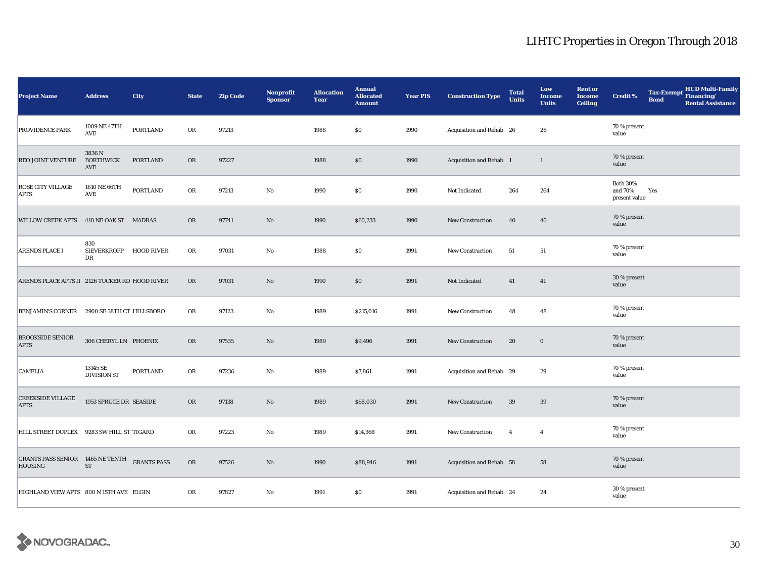| Project Name | Address | City | State | Zip Code | Nonprofit Sponsor | Allocation Year | Annual Allocated Amount | Year PIS | Construction Type | Total Units | Low Income Units | Rent or Income Ceiling | Credit % | Tax-Exempt Bond | HUD Multi-Family Financing/ Rental Assistance |
|---|---|---|---|---|---|---|---|---|---|---|---|---|---|---|---|
| PROVIDENCE PARK | 1009 NE 47TH AVE | PORTLAND | OR | 97213 | | 1988 | $0 | 1990 | Acquisition and Rehab | 26 | 26 | | 70 % present value | | |
| REO JOINT VENTURE | 3836 N BORTHWICK AVE | PORTLAND | OR | 97227 | | 1988 | $0 | 1990 | Acquisition and Rehab | 1 | 1 | | 70 % present value | | |
| ROSE CITY VILLAGE APTS | 1610 NE 66TH AVE | PORTLAND | OR | 97213 | No | 1990 | $0 | 1990 | Not Indicated | 264 | 264 | | Both 30% and 70% present value | Yes | |
| WILLOW CREEK APTS | 410 NE OAK ST | MADRAS | OR | 97741 | No | 1990 | $60,233 | 1990 | New Construction | 40 | 40 | | 70 % present value | | |
| ARENDS PLACE I | 830 SIEVERKROPP DR | HOOD RIVER | OR | 97031 | No | 1988 | $0 | 1991 | New Construction | 51 | 51 | | 70 % present value | | |
| ARENDS PLACE APTS II | 2126 TUCKER RD | HOOD RIVER | OR | 97031 | No | 1990 | $0 | 1991 | Not Indicated | 41 | 41 | | 30 % present value | | |
| BENJAMIN'S CORNER | 2900 SE 38TH CT | HILLSBORO | OR | 97123 | No | 1989 | $215,016 | 1991 | New Construction | 48 | 48 | | 70 % present value | | |
| BROOKSIDE SENIOR APTS | 306 CHERYL LN | PHOENIX | OR | 97535 | No | 1989 | $9,496 | 1991 | New Construction | 20 | 0 | | 70 % present value | | |
| CAMELIA | 13145 SE DIVISION ST | PORTLAND | OR | 97236 | No | 1989 | $7,861 | 1991 | Acquisition and Rehab | 29 | 29 | | 70 % present value | | |
| CREEKSIDE VILLAGE APTS | 1953 SPRUCE DR | SEASIDE | OR | 97138 | No | 1989 | $68,030 | 1991 | New Construction | 39 | 39 | | 70 % present value | | |
| HILL STREET DUPLEX | 9283 SW HILL ST | TIGARD | OR | 97223 | No | 1989 | $14,368 | 1991 | New Construction | 4 | 4 | | 70 % present value | | |
| GRANTS PASS SENIOR HOUSING | 1465 NE TENTH ST | GRANTS PASS | OR | 97526 | No | 1990 | $88,946 | 1991 | Acquisition and Rehab | 58 | 58 | | 70 % present value | | |
| HIGHLAND VIEW APTS | 800 N 15TH AVE | ELGIN | OR | 97827 | No | 1991 | $0 | 1991 | Acquisition and Rehab | 24 | 24 | | 30 % present value | | |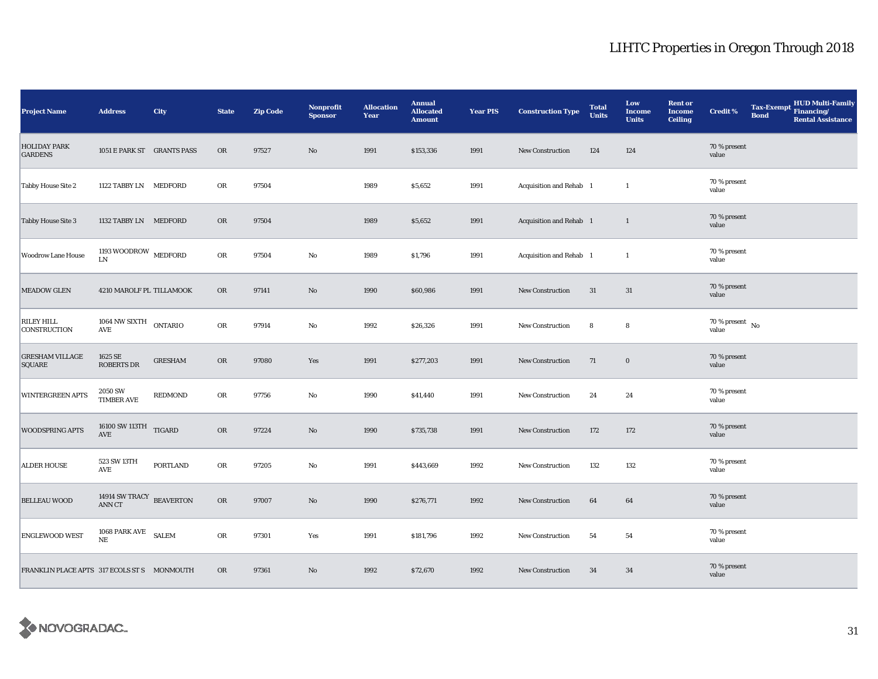# LIHTC Properties in Oregon Through 2018

| Project Name | Address | City | State | Zip Code | Nonprofit Sponsor | Allocation Year | Annual Allocated Amount | Year PIS | Construction Type | Total Units | Low Income Units | Rent or Income Ceiling | Credit % | Tax-Exempt Bond | HUD Multi-Family Financing/ Rental Assistance |
|---|---|---|---|---|---|---|---|---|---|---|---|---|---|---|---|
| HOLIDAY PARK GARDENS | 1051 E PARK ST | GRANTS PASS | OR | 97527 | No | 1991 | $153,336 | 1991 | New Construction | 124 | 124 | | 70 % present value | | |
| Tabby House Site 2 | 1122 TABBY LN | MEDFORD | OR | 97504 | | 1989 | $5,652 | 1991 | Acquisition and Rehab | 1 | 1 | | 70 % present value | | |
| Tabby House Site 3 | 1132 TABBY LN | MEDFORD | OR | 97504 | | 1989 | $5,652 | 1991 | Acquisition and Rehab | 1 | 1 | | 70 % present value | | |
| Woodrow Lane House | 1193 WOODROW LN | MEDFORD | OR | 97504 | No | 1989 | $1,796 | 1991 | Acquisition and Rehab | 1 | 1 | | 70 % present value | | |
| MEADOW GLEN | 4210 MAROLF PL | TILLAMOOK | OR | 97141 | No | 1990 | $60,986 | 1991 | New Construction | 31 | 31 | | 70 % present value | | |
| RILEY HILL CONSTRUCTION | 1064 NW SIXTH AVE | ONTARIO | OR | 97914 | No | 1992 | $26,326 | 1991 | New Construction | 8 | 8 | | 70 % present value | No | |
| GRESHAM VILLAGE SQUARE | 1625 SE ROBERTS DR | GRESHAM | OR | 97080 | Yes | 1991 | $277,203 | 1991 | New Construction | 71 | 0 | | 70 % present value | | |
| WINTERGREEN APTS | 2050 SW TIMBER AVE | REDMOND | OR | 97756 | No | 1990 | $41,440 | 1991 | New Construction | 24 | 24 | | 70 % present value | | |
| WOODSPRING APTS | 16100 SW 113TH AVE | TIGARD | OR | 97224 | No | 1990 | $735,738 | 1991 | New Construction | 172 | 172 | | 70 % present value | | |
| ALDER HOUSE | 523 SW 13TH AVE | PORTLAND | OR | 97205 | No | 1991 | $443,669 | 1992 | New Construction | 132 | 132 | | 70 % present value | | |
| BELLEAU WOOD | 14914 SW TRACY ANN CT | BEAVERTON | OR | 97007 | No | 1990 | $276,771 | 1992 | New Construction | 64 | 64 | | 70 % present value | | |
| ENGLEWOOD WEST | 1068 PARK AVE NE | SALEM | OR | 97301 | Yes | 1991 | $181,796 | 1992 | New Construction | 54 | 54 | | 70 % present value | | |
| FRANKLIN PLACE APTS | 317 ECOLS ST S | MONMOUTH | OR | 97361 | No | 1992 | $72,670 | 1992 | New Construction | 34 | 34 | | 70 % present value | | |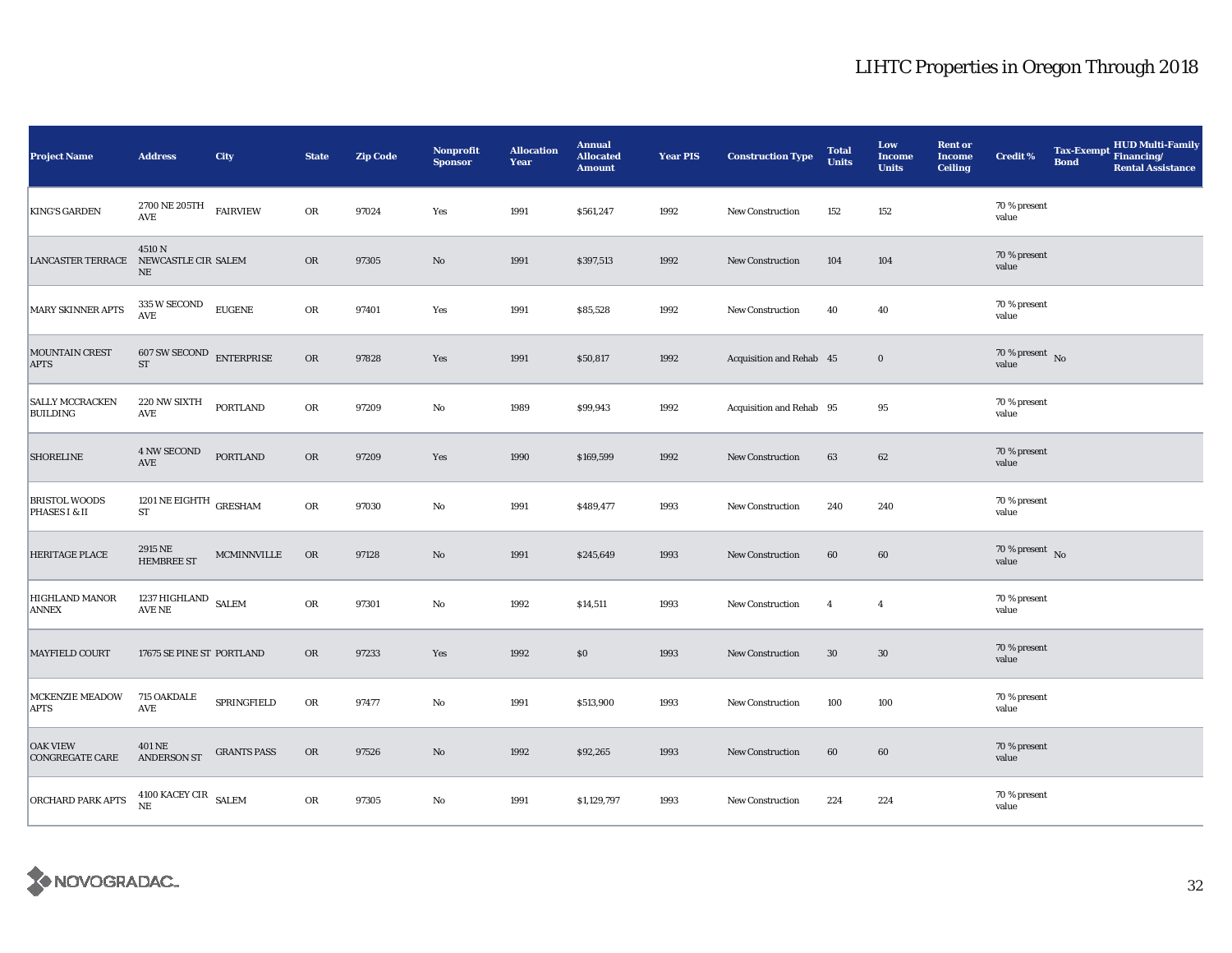# LIHTC Properties in Oregon Through 2018

| Project Name | Address | City | State | Zip Code | Nonprofit Sponsor | Allocation Year | Annual Allocated Amount | Year PIS | Construction Type | Total Units | Low Income Units | Rent or Income Ceiling | Credit % | Tax-Exempt Bond | HUD Multi-Family Financing/ Rental Assistance |
|---|---|---|---|---|---|---|---|---|---|---|---|---|---|---|---|
| KING'S GARDEN | 2700 NE 205TH AVE | FAIRVIEW | OR | 97024 | Yes | 1991 | $561,247 | 1992 | New Construction | 152 | 152 | | 70 % present value | | |
| LANCASTER TERRACE | 4510 N NEWCASTLE CIR NE | SALEM | OR | 97305 | No | 1991 | $397,513 | 1992 | New Construction | 104 | 104 | | 70 % present value | | |
| MARY SKINNER APTS | 335 W SECOND AVE | EUGENE | OR | 97401 | Yes | 1991 | $85,528 | 1992 | New Construction | 40 | 40 | | 70 % present value | | |
| MOUNTAIN CREST APTS | 607 SW SECOND ST | ENTERPRISE | OR | 97828 | Yes | 1991 | $50,817 | 1992 | Acquisition and Rehab | 45 | 0 | | 70 % present value | No | |
| SALLY MCCRACKEN BUILDING | 220 NW SIXTH AVE | PORTLAND | OR | 97209 | No | 1989 | $99,943 | 1992 | Acquisition and Rehab | 95 | 95 | | 70 % present value | | |
| SHORELINE | 4 NW SECOND AVE | PORTLAND | OR | 97209 | Yes | 1990 | $169,599 | 1992 | New Construction | 63 | 62 | | 70 % present value | | |
| BRISTOL WOODS PHASES I & II | 1201 NE EIGHTH ST | GRESHAM | OR | 97030 | No | 1991 | $489,477 | 1993 | New Construction | 240 | 240 | | 70 % present value | | |
| HERITAGE PLACE | 2915 NE HEMBREE ST | MCMINNVILLE | OR | 97128 | No | 1991 | $245,649 | 1993 | New Construction | 60 | 60 | | 70 % present value | No | |
| HIGHLAND MANOR ANNEX | 1237 HIGHLAND AVE NE | SALEM | OR | 97301 | No | 1992 | $14,511 | 1993 | New Construction | 4 | 4 | | 70 % present value | | |
| MAYFIELD COURT | 17675 SE PINE ST | PORTLAND | OR | 97233 | Yes | 1992 | $0 | 1993 | New Construction | 30 | 30 | | 70 % present value | | |
| MCKENZIE MEADOW APTS | 715 OAKDALE AVE | SPRINGFIELD | OR | 97477 | No | 1991 | $513,900 | 1993 | New Construction | 100 | 100 | | 70 % present value | | |
| OAK VIEW CONGREGATE CARE | 401 NE ANDERSON ST | GRANTS PASS | OR | 97526 | No | 1992 | $92,265 | 1993 | New Construction | 60 | 60 | | 70 % present value | | |
| ORCHARD PARK APTS | 4100 KACEY CIR NE | SALEM | OR | 97305 | No | 1991 | $1,129,797 | 1993 | New Construction | 224 | 224 | | 70 % present value | | |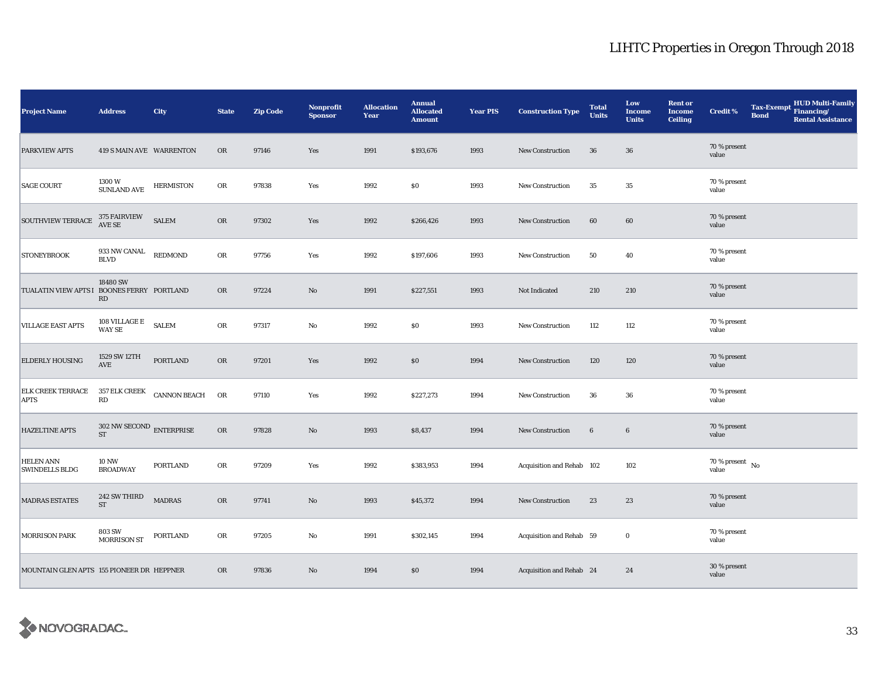# LIHTC Properties in Oregon Through 2018

| Project Name | Address | City | State | Zip Code | Nonprofit Sponsor | Allocation Year | Annual Allocated Amount | Year PIS | Construction Type | Total Units | Low Income Units | Rent or Income Ceiling | Credit % | Tax-Exempt Bond | HUD Multi-Family Financing/ Rental Assistance |
|---|---|---|---|---|---|---|---|---|---|---|---|---|---|---|---|
| PARKVIEW APTS | 419 S MAIN AVE | WARRENTON | OR | 97146 | Yes | 1991 | $193,676 | 1993 | New Construction | 36 | 36 | | 70 % present value | | |
| SAGE COURT | 1300 W SUNLAND AVE | HERMISTON | OR | 97838 | Yes | 1992 | $0 | 1993 | New Construction | 35 | 35 | | 70 % present value | | |
| SOUTHVIEW TERRACE | 375 FAIRVIEW AVE SE | SALEM | OR | 97302 | Yes | 1992 | $266,426 | 1993 | New Construction | 60 | 60 | | 70 % present value | | |
| STONEYBROOK | 933 NW CANAL BLVD | REDMOND | OR | 97756 | Yes | 1992 | $197,606 | 1993 | New Construction | 50 | 40 | | 70 % present value | | |
| TUALATIN VIEW APTS I | 18480 SW BOONES FERRY RD | PORTLAND | OR | 97224 | No | 1991 | $227,551 | 1993 | Not Indicated | 210 | 210 | | 70 % present value | | |
| VILLAGE EAST APTS | 108 VILLAGE E WAY SE | SALEM | OR | 97317 | No | 1992 | $0 | 1993 | New Construction | 112 | 112 | | 70 % present value | | |
| ELDERLY HOUSING | 1529 SW 12TH AVE | PORTLAND | OR | 97201 | Yes | 1992 | $0 | 1994 | New Construction | 120 | 120 | | 70 % present value | | |
| ELK CREEK TERRACE APTS | 357 ELK CREEK RD | CANNON BEACH | OR | 97110 | Yes | 1992 | $227,273 | 1994 | New Construction | 36 | 36 | | 70 % present value | | |
| HAZELTINE APTS | 302 NW SECOND ST | ENTERPRISE | OR | 97828 | No | 1993 | $8,437 | 1994 | New Construction | 6 | 6 | | 70 % present value | | |
| HELEN ANN SWINDELLS BLDG | 10 NW BROADWAY | PORTLAND | OR | 97209 | Yes | 1992 | $383,953 | 1994 | Acquisition and Rehab | 102 | 102 | | 70 % present value | No | |
| MADRAS ESTATES | 242 SW THIRD ST | MADRAS | OR | 97741 | No | 1993 | $45,372 | 1994 | New Construction | 23 | 23 | | 70 % present value | | |
| MORRISON PARK | 803 SW MORRISON ST | PORTLAND | OR | 97205 | No | 1991 | $302,145 | 1994 | Acquisition and Rehab | 59 | 0 | | 70 % present value | | |
| MOUNTAIN GLEN APTS | 155 PIONEER DR | HEPPNER | OR | 97836 | No | 1994 | $0 | 1994 | Acquisition and Rehab | 24 | 24 | | 30 % present value | | |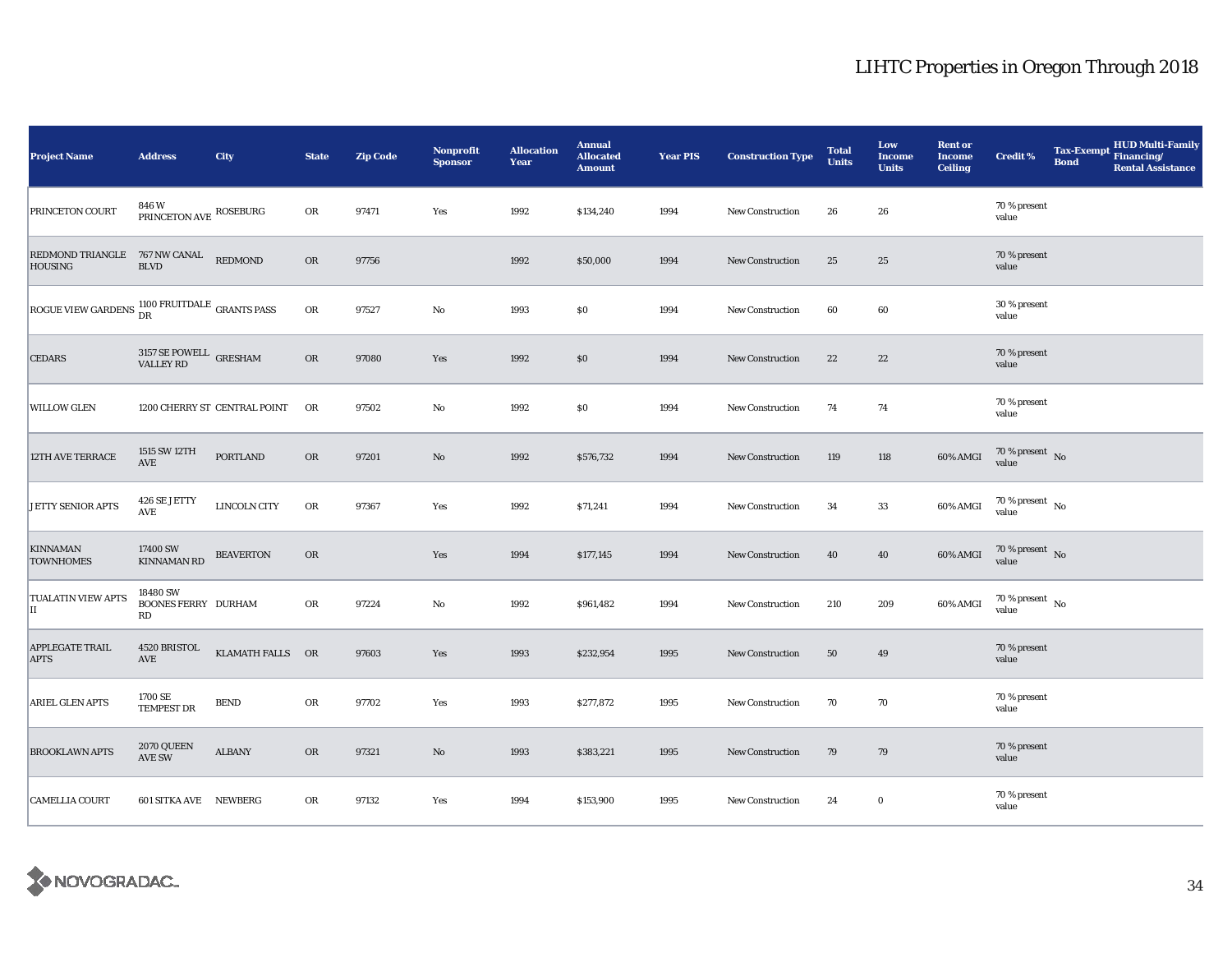# LIHTC Properties in Oregon Through 2018

| Project Name | Address | City | State | Zip Code | Nonprofit Sponsor | Allocation Year | Annual Allocated Amount | Year PIS | Construction Type | Total Units | Low Income Units | Rent or Income Ceiling | Credit % | Tax-Exempt Bond | HUD Multi-Family Financing/ Rental Assistance |
|---|---|---|---|---|---|---|---|---|---|---|---|---|---|---|---|
| PRINCETON COURT | 846 W PRINCETON AVE | ROSEBURG | OR | 97471 | Yes | 1992 | $134,240 | 1994 | New Construction | 26 | 26 | | 70 % present value | | |
| REDMOND TRIANGLE HOUSING | 767 NW CANAL BLVD | REDMOND | OR | 97756 | | 1992 | $50,000 | 1994 | New Construction | 25 | 25 | | 70 % present value | | |
| ROGUE VIEW GARDENS | 1100 FRUITDALE DR | GRANTS PASS | OR | 97527 | No | 1993 | $0 | 1994 | New Construction | 60 | 60 | | 30 % present value | | |
| CEDARS | 3157 SE POWELL VALLEY RD | GRESHAM | OR | 97080 | Yes | 1992 | $0 | 1994 | New Construction | 22 | 22 | | 70 % present value | | |
| WILLOW GLEN | 1200 CHERRY ST | CENTRAL POINT | OR | 97502 | No | 1992 | $0 | 1994 | New Construction | 74 | 74 | | 70 % present value | | |
| 12TH AVE TERRACE | 1515 SW 12TH AVE | PORTLAND | OR | 97201 | No | 1992 | $576,732 | 1994 | New Construction | 119 | 118 | 60% AMGI | 70 % present value | No | |
| JETTY SENIOR APTS | 426 SE JETTY AVE | LINCOLN CITY | OR | 97367 | Yes | 1992 | $71,241 | 1994 | New Construction | 34 | 33 | 60% AMGI | 70 % present value | No | |
| KINNAMAN TOWNHOMES | 17400 SW KINNAMAN RD | BEAVERTON | OR | | Yes | 1994 | $177,145 | 1994 | New Construction | 40 | 40 | 60% AMGI | 70 % present value | No | |
| TUALATIN VIEW APTS II | 18480 SW BOONES FERRY RD | DURHAM | OR | 97224 | No | 1992 | $961,482 | 1994 | New Construction | 210 | 209 | 60% AMGI | 70 % present value | No | |
| APPLEGATE TRAIL APTS | 4520 BRISTOL AVE | KLAMATH FALLS | OR | 97603 | Yes | 1993 | $232,954 | 1995 | New Construction | 50 | 49 | | 70 % present value | | |
| ARIEL GLEN APTS | 1700 SE TEMPEST DR | BEND | OR | 97702 | Yes | 1993 | $277,872 | 1995 | New Construction | 70 | 70 | | 70 % present value | | |
| BROOKLAWN APTS | 2070 QUEEN AVE SW | ALBANY | OR | 97321 | No | 1993 | $383,221 | 1995 | New Construction | 79 | 79 | | 70 % present value | | |
| CAMELLIA COURT | 601 SITKA AVE | NEWBERG | OR | 97132 | Yes | 1994 | $153,900 | 1995 | New Construction | 24 | 0 | | 70 % present value | | |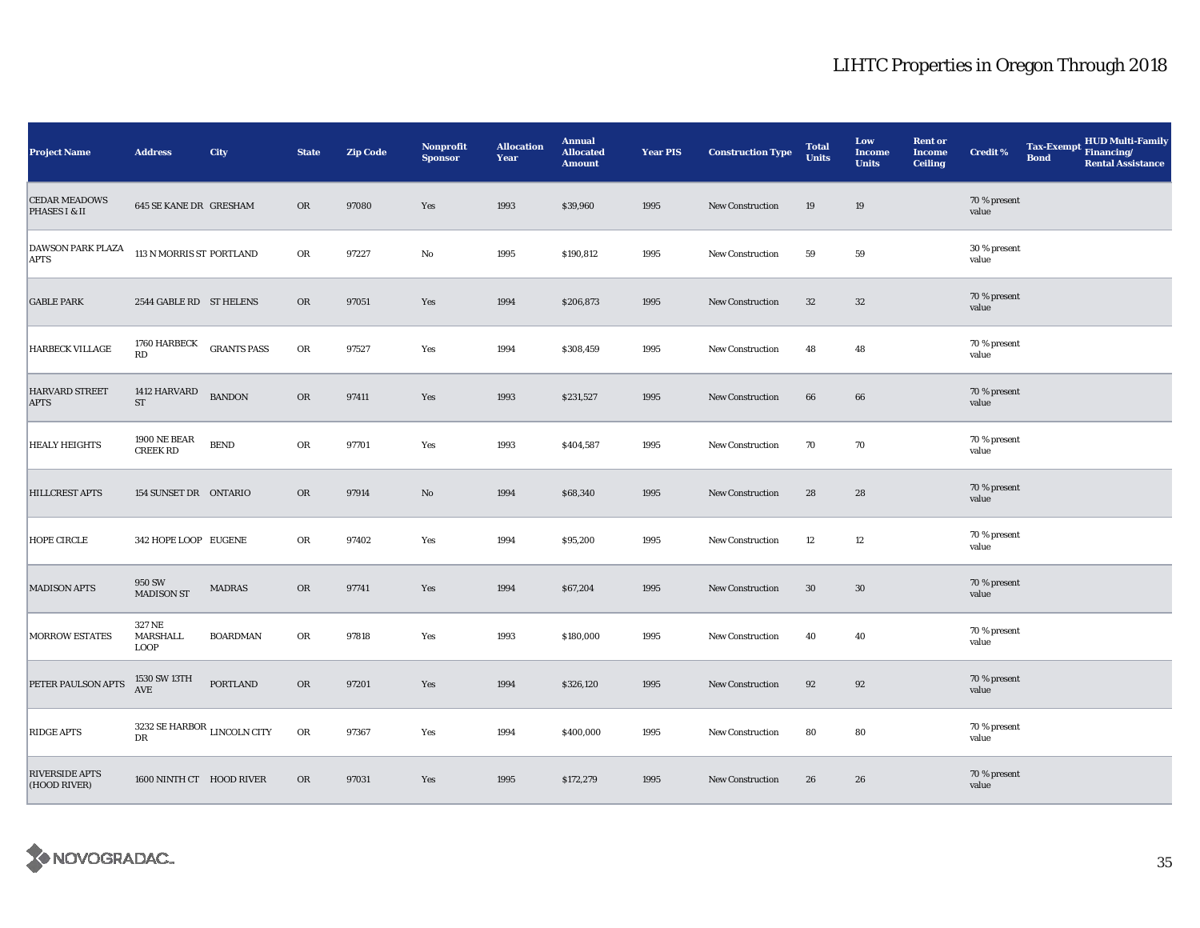# LIHTC Properties in Oregon Through 2018

| Project Name | Address | City | State | Zip Code | Nonprofit Sponsor | Allocation Year | Annual Allocated Amount | Year PIS | Construction Type | Total Units | Low Income Units | Rent or Income Ceiling | Credit % | Tax-Exempt Bond | HUD Multi-Family Financing/ Rental Assistance |
|---|---|---|---|---|---|---|---|---|---|---|---|---|---|---|---|
| CEDAR MEADOWS PHASES I & II | 645 SE KANE DR | GRESHAM | OR | 97080 | Yes | 1993 | $39,960 | 1995 | New Construction | 19 | 19 | | 70 % present value | | |
| DAWSON PARK PLAZA APTS | 113 N MORRIS ST | PORTLAND | OR | 97227 | No | 1995 | $190,812 | 1995 | New Construction | 59 | 59 | | 30 % present value | | |
| GABLE PARK | 2544 GABLE RD | ST HELENS | OR | 97051 | Yes | 1994 | $206,873 | 1995 | New Construction | 32 | 32 | | 70 % present value | | |
| HARBECK VILLAGE | 1760 HARBECK RD | GRANTS PASS | OR | 97527 | Yes | 1994 | $308,459 | 1995 | New Construction | 48 | 48 | | 70 % present value | | |
| HARVARD STREET APTS | 1412 HARVARD ST | BANDON | OR | 97411 | Yes | 1993 | $231,527 | 1995 | New Construction | 66 | 66 | | 70 % present value | | |
| HEALY HEIGHTS | 1900 NE BEAR CREEK RD | BEND | OR | 97701 | Yes | 1993 | $404,587 | 1995 | New Construction | 70 | 70 | | 70 % present value | | |
| HILLCREST APTS | 154 SUNSET DR | ONTARIO | OR | 97914 | No | 1994 | $68,340 | 1995 | New Construction | 28 | 28 | | 70 % present value | | |
| HOPE CIRCLE | 342 HOPE LOOP | EUGENE | OR | 97402 | Yes | 1994 | $95,200 | 1995 | New Construction | 12 | 12 | | 70 % present value | | |
| MADISON APTS | 950 SW MADISON ST | MADRAS | OR | 97741 | Yes | 1994 | $67,204 | 1995 | New Construction | 30 | 30 | | 70 % present value | | |
| MORROW ESTATES | 327 NE MARSHALL LOOP | BOARDMAN | OR | 97818 | Yes | 1993 | $180,000 | 1995 | New Construction | 40 | 40 | | 70 % present value | | |
| PETER PAULSON APTS | 1530 SW 13TH AVE | PORTLAND | OR | 97201 | Yes | 1994 | $326,120 | 1995 | New Construction | 92 | 92 | | 70 % present value | | |
| RIDGE APTS | 3232 SE HARBOR DR | LINCOLN CITY | OR | 97367 | Yes | 1994 | $400,000 | 1995 | New Construction | 80 | 80 | | 70 % present value | | |
| RIVERSIDE APTS (HOOD RIVER) | 1600 NINTH CT | HOOD RIVER | OR | 97031 | Yes | 1995 | $172,279 | 1995 | New Construction | 26 | 26 | | 70 % present value | | |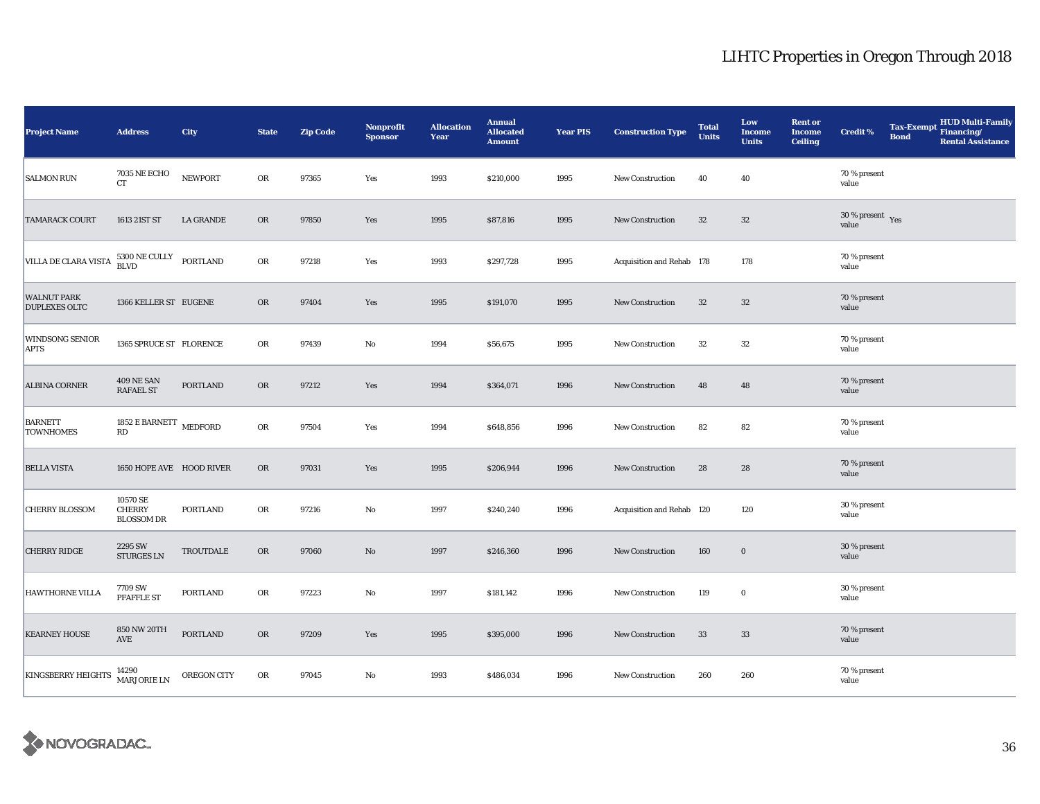# LIHTC Properties in Oregon Through 2018

| Project Name | Address | City | State | Zip Code | Nonprofit Sponsor | Allocation Year | Annual Allocated Amount | Year PIS | Construction Type | Total Units | Low Income Units | Rent or Income Ceiling | Credit % | Tax-Exempt Bond | HUD Multi-Family Financing/ Rental Assistance |
|---|---|---|---|---|---|---|---|---|---|---|---|---|---|---|---|
| SALMON RUN | 7035 NE ECHO CT | NEWPORT | OR | 97365 | Yes | 1993 | $210,000 | 1995 | New Construction | 40 | 40 | | 70 % present value | | |
| TAMARACK COURT | 1613 21ST ST | LA GRANDE | OR | 97850 | Yes | 1995 | $87,816 | 1995 | New Construction | 32 | 32 | | 30 % present value | Yes | |
| VILLA DE CLARA VISTA | 5300 NE CULLY BLVD | PORTLAND | OR | 97218 | Yes | 1993 | $297,728 | 1995 | Acquisition and Rehab | 178 | 178 | | 70 % present value | | |
| WALNUT PARK DUPLEXES OLTC | 1366 KELLER ST | EUGENE | OR | 97404 | Yes | 1995 | $191,070 | 1995 | New Construction | 32 | 32 | | 70 % present value | | |
| WINDSONG SENIOR APTS | 1365 SPRUCE ST | FLORENCE | OR | 97439 | No | 1994 | $56,675 | 1995 | New Construction | 32 | 32 | | 70 % present value | | |
| ALBINA CORNER | 409 NE SAN RAFAEL ST | PORTLAND | OR | 97212 | Yes | 1994 | $364,071 | 1996 | New Construction | 48 | 48 | | 70 % present value | | |
| BARNETT TOWNHOMES | 1852 E BARNETT RD | MEDFORD | OR | 97504 | Yes | 1994 | $648,856 | 1996 | New Construction | 82 | 82 | | 70 % present value | | |
| BELLA VISTA | 1650 HOPE AVE | HOOD RIVER | OR | 97031 | Yes | 1995 | $206,944 | 1996 | New Construction | 28 | 28 | | 70 % present value | | |
| CHERRY BLOSSOM | 10570 SE CHERRY BLOSSOM DR | PORTLAND | OR | 97216 | No | 1997 | $240,240 | 1996 | Acquisition and Rehab | 120 | 120 | | 30 % present value | | |
| CHERRY RIDGE | 2295 SW STURGES LN | TROUTDALE | OR | 97060 | No | 1997 | $246,360 | 1996 | New Construction | 160 | 0 | | 30 % present value | | |
| HAWTHORNE VILLA | 7709 SW PFAFFLE ST | PORTLAND | OR | 97223 | No | 1997 | $181,142 | 1996 | New Construction | 119 | 0 | | 30 % present value | | |
| KEARNEY HOUSE | 850 NW 20TH AVE | PORTLAND | OR | 97209 | Yes | 1995 | $395,000 | 1996 | New Construction | 33 | 33 | | 70 % present value | | |
| KINGSBERRY HEIGHTS | 14290 MARJORIE LN | OREGON CITY | OR | 97045 | No | 1993 | $486,034 | 1996 | New Construction | 260 | 260 | | 70 % present value | | |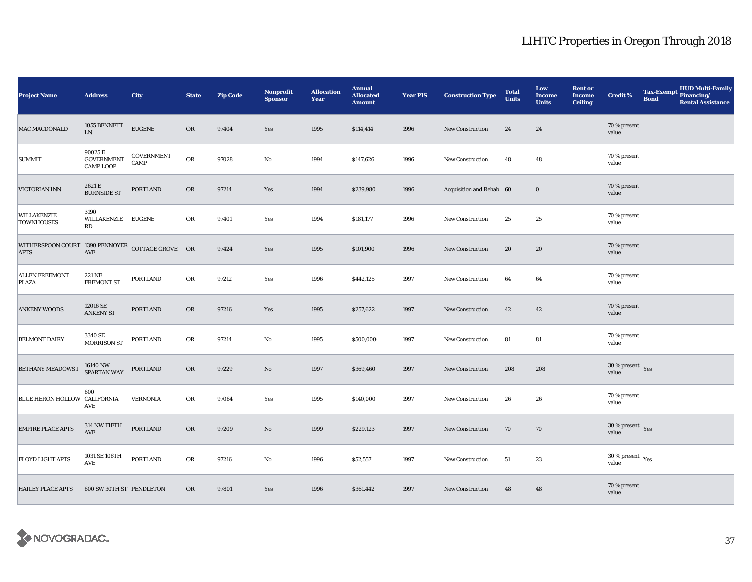# LIHTC Properties in Oregon Through 2018

| Project Name | Address | City | State | Zip Code | Nonprofit Sponsor | Allocation Year | Annual Allocated Amount | Year PIS | Construction Type | Total Units | Low Income Units | Rent or Income Ceiling | Credit % | Tax-Exempt Bond | HUD Multi-Family Financing/ Rental Assistance |
|---|---|---|---|---|---|---|---|---|---|---|---|---|---|---|---|
| MAC MACDONALD | 1055 BENNETT LN | EUGENE | OR | 97404 | Yes | 1995 | $114,414 | 1996 | New Construction | 24 | 24 | | 70 % present value | | |
| SUMMIT | 90025 E GOVERNMENT CAMP LOOP | GOVERNMENT CAMP | OR | 97028 | No | 1994 | $147,626 | 1996 | New Construction | 48 | 48 | | 70 % present value | | |
| VICTORIAN INN | 2621 E BURNSIDE ST | PORTLAND | OR | 97214 | Yes | 1994 | $239,980 | 1996 | Acquisition and Rehab | 60 | 0 | | 70 % present value | | |
| WILLAKENZIE TOWNHOUSES | 3190 WILLAKENZIE RD | EUGENE | OR | 97401 | Yes | 1994 | $181,177 | 1996 | New Construction | 25 | 25 | | 70 % present value | | |
| WITHERSPOON COURT APTS | 1390 PENNOYER AVE | COTTAGE GROVE | OR | 97424 | Yes | 1995 | $101,900 | 1996 | New Construction | 20 | 20 | | 70 % present value | | |
| ALLEN FREEMONT PLAZA | 221 NE FREMONT ST | PORTLAND | OR | 97212 | Yes | 1996 | $442,125 | 1997 | New Construction | 64 | 64 | | 70 % present value | | |
| ANKENY WOODS | 12016 SE ANKENY ST | PORTLAND | OR | 97216 | Yes | 1995 | $257,622 | 1997 | New Construction | 42 | 42 | | 70 % present value | | |
| BELMONT DAIRY | 3340 SE MORRISON ST | PORTLAND | OR | 97214 | No | 1995 | $500,000 | 1997 | New Construction | 81 | 81 | | 70 % present value | | |
| BETHANY MEADOWS I | 16140 NW SPARTAN WAY | PORTLAND | OR | 97229 | No | 1997 | $369,460 | 1997 | New Construction | 208 | 208 | | 30 % present value | Yes | |
| BLUE HERON HOLLOW | 600 CALIFORNIA AVE | VERNONIA | OR | 97064 | Yes | 1995 | $140,000 | 1997 | New Construction | 26 | 26 | | 70 % present value | | |
| EMPIRE PLACE APTS | 314 NW FIFTH AVE | PORTLAND | OR | 97209 | No | 1999 | $229,123 | 1997 | New Construction | 70 | 70 | | 30 % present value | Yes | |
| FLOYD LIGHT APTS | 1031 SE 106TH AVE | PORTLAND | OR | 97216 | No | 1996 | $52,557 | 1997 | New Construction | 51 | 23 | | 30 % present value | Yes | |
| HAILEY PLACE APTS | 600 SW 30TH ST | PENDLETON | OR | 97801 | Yes | 1996 | $361,442 | 1997 | New Construction | 48 | 48 | | 70 % present value | | |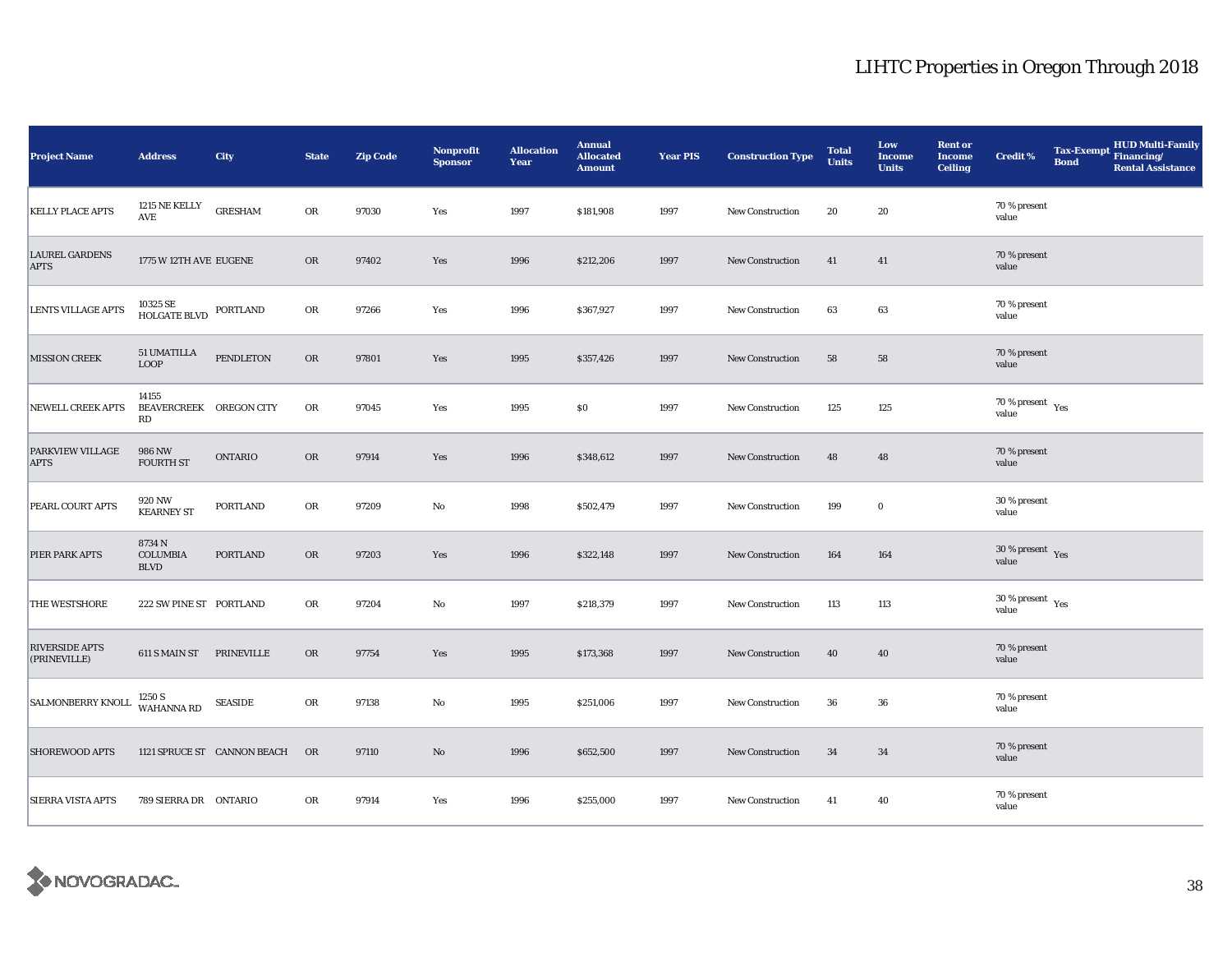# LIHTC Properties in Oregon Through 2018

| Project Name | Address | City | State | Zip Code | Nonprofit Sponsor | Allocation Year | Annual Allocated Amount | Year PIS | Construction Type | Total Units | Low Income Units | Rent or Income Ceiling | Credit % | Tax-Exempt Bond | HUD Multi-Family Financing/ Rental Assistance |
|---|---|---|---|---|---|---|---|---|---|---|---|---|---|---|---|
| KELLY PLACE APTS | 1215 NE KELLY AVE | GRESHAM | OR | 97030 | Yes | 1997 | $181,908 | 1997 | New Construction | 20 | 20 | | 70 % present value | | |
| LAUREL GARDENS APTS | 1775 W 12TH AVE | EUGENE | OR | 97402 | Yes | 1996 | $212,206 | 1997 | New Construction | 41 | 41 | | 70 % present value | | |
| LENTS VILLAGE APTS | 10325 SE HOLGATE BLVD | PORTLAND | OR | 97266 | Yes | 1996 | $367,927 | 1997 | New Construction | 63 | 63 | | 70 % present value | | |
| MISSION CREEK | 51 UMATILLA LOOP | PENDLETON | OR | 97801 | Yes | 1995 | $357,426 | 1997 | New Construction | 58 | 58 | | 70 % present value | | |
| NEWELL CREEK APTS | 14155 BEAVERCREEK RD | OREGON CITY | OR | 97045 | Yes | 1995 | $0 | 1997 | New Construction | 125 | 125 | | 70 % present value | Yes | |
| PARKVIEW VILLAGE APTS | 986 NW FOURTH ST | ONTARIO | OR | 97914 | Yes | 1996 | $348,612 | 1997 | New Construction | 48 | 48 | | 70 % present value | | |
| PEARL COURT APTS | 920 NW KEARNEY ST | PORTLAND | OR | 97209 | No | 1998 | $502,479 | 1997 | New Construction | 199 | 0 | | 30 % present value | | |
| PIER PARK APTS | 8734 N COLUMBIA BLVD | PORTLAND | OR | 97203 | Yes | 1996 | $322,148 | 1997 | New Construction | 164 | 164 | | 30 % present value | Yes | |
| THE WESTSHORE | 222 SW PINE ST | PORTLAND | OR | 97204 | No | 1997 | $218,379 | 1997 | New Construction | 113 | 113 | | 30 % present value | Yes | |
| RIVERSIDE APTS (PRINEVILLE) | 611 S MAIN ST | PRINEVILLE | OR | 97754 | Yes | 1995 | $173,368 | 1997 | New Construction | 40 | 40 | | 70 % present value | | |
| SALMONBERRY KNOLL | 1250 S WAHANNA RD | SEASIDE | OR | 97138 | No | 1995 | $251,006 | 1997 | New Construction | 36 | 36 | | 70 % present value | | |
| SHOREWOOD APTS | 1121 SPRUCE ST | CANNON BEACH | OR | 97110 | No | 1996 | $652,500 | 1997 | New Construction | 34 | 34 | | 70 % present value | | |
| SIERRA VISTA APTS | 789 SIERRA DR | ONTARIO | OR | 97914 | Yes | 1996 | $255,000 | 1997 | New Construction | 41 | 40 | | 70 % present value | | |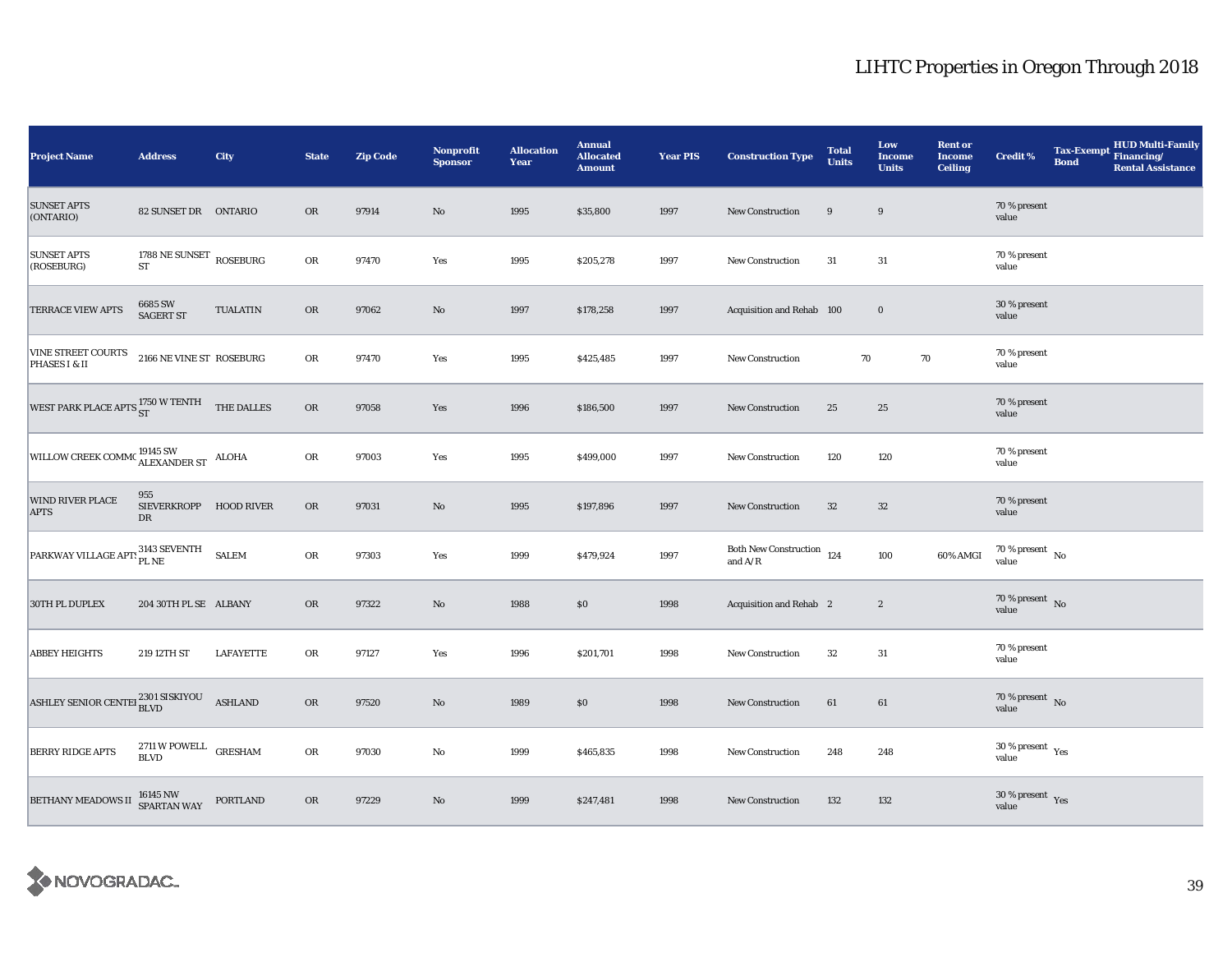| Project Name | Address | City | State | Zip Code | Nonprofit Sponsor | Allocation Year | Annual Allocated Amount | Year PIS | Construction Type | Total Units | Low Income Units | Rent or Income Ceiling | Credit % | Tax-Exempt Bond | HUD Multi-Family Financing/ Rental Assistance |
|---|---|---|---|---|---|---|---|---|---|---|---|---|---|---|---|
| SUNSET APTS (ONTARIO) | 82 SUNSET DR | ONTARIO | OR | 97914 | No | 1995 | $35,800 | 1997 | New Construction | 9 | 9 | | 70 % present value | | |
| SUNSET APTS (ROSEBURG) | 1788 NE SUNSET ST | ROSEBURG | OR | 97470 | Yes | 1995 | $205,278 | 1997 | New Construction | 31 | 31 | | 70 % present value | | |
| TERRACE VIEW APTS | 6685 SW SAGERT ST | TUALATIN | OR | 97062 | No | 1997 | $178,258 | 1997 | Acquisition and Rehab | 100 | 0 | | 30 % present value | | |
| VINE STREET COURTS PHASES I & II | 2166 NE VINE ST | ROSEBURG | OR | 97470 | Yes | 1995 | $425,485 | 1997 | New Construction | 70 | 70 | | 70 % present value | | |
| WEST PARK PLACE APTS | 1750 W TENTH ST | THE DALLES | OR | 97058 | Yes | 1996 | $186,500 | 1997 | New Construction | 25 | 25 | | 70 % present value | | |
| WILLOW CREEK COMMO | 19145 SW ALEXANDER ST | ALOHA | OR | 97003 | Yes | 1995 | $499,000 | 1997 | New Construction | 120 | 120 | | 70 % present value | | |
| WIND RIVER PLACE APTS | 955 SIEVERKROPP DR | HOOD RIVER | OR | 97031 | No | 1995 | $197,896 | 1997 | New Construction | 32 | 32 | | 70 % present value | | |
| PARKWAY VILLAGE APTS | 3143 SEVENTH PL NE | SALEM | OR | 97303 | Yes | 1999 | $479,924 | 1997 | Both New Construction and A/R | 124 | 100 | 60% AMGI | 70 % present value | No | |
| 30TH PL DUPLEX | 204 30TH PL SE | ALBANY | OR | 97322 | No | 1988 | $0 | 1998 | Acquisition and Rehab | 2 | 2 | | 70 % present value | No | |
| ABBEY HEIGHTS | 219 12TH ST | LAFAYETTE | OR | 97127 | Yes | 1996 | $201,701 | 1998 | New Construction | 32 | 31 | | 70 % present value | | |
| ASHLEY SENIOR CENTEI | 2301 SISKIYOU BLVD | ASHLAND | OR | 97520 | No | 1989 | $0 | 1998 | New Construction | 61 | 61 | | 70 % present value | No | |
| BERRY RIDGE APTS | 2711 W POWELL BLVD | GRESHAM | OR | 97030 | No | 1999 | $465,835 | 1998 | New Construction | 248 | 248 | | 30 % present value | Yes | |
| BETHANY MEADOWS II | 16145 NW SPARTAN WAY | PORTLAND | OR | 97229 | No | 1999 | $247,481 | 1998 | New Construction | 132 | 132 | | 30 % present value | Yes | |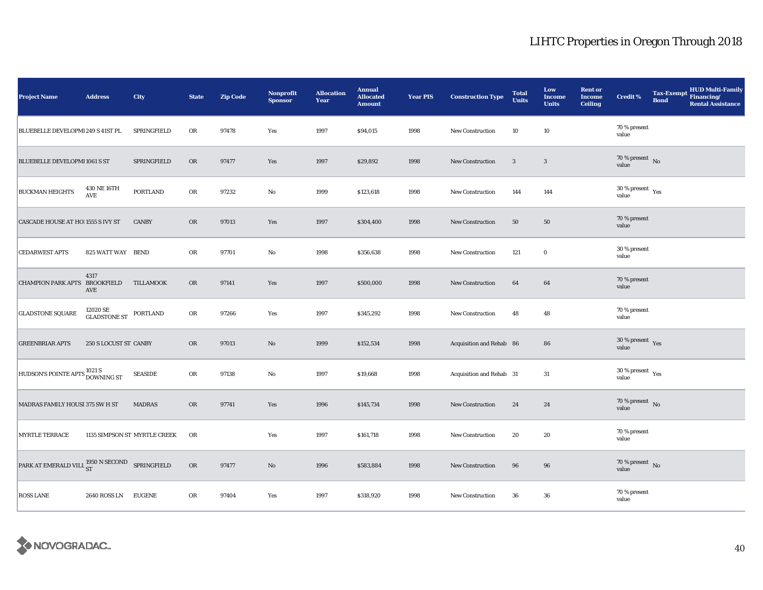# LIHTC Properties in Oregon Through 2018

| Project Name | Address | City | State | Zip Code | Nonprofit Sponsor | Allocation Year | Annual Allocated Amount | Year PIS | Construction Type | Total Units | Low Income Units | Rent or Income Ceiling | Credit % | Tax-Exempt Bond | HUD Multi-Family Financing/ Rental Assistance |
|---|---|---|---|---|---|---|---|---|---|---|---|---|---|---|---|
| BLUEBELLE DEVELOPMI | 249 S 41ST PL | SPRINGFIELD | OR | 97478 | Yes | 1997 | $94,015 | 1998 | New Construction | 10 | 10 | | 70 % present value | | |
| BLUEBELLE DEVELOPMI | 1061 S ST | SPRINGFIELD | OR | 97477 | Yes | 1997 | $29,892 | 1998 | New Construction | 3 | 3 | | 70 % present value | No | |
| BUCKMAN HEIGHTS | 430 NE 16TH AVE | PORTLAND | OR | 97232 | No | 1999 | $123,618 | 1998 | New Construction | 144 | 144 | | 30 % present value | Yes | |
| CASCADE HOUSE AT HO | 1555 S IVY ST | CANBY | OR | 97013 | Yes | 1997 | $304,400 | 1998 | New Construction | 50 | 50 | | 70 % present value | | |
| CEDARWEST APTS | 825 WATT WAY | BEND | OR | 97701 | No | 1998 | $356,638 | 1998 | New Construction | 121 | 0 | | 30 % present value | | |
| CHAMPION PARK APTS | 4317 BROOKFIELD AVE | TILLAMOOK | OR | 97141 | Yes | 1997 | $500,000 | 1998 | New Construction | 64 | 64 | | 70 % present value | | |
| GLADSTONE SQUARE | 12020 SE GLADSTONE ST | PORTLAND | OR | 97266 | Yes | 1997 | $345,292 | 1998 | New Construction | 48 | 48 | | 70 % present value | | |
| GREENBRIAR APTS | 250 S LOCUST ST | CANBY | OR | 97013 | No | 1999 | $152,534 | 1998 | Acquisition and Rehab | 86 | 86 | | 30 % present value | Yes | |
| HUDSON'S POINTE APTS | 1021 S DOWNING ST | SEASIDE | OR | 97138 | No | 1997 | $19,668 | 1998 | Acquisition and Rehab | 31 | 31 | | 30 % present value | Yes | |
| MADRAS FAMILY HOUSI | 375 SW H ST | MADRAS | OR | 97741 | Yes | 1996 | $145,734 | 1998 | New Construction | 24 | 24 | | 70 % present value | No | |
| MYRTLE TERRACE | 1135 SIMPSON ST | MYRTLE CREEK | OR | | Yes | 1997 | $161,718 | 1998 | New Construction | 20 | 20 | | 70 % present value | | |
| PARK AT EMERALD VILL | 1950 N SECOND ST | SPRINGFIELD | OR | 97477 | No | 1996 | $583,884 | 1998 | New Construction | 96 | 96 | | 70 % present value | No | |
| ROSS LANE | 2640 ROSS LN | EUGENE | OR | 97404 | Yes | 1997 | $318,920 | 1998 | New Construction | 36 | 36 | | 70 % present value | | |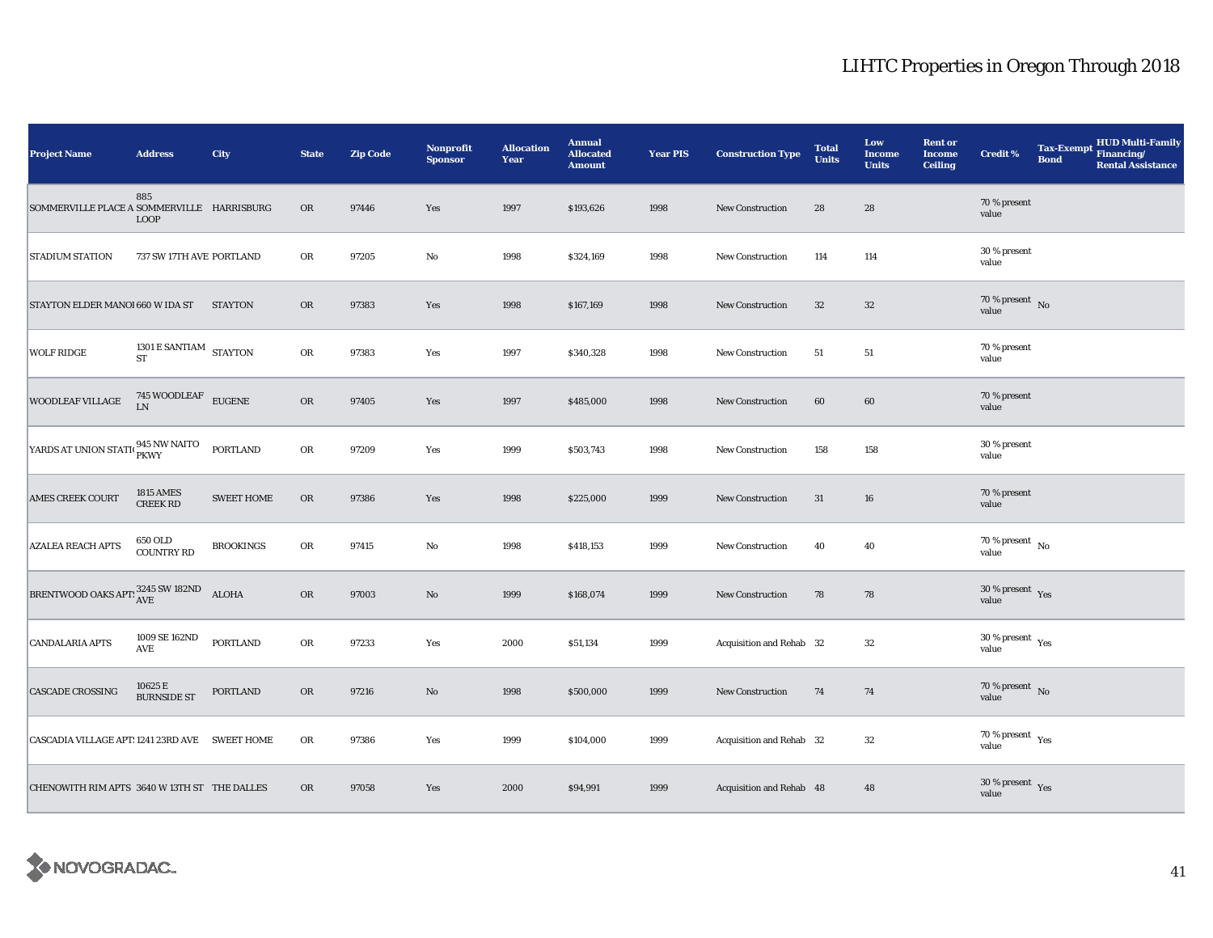# LIHTC Properties in Oregon Through 2018

| Project Name | Address | City | State | Zip Code | Nonprofit Sponsor | Allocation Year | Annual Allocated Amount | Year PIS | Construction Type | Total Units | Low Income Units | Rent or Income Ceiling | Credit % | Tax-Exempt Bond | HUD Multi-Family Financing/ Rental Assistance |
|---|---|---|---|---|---|---|---|---|---|---|---|---|---|---|---|
| SOMMERVILLE PLACE A | 885 SOMMERVILLE LOOP | HARRISBURG | OR | 97446 | Yes | 1997 | $193,626 | 1998 | New Construction | 28 | 28 | | 70 % present value | | |
| STADIUM STATION | 737 SW 17TH AVE | PORTLAND | OR | 97205 | No | 1998 | $324,169 | 1998 | New Construction | 114 | 114 | | 30 % present value | | |
| STAYTON ELDER MANOI | 660 W IDA ST | STAYTON | OR | 97383 | Yes | 1998 | $167,169 | 1998 | New Construction | 32 | 32 | | 70 % present value | No | |
| WOLF RIDGE | 1301 E SANTIAM ST | STAYTON | OR | 97383 | Yes | 1997 | $340,328 | 1998 | New Construction | 51 | 51 | | 70 % present value | | |
| WOODLEAF VILLAGE | 745 WOODLEAF LN | EUGENE | OR | 97405 | Yes | 1997 | $485,000 | 1998 | New Construction | 60 | 60 | | 70 % present value | | |
| YARDS AT UNION STATI | 945 NW NAITO PKWY | PORTLAND | OR | 97209 | Yes | 1999 | $503,743 | 1998 | New Construction | 158 | 158 | | 30 % present value | | |
| AMES CREEK COURT | 1815 AMES CREEK RD | SWEET HOME | OR | 97386 | Yes | 1998 | $225,000 | 1999 | New Construction | 31 | 16 | | 70 % present value | | |
| AZALEA REACH APTS | 650 OLD COUNTRY RD | BROOKINGS | OR | 97415 | No | 1998 | $418,153 | 1999 | New Construction | 40 | 40 | | 70 % present value | No | |
| BRENTWOOD OAKS APTS | 3245 SW 182ND AVE | ALOHA | OR | 97003 | No | 1999 | $168,074 | 1999 | New Construction | 78 | 78 | | 30 % present value | Yes | |
| CANDALARIA APTS | 1009 SE 162ND AVE | PORTLAND | OR | 97233 | Yes | 2000 | $51,134 | 1999 | Acquisition and Rehab | 32 | 32 | | 30 % present value | Yes | |
| CASCADE CROSSING | 10625 E BURNSIDE ST | PORTLAND | OR | 97216 | No | 1998 | $500,000 | 1999 | New Construction | 74 | 74 | | 70 % present value | No | |
| CASCADIA VILLAGE APTS | 1241 23RD AVE | SWEET HOME | OR | 97386 | Yes | 1999 | $104,000 | 1999 | Acquisition and Rehab | 32 | 32 | | 70 % present value | Yes | |
| CHENOWITH RIM APTS | 3640 W 13TH ST | THE DALLES | OR | 97058 | Yes | 2000 | $94,991 | 1999 | Acquisition and Rehab | 48 | 48 | | 30 % present value | Yes | |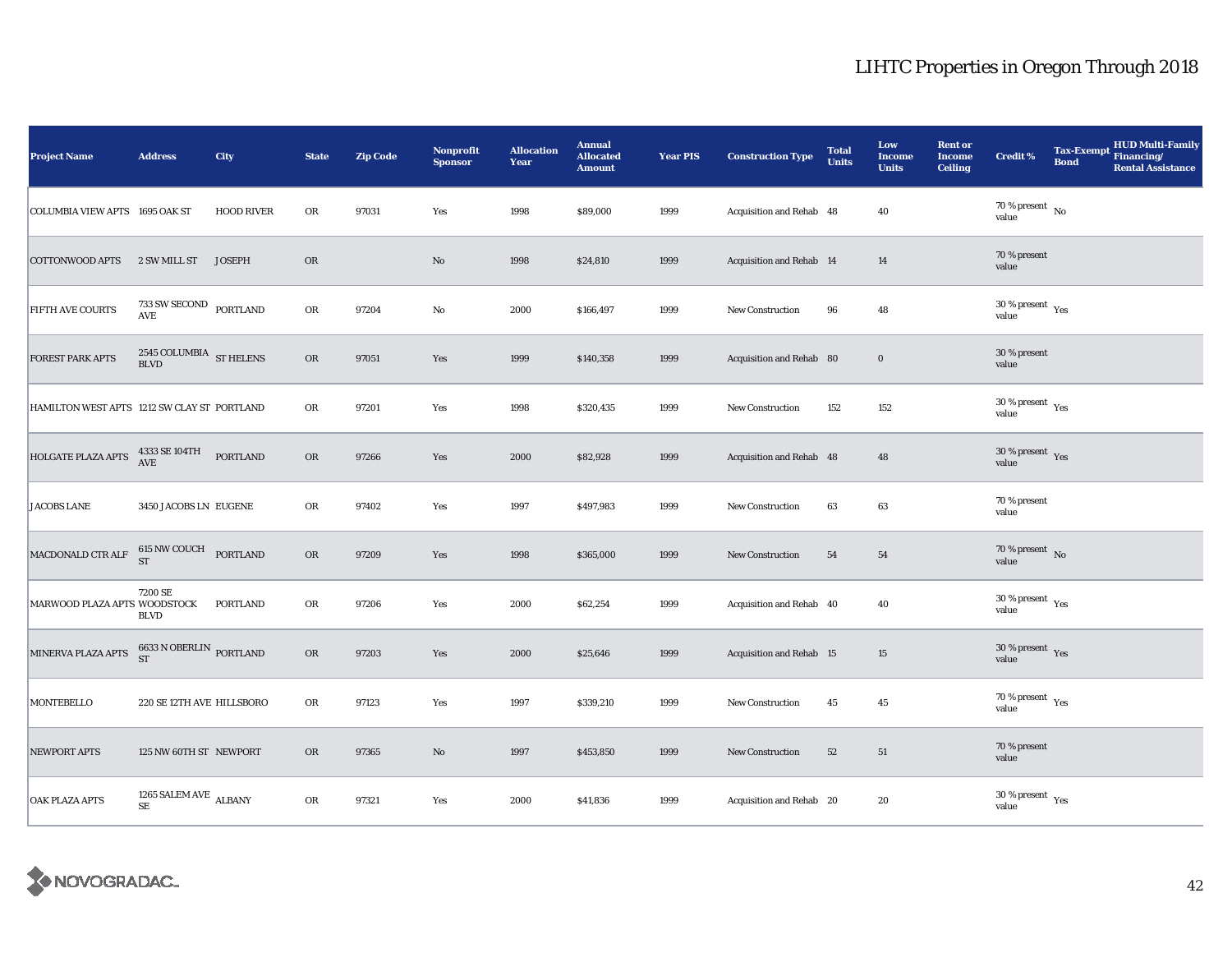# LIHTC Properties in Oregon Through 2018

| Project Name | Address | City | State | Zip Code | Nonprofit Sponsor | Allocation Year | Annual Allocated Amount | Year PIS | Construction Type | Total Units | Low Income Units | Rent or Income Ceiling | Credit % | Tax-Exempt Bond | HUD Multi-Family Financing/ Rental Assistance |
|---|---|---|---|---|---|---|---|---|---|---|---|---|---|---|---|
| COLUMBIA VIEW APTS | 1695 OAK ST | HOOD RIVER | OR | 97031 | Yes | 1998 | $89,000 | 1999 | Acquisition and Rehab | 48 | 40 | | 70 % present value | No | |
| COTTONWOOD APTS | 2 SW MILL ST | JOSEPH | OR | | No | 1998 | $24,810 | 1999 | Acquisition and Rehab | 14 | 14 | | 70 % present value | | |
| FIFTH AVE COURTS | 733 SW SECOND AVE | PORTLAND | OR | 97204 | No | 2000 | $166,497 | 1999 | New Construction | 96 | 48 | | 30 % present value | Yes | |
| FOREST PARK APTS | 2545 COLUMBIA BLVD | ST HELENS | OR | 97051 | Yes | 1999 | $140,358 | 1999 | Acquisition and Rehab | 80 | 0 | | 30 % present value | | |
| HAMILTON WEST APTS | 1212 SW CLAY ST | PORTLAND | OR | 97201 | Yes | 1998 | $320,435 | 1999 | New Construction | 152 | 152 | | 30 % present value | Yes | |
| HOLGATE PLAZA APTS | 4333 SE 104TH AVE | PORTLAND | OR | 97266 | Yes | 2000 | $82,928 | 1999 | Acquisition and Rehab | 48 | 48 | | 30 % present value | Yes | |
| JACOBS LANE | 3450 JACOBS LN | EUGENE | OR | 97402 | Yes | 1997 | $497,983 | 1999 | New Construction | 63 | 63 | | 70 % present value | | |
| MACDONALD CTR ALF | 615 NW COUCH ST | PORTLAND | OR | 97209 | Yes | 1998 | $365,000 | 1999 | New Construction | 54 | 54 | | 70 % present value | No | |
| MARWOOD PLAZA APTS | 7200 SE WOODSTOCK BLVD | PORTLAND | OR | 97206 | Yes | 2000 | $62,254 | 1999 | Acquisition and Rehab | 40 | 40 | | 30 % present value | Yes | |
| MINERVA PLAZA APTS | 6633 N OBERLIN ST | PORTLAND | OR | 97203 | Yes | 2000 | $25,646 | 1999 | Acquisition and Rehab | 15 | 15 | | 30 % present value | Yes | |
| MONTEBELLO | 220 SE 12TH AVE | HILLSBORO | OR | 97123 | Yes | 1997 | $339,210 | 1999 | New Construction | 45 | 45 | | 70 % present value | Yes | |
| NEWPORT APTS | 125 NW 60TH ST | NEWPORT | OR | 97365 | No | 1997 | $453,850 | 1999 | New Construction | 52 | 51 | | 70 % present value | | |
| OAK PLAZA APTS | 1265 SALEM AVE SE | ALBANY | OR | 97321 | Yes | 2000 | $41,836 | 1999 | Acquisition and Rehab | 20 | 20 | | 30 % present value | Yes | |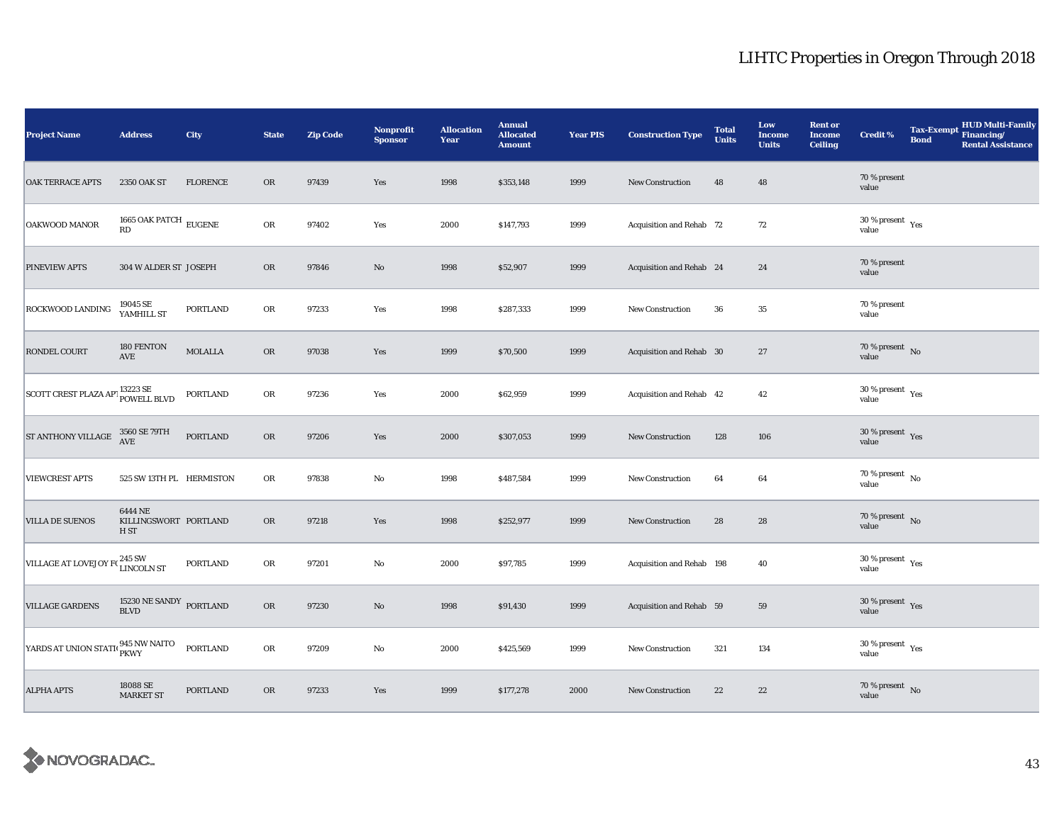# LIHTC Properties in Oregon Through 2018

| Project Name | Address | City | State | Zip Code | Nonprofit Sponsor | Allocation Year | Annual Allocated Amount | Year PIS | Construction Type | Total Units | Low Income Units | Rent or Income Ceiling | Credit % | Tax-Exempt Bond | HUD Multi-Family Financing/ Rental Assistance |
|---|---|---|---|---|---|---|---|---|---|---|---|---|---|---|---|
| OAK TERRACE APTS | 2350 OAK ST | FLORENCE | OR | 97439 | Yes | 1998 | $353,148 | 1999 | New Construction | 48 | 48 | | 70 % present value | | |
| OAKWOOD MANOR | 1665 OAK PATCH RD | EUGENE | OR | 97402 | Yes | 2000 | $147,793 | 1999 | Acquisition and Rehab | 72 | 72 | | 30 % present value | Yes | |
| PINEVIEW APTS | 304 W ALDER ST | JOSEPH | OR | 97846 | No | 1998 | $52,907 | 1999 | Acquisition and Rehab | 24 | 24 | | 70 % present value | | |
| ROCKWOOD LANDING | 19045 SE YAMHILL ST | PORTLAND | OR | 97233 | Yes | 1998 | $287,333 | 1999 | New Construction | 36 | 35 | | 70 % present value | | |
| RONDEL COURT | 180 FENTON AVE | MOLALLA | OR | 97038 | Yes | 1999 | $70,500 | 1999 | Acquisition and Rehab | 30 | 27 | | 70 % present value | No | |
| SCOTT CREST PLAZA APT | 13223 SE POWELL BLVD | PORTLAND | OR | 97236 | Yes | 2000 | $62,959 | 1999 | Acquisition and Rehab | 42 | 42 | | 30 % present value | Yes | |
| ST ANTHONY VILLAGE | 3560 SE 79TH AVE | PORTLAND | OR | 97206 | Yes | 2000 | $307,053 | 1999 | New Construction | 128 | 106 | | 30 % present value | Yes | |
| VIEWCREST APTS | 525 SW 13TH PL | HERMISTON | OR | 97838 | No | 1998 | $487,584 | 1999 | New Construction | 64 | 64 | | 70 % present value | No | |
| VILLA DE SUENOS | 6444 NE KILLINGSWORTH ST | PORTLAND | OR | 97218 | Yes | 1998 | $252,977 | 1999 | New Construction | 28 | 28 | | 70 % present value | No | |
| VILLAGE AT LOVEJOY FO | 245 SW LINCOLN ST | PORTLAND | OR | 97201 | No | 2000 | $97,785 | 1999 | Acquisition and Rehab | 198 | 40 | | 30 % present value | Yes | |
| VILLAGE GARDENS | 15230 NE SANDY BLVD | PORTLAND | OR | 97230 | No | 1998 | $91,430 | 1999 | Acquisition and Rehab | 59 | 59 | | 30 % present value | Yes | |
| YARDS AT UNION STATI | 945 NW NAITO PKWY | PORTLAND | OR | 97209 | No | 2000 | $425,569 | 1999 | New Construction | 321 | 134 | | 30 % present value | Yes | |
| ALPHA APTS | 18088 SE MARKET ST | PORTLAND | OR | 97233 | Yes | 1999 | $177,278 | 2000 | New Construction | 22 | 22 | | 70 % present value | No | |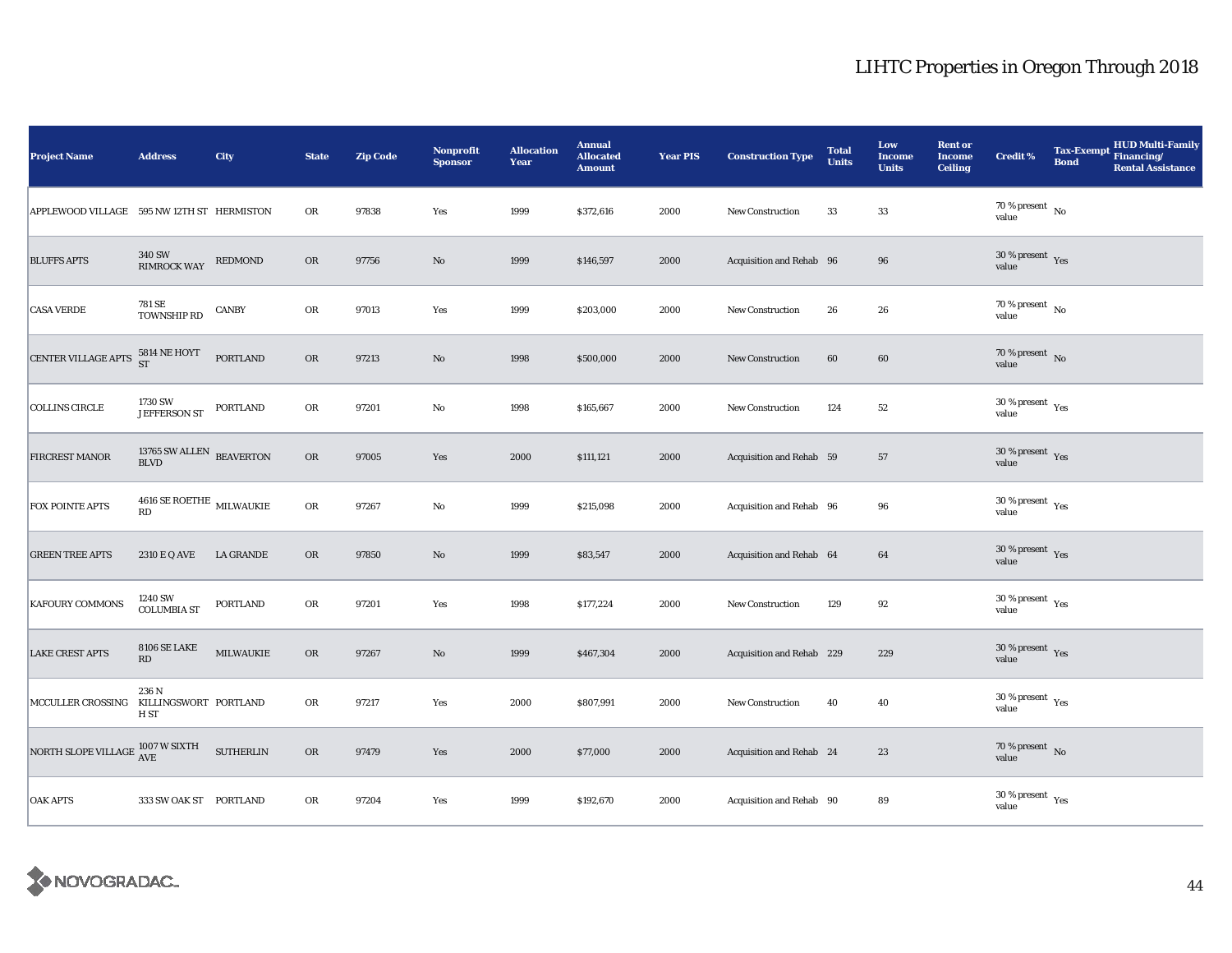# LIHTC Properties in Oregon Through 2018

| Project Name | Address | City | State | Zip Code | Nonprofit Sponsor | Allocation Year | Annual Allocated Amount | Year PIS | Construction Type | Total Units | Low Income Units | Rent or Income Ceiling | Credit % | Tax-Exempt Bond | HUD Multi-Family Financing/ Rental Assistance |
|---|---|---|---|---|---|---|---|---|---|---|---|---|---|---|---|
| APPLEWOOD VILLAGE | 595 NW 12TH ST | HERMISTON | OR | 97838 | Yes | 1999 | $372,616 | 2000 | New Construction | 33 | 33 | | 70 % present value | No | |
| BLUFFS APTS | 340 SW RIMROCK WAY | REDMOND | OR | 97756 | No | 1999 | $146,597 | 2000 | Acquisition and Rehab | 96 | 96 | | 30 % present value | Yes | |
| CASA VERDE | 781 SE TOWNSHIP RD | CANBY | OR | 97013 | Yes | 1999 | $203,000 | 2000 | New Construction | 26 | 26 | | 70 % present value | No | |
| CENTER VILLAGE APTS | 5814 NE HOYT ST | PORTLAND | OR | 97213 | No | 1998 | $500,000 | 2000 | New Construction | 60 | 60 | | 70 % present value | No | |
| COLLINS CIRCLE | 1730 SW JEFFERSON ST | PORTLAND | OR | 97201 | No | 1998 | $165,667 | 2000 | New Construction | 124 | 52 | | 30 % present value | Yes | |
| FIRCREST MANOR | 13765 SW ALLEN BLVD | BEAVERTON | OR | 97005 | Yes | 2000 | $111,121 | 2000 | Acquisition and Rehab | 59 | 57 | | 30 % present value | Yes | |
| FOX POINTE APTS | 4616 SE ROETHE RD | MILWAUKIE | OR | 97267 | No | 1999 | $215,098 | 2000 | Acquisition and Rehab | 96 | 96 | | 30 % present value | Yes | |
| GREEN TREE APTS | 2310 E Q AVE | LA GRANDE | OR | 97850 | No | 1999 | $83,547 | 2000 | Acquisition and Rehab | 64 | 64 | | 30 % present value | Yes | |
| KAFOURY COMMONS | 1240 SW COLUMBIA ST | PORTLAND | OR | 97201 | Yes | 1998 | $177,224 | 2000 | New Construction | 129 | 92 | | 30 % present value | Yes | |
| LAKE CREST APTS | 8106 SE LAKE RD | MILWAUKIE | OR | 97267 | No | 1999 | $467,304 | 2000 | Acquisition and Rehab | 229 | 229 | | 30 % present value | Yes | |
| MCCULLER CROSSING | 236 N KILLINGSWORTH ST | PORTLAND | OR | 97217 | Yes | 2000 | $807,991 | 2000 | New Construction | 40 | 40 | | 30 % present value | Yes | |
| NORTH SLOPE VILLAGE | 1007 W SIXTH AVE | SUTHERLIN | OR | 97479 | Yes | 2000 | $77,000 | 2000 | Acquisition and Rehab | 24 | 23 | | 70 % present value | No | |
| OAK APTS | 333 SW OAK ST | PORTLAND | OR | 97204 | Yes | 1999 | $192,670 | 2000 | Acquisition and Rehab | 90 | 89 | | 30 % present value | Yes | |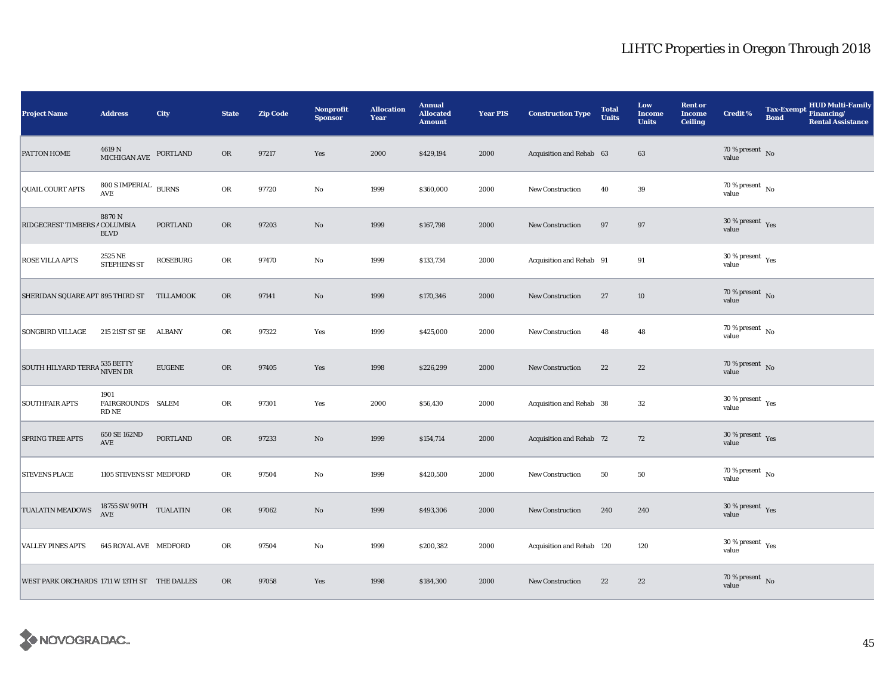# LIHTC Properties in Oregon Through 2018

| Project Name | Address | City | State | Zip Code | Nonprofit Sponsor | Allocation Year | Annual Allocated Amount | Year PIS | Construction Type | Total Units | Low Income Units | Rent or Income Ceiling | Credit % | Tax-Exempt Bond | HUD Multi-Family Financing/ Rental Assistance |
|---|---|---|---|---|---|---|---|---|---|---|---|---|---|---|---|
| PATTON HOME | 4619 N MICHIGAN AVE | PORTLAND | OR | 97217 | Yes | 2000 | $429,194 | 2000 | Acquisition and Rehab | 63 | 63 | | 70 % present value | No | |
| QUAIL COURT APTS | 800 S IMPERIAL AVE | BURNS | OR | 97720 | No | 1999 | $360,000 | 2000 | New Construction | 40 | 39 | | 70 % present value | No | |
| RIDGECREST TIMBERS A | 8870 N COLUMBIA BLVD | PORTLAND | OR | 97203 | No | 1999 | $167,798 | 2000 | New Construction | 97 | 97 | | 30 % present value | Yes | |
| ROSE VILLA APTS | 2525 NE STEPHENS ST | ROSEBURG | OR | 97470 | No | 1999 | $133,734 | 2000 | Acquisition and Rehab | 91 | 91 | | 30 % present value | Yes | |
| SHERIDAN SQUARE APT | 895 THIRD ST | TILLAMOOK | OR | 97141 | No | 1999 | $170,346 | 2000 | New Construction | 27 | 10 | | 70 % present value | No | |
| SONGBIRD VILLAGE | 215 21ST ST SE | ALBANY | OR | 97322 | Yes | 1999 | $425,000 | 2000 | New Construction | 48 | 48 | | 70 % present value | No | |
| SOUTH HILYARD TERRA | 535 BETTY NIVEN DR | EUGENE | OR | 97405 | Yes | 1998 | $226,299 | 2000 | New Construction | 22 | 22 | | 70 % present value | No | |
| SOUTHFAIR APTS | 1901 FAIRGROUNDS RD NE | SALEM | OR | 97301 | Yes | 2000 | $56,430 | 2000 | Acquisition and Rehab | 38 | 32 | | 30 % present value | Yes | |
| SPRING TREE APTS | 650 SE 162ND AVE | PORTLAND | OR | 97233 | No | 1999 | $154,714 | 2000 | Acquisition and Rehab | 72 | 72 | | 30 % present value | Yes | |
| STEVENS PLACE | 1105 STEVENS ST | MEDFORD | OR | 97504 | No | 1999 | $420,500 | 2000 | New Construction | 50 | 50 | | 70 % present value | No | |
| TUALATIN MEADOWS | 18755 SW 90TH AVE | TUALATIN | OR | 97062 | No | 1999 | $493,306 | 2000 | New Construction | 240 | 240 | | 30 % present value | Yes | |
| VALLEY PINES APTS | 645 ROYAL AVE | MEDFORD | OR | 97504 | No | 1999 | $200,382 | 2000 | Acquisition and Rehab | 120 | 120 | | 30 % present value | Yes | |
| WEST PARK ORCHARDS | 1711 W 13TH ST | THE DALLES | OR | 97058 | Yes | 1998 | $184,300 | 2000 | New Construction | 22 | 22 | | 70 % present value | No | |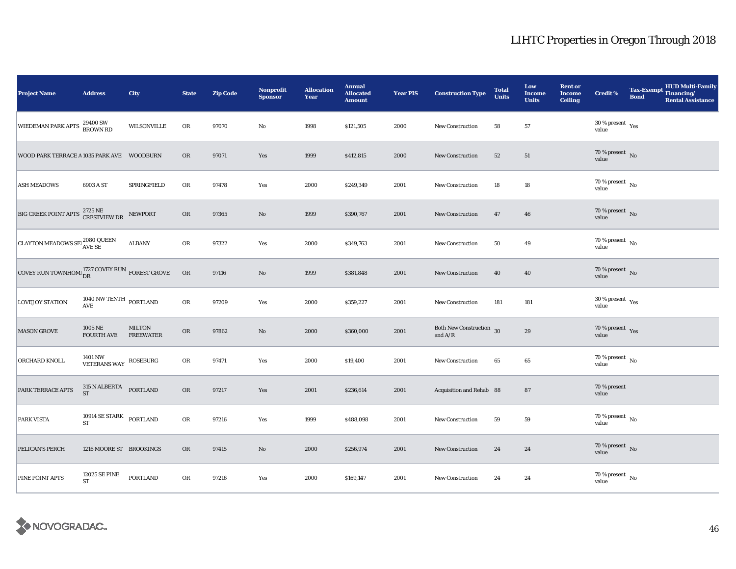# LIHTC Properties in Oregon Through 2018

| Project Name | Address | City | State | Zip Code | Nonprofit Sponsor | Allocation Year | Annual Allocated Amount | Year PIS | Construction Type | Total Units | Low Income Units | Rent or Income Ceiling | Credit % | Tax-Exempt Bond | HUD Multi-Family Financing/ Rental Assistance |
|---|---|---|---|---|---|---|---|---|---|---|---|---|---|---|---|
| WIEDEMAN PARK APTS | 29400 SW BROWN RD | WILSONVILLE | OR | 97070 | No | 1998 | $121,505 | 2000 | New Construction | 58 | 57 | | 30 % present value | Yes | |
| WOOD PARK TERRACE A | 1035 PARK AVE | WOODBURN | OR | 97071 | Yes | 1999 | $412,815 | 2000 | New Construction | 52 | 51 | | 70 % present value | No | |
| ASH MEADOWS | 6903 A ST | SPRINGFIELD | OR | 97478 | Yes | 2000 | $249,349 | 2001 | New Construction | 18 | 18 | | 70 % present value | No | |
| BIG CREEK POINT APTS | 2725 NE CRESTVIEW DR | NEWPORT | OR | 97365 | No | 1999 | $390,767 | 2001 | New Construction | 47 | 46 | | 70 % present value | No | |
| CLAYTON MEADOWS SEI | 2080 QUEEN AVE SE | ALBANY | OR | 97322 | Yes | 2000 | $349,763 | 2001 | New Construction | 50 | 49 | | 70 % present value | No | |
| COVEY RUN TOWNHOMI | 1727 COVEY RUN DR | FOREST GROVE | OR | 97116 | No | 1999 | $381,848 | 2001 | New Construction | 40 | 40 | | 70 % present value | No | |
| LOVEJOY STATION | 1040 NW TENTH AVE | PORTLAND | OR | 97209 | Yes | 2000 | $359,227 | 2001 | New Construction | 181 | 181 | | 30 % present value | Yes | |
| MASON GROVE | 1005 NE FOURTH AVE | MILTON FREEWATER | OR | 97862 | No | 2000 | $360,000 | 2001 | Both New Construction and A/R | 30 | 29 | | 70 % present value | Yes | |
| ORCHARD KNOLL | 1401 NW VETERANS WAY | ROSEBURG | OR | 97471 | Yes | 2000 | $19,400 | 2001 | New Construction | 65 | 65 | | 70 % present value | No | |
| PARK TERRACE APTS | 315 N ALBERTA ST | PORTLAND | OR | 97217 | Yes | 2001 | $236,614 | 2001 | Acquisition and Rehab | 88 | 87 | | 70 % present value | | |
| PARK VISTA | 10914 SE STARK ST | PORTLAND | OR | 97216 | Yes | 1999 | $488,098 | 2001 | New Construction | 59 | 59 | | 70 % present value | No | |
| PELICAN'S PERCH | 1216 MOORE ST | BROOKINGS | OR | 97415 | No | 2000 | $256,974 | 2001 | New Construction | 24 | 24 | | 70 % present value | No | |
| PINE POINT APTS | 12025 SE PINE ST | PORTLAND | OR | 97216 | Yes | 2000 | $169,147 | 2001 | New Construction | 24 | 24 | | 70 % present value | No | |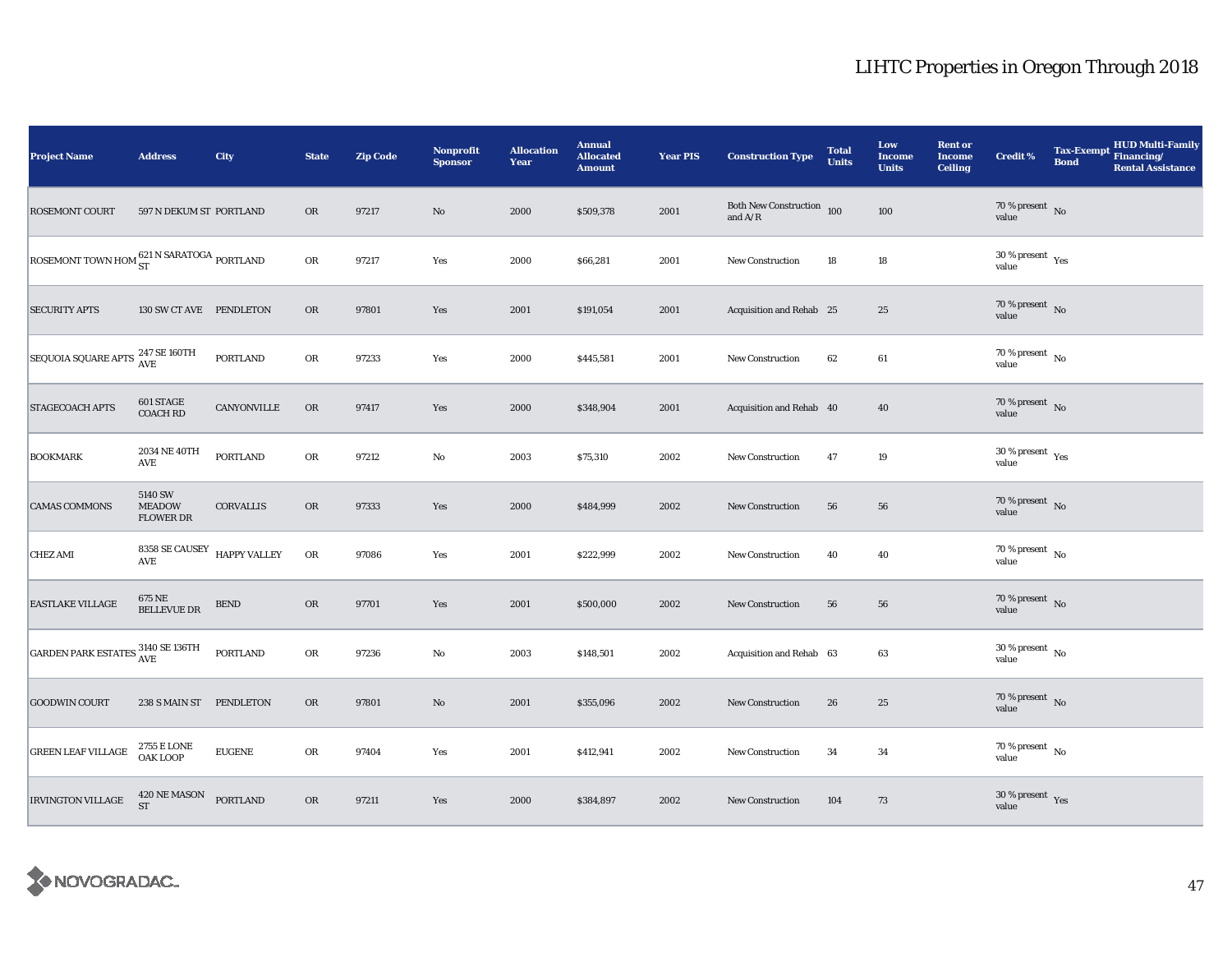# LIHTC Properties in Oregon Through 2018

| Project Name | Address | City | State | Zip Code | Nonprofit Sponsor | Allocation Year | Annual Allocated Amount | Year PIS | Construction Type | Total Units | Low Income Units | Rent or Income Ceiling | Credit % | Tax-Exempt Bond | HUD Multi-Family Financing/ Rental Assistance |
|---|---|---|---|---|---|---|---|---|---|---|---|---|---|---|---|
| ROSEMONT COURT | 597 N DEKUM ST | PORTLAND | OR | 97217 | No | 2000 | $509,378 | 2001 | Both New Construction and A/R | 100 | 100 | | 70 % present value | No | |
| ROSEMONT TOWN HOM | 621 N SARATOGA ST | PORTLAND | OR | 97217 | Yes | 2000 | $66,281 | 2001 | New Construction | 18 | 18 | | 30 % present value | Yes | |
| SECURITY APTS | 130 SW CT AVE | PENDLETON | OR | 97801 | Yes | 2001 | $191,054 | 2001 | Acquisition and Rehab | 25 | 25 | | 70 % present value | No | |
| SEQUOIA SQUARE APTS | 247 SE 160TH AVE | PORTLAND | OR | 97233 | Yes | 2000 | $445,581 | 2001 | New Construction | 62 | 61 | | 70 % present value | No | |
| STAGECOACH APTS | 601 STAGE COACH RD | CANYONVILLE | OR | 97417 | Yes | 2000 | $348,904 | 2001 | Acquisition and Rehab | 40 | 40 | | 70 % present value | No | |
| BOOKMARK | 2034 NE 40TH AVE | PORTLAND | OR | 97212 | No | 2003 | $75,310 | 2002 | New Construction | 47 | 19 | | 30 % present value | Yes | |
| CAMAS COMMONS | 5140 SW MEADOW FLOWER DR | CORVALLIS | OR | 97333 | Yes | 2000 | $484,999 | 2002 | New Construction | 56 | 56 | | 70 % present value | No | |
| CHEZ AMI | 8358 SE CAUSEY AVE | HAPPY VALLEY | OR | 97086 | Yes | 2001 | $222,999 | 2002 | New Construction | 40 | 40 | | 70 % present value | No | |
| EASTLAKE VILLAGE | 675 NE BELLEVUE DR | BEND | OR | 97701 | Yes | 2001 | $500,000 | 2002 | New Construction | 56 | 56 | | 70 % present value | No | |
| GARDEN PARK ESTATES | 3140 SE 136TH AVE | PORTLAND | OR | 97236 | No | 2003 | $148,501 | 2002 | Acquisition and Rehab | 63 | 63 | | 30 % present value | No | |
| GOODWIN COURT | 238 S MAIN ST | PENDLETON | OR | 97801 | No | 2001 | $355,096 | 2002 | New Construction | 26 | 25 | | 70 % present value | No | |
| GREEN LEAF VILLAGE | 2755 E LONE OAK LOOP | EUGENE | OR | 97404 | Yes | 2001 | $412,941 | 2002 | New Construction | 34 | 34 | | 70 % present value | No | |
| IRVINGTON VILLAGE | 420 NE MASON ST | PORTLAND | OR | 97211 | Yes | 2000 | $384,897 | 2002 | New Construction | 104 | 73 | | 30 % present value | Yes | |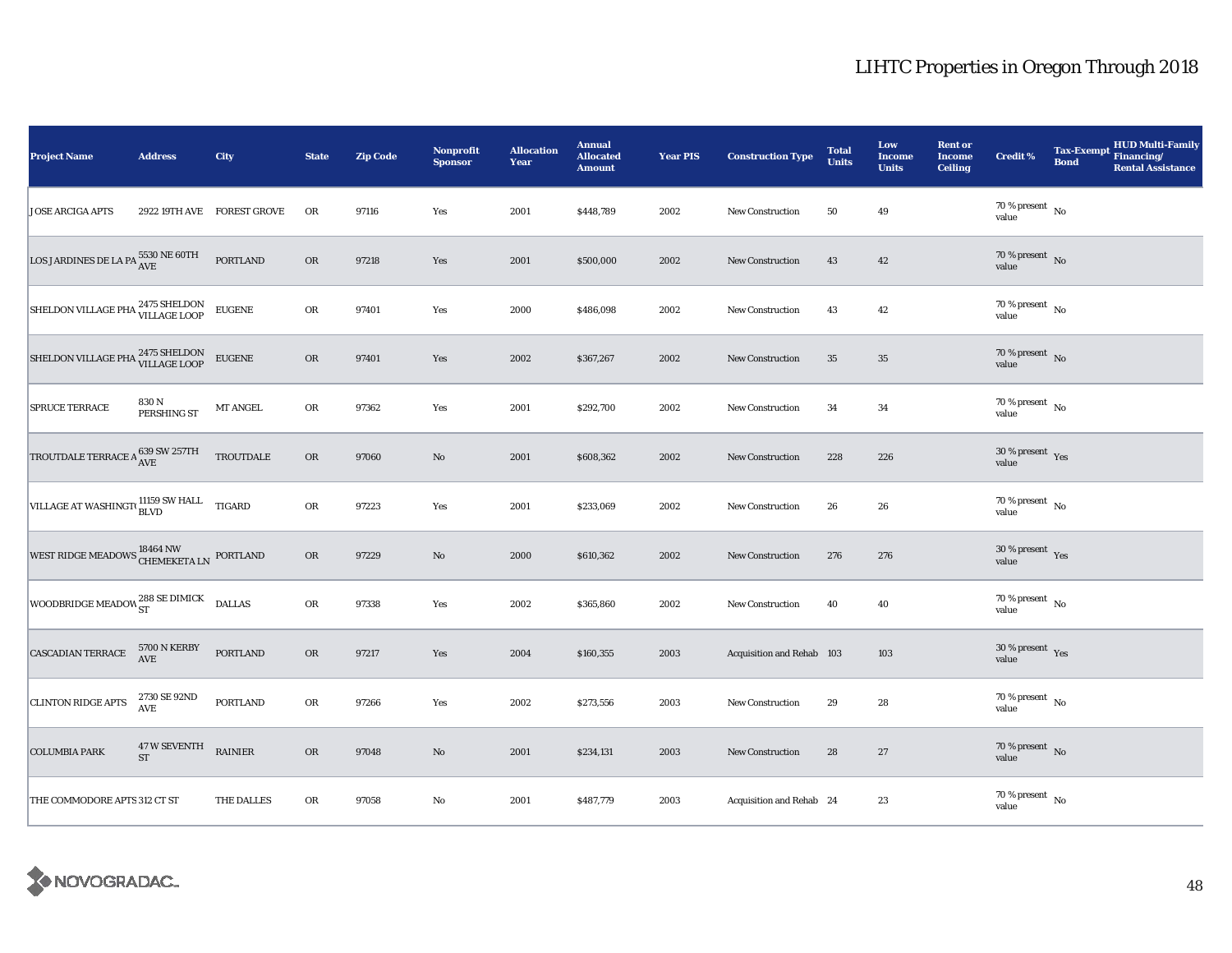# LIHTC Properties in Oregon Through 2018

| Project Name | Address | City | State | Zip Code | Nonprofit Sponsor | Allocation Year | Annual Allocated Amount | Year PIS | Construction Type | Total Units | Low Income Units | Rent or Income Ceiling | Credit % | Tax-Exempt Bond | HUD Multi-Family Financing/ Rental Assistance |
|---|---|---|---|---|---|---|---|---|---|---|---|---|---|---|---|
| JOSE ARCIGA APTS | 2922 19TH AVE | FOREST GROVE | OR | 97116 | Yes | 2001 | $448,789 | 2002 | New Construction | 50 | 49 | | 70 % present value | No | |
| LOS JARDINES DE LA PA | 5530 NE 60TH AVE | PORTLAND | OR | 97218 | Yes | 2001 | $500,000 | 2002 | New Construction | 43 | 42 | | 70 % present value | No | |
| SHELDON VILLAGE PHA | 2475 SHELDON VILLAGE LOOP | EUGENE | OR | 97401 | Yes | 2000 | $486,098 | 2002 | New Construction | 43 | 42 | | 70 % present value | No | |
| SHELDON VILLAGE PHA | 2475 SHELDON VILLAGE LOOP | EUGENE | OR | 97401 | Yes | 2002 | $367,267 | 2002 | New Construction | 35 | 35 | | 70 % present value | No | |
| SPRUCE TERRACE | 830 N PERSHING ST | MT ANGEL | OR | 97362 | Yes | 2001 | $292,700 | 2002 | New Construction | 34 | 34 | | 70 % present value | No | |
| TROUTDALE TERRACE A | 639 SW 257TH AVE | TROUTDALE | OR | 97060 | No | 2001 | $608,362 | 2002 | New Construction | 228 | 226 | | 30 % present value | Yes | |
| VILLAGE AT WASHINGTO | 11159 SW HALL BLVD | TIGARD | OR | 97223 | Yes | 2001 | $233,069 | 2002 | New Construction | 26 | 26 | | 70 % present value | No | |
| WEST RIDGE MEADOWS | 18464 NW CHEMEKETA LN | PORTLAND | OR | 97229 | No | 2000 | $610,362 | 2002 | New Construction | 276 | 276 | | 30 % present value | Yes | |
| WOODBRIDGE MEADOW | 288 SE DIMICK ST | DALLAS | OR | 97338 | Yes | 2002 | $365,860 | 2002 | New Construction | 40 | 40 | | 70 % present value | No | |
| CASCADIAN TERRACE | 5700 N KERBY AVE | PORTLAND | OR | 97217 | Yes | 2004 | $160,355 | 2003 | Acquisition and Rehab | 103 | 103 | | 30 % present value | Yes | |
| CLINTON RIDGE APTS | 2730 SE 92ND AVE | PORTLAND | OR | 97266 | Yes | 2002 | $273,556 | 2003 | New Construction | 29 | 28 | | 70 % present value | No | |
| COLUMBIA PARK | 47 W SEVENTH ST | RAINIER | OR | 97048 | No | 2001 | $234,131 | 2003 | New Construction | 28 | 27 | | 70 % present value | No | |
| THE COMMODORE APTS | 312 CT ST | THE DALLES | OR | 97058 | No | 2001 | $487,779 | 2003 | Acquisition and Rehab | 24 | 23 | | 70 % present value | No | |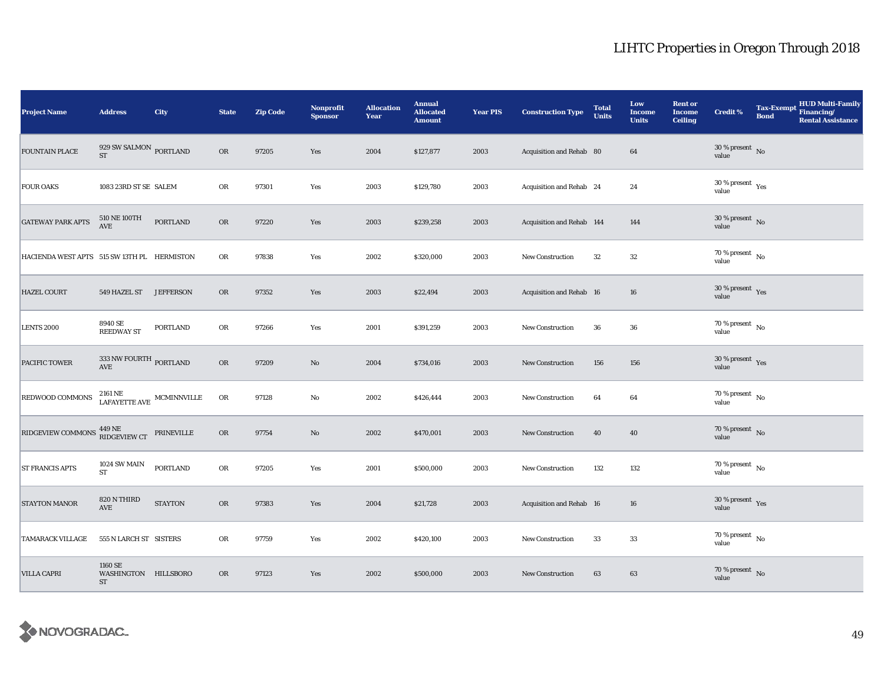# LIHTC Properties in Oregon Through 2018

| Project Name | Address | City | State | Zip Code | Nonprofit Sponsor | Allocation Year | Annual Allocated Amount | Year PIS | Construction Type | Total Units | Low Income Units | Rent or Income Ceiling | Credit % | Tax-Exempt Bond | HUD Multi-Family Financing/ Rental Assistance |
|---|---|---|---|---|---|---|---|---|---|---|---|---|---|---|---|
| FOUNTAIN PLACE | 929 SW SALMON ST | PORTLAND | OR | 97205 | Yes | 2004 | $127,877 | 2003 | Acquisition and Rehab | 80 | 64 | | 30 % present value | No | |
| FOUR OAKS | 1083 23RD ST SE | SALEM | OR | 97301 | Yes | 2003 | $129,780 | 2003 | Acquisition and Rehab | 24 | 24 | | 30 % present value | Yes | |
| GATEWAY PARK APTS | 510 NE 100TH AVE | PORTLAND | OR | 97220 | Yes | 2003 | $239,258 | 2003 | Acquisition and Rehab | 144 | 144 | | 30 % present value | No | |
| HACIENDA WEST APTS | 515 SW 13TH PL | HERMISTON | OR | 97838 | Yes | 2002 | $320,000 | 2003 | New Construction | 32 | 32 | | 70 % present value | No | |
| HAZEL COURT | 549 HAZEL ST | JEFFERSON | OR | 97352 | Yes | 2003 | $22,494 | 2003 | Acquisition and Rehab | 16 | 16 | | 30 % present value | Yes | |
| LENTS 2000 | 8940 SE REEDWAY ST | PORTLAND | OR | 97266 | Yes | 2001 | $391,259 | 2003 | New Construction | 36 | 36 | | 70 % present value | No | |
| PACIFIC TOWER | 333 NW FOURTH AVE | PORTLAND | OR | 97209 | No | 2004 | $734,016 | 2003 | New Construction | 156 | 156 | | 30 % present value | Yes | |
| REDWOOD COMMONS | 2161 NE LAFAYETTE AVE | MCMINNVILLE | OR | 97128 | No | 2002 | $426,444 | 2003 | New Construction | 64 | 64 | | 70 % present value | No | |
| RIDGEVIEW COMMONS | 449 NE RIDGEVIEW CT | PRINEVILLE | OR | 97754 | No | 2002 | $470,001 | 2003 | New Construction | 40 | 40 | | 70 % present value | No | |
| ST FRANCIS APTS | 1024 SW MAIN ST | PORTLAND | OR | 97205 | Yes | 2001 | $500,000 | 2003 | New Construction | 132 | 132 | | 70 % present value | No | |
| STAYTON MANOR | 820 N THIRD AVE | STAYTON | OR | 97383 | Yes | 2004 | $21,728 | 2003 | Acquisition and Rehab | 16 | 16 | | 30 % present value | Yes | |
| TAMARACK VILLAGE | 555 N LARCH ST | SISTERS | OR | 97759 | Yes | 2002 | $420,100 | 2003 | New Construction | 33 | 33 | | 70 % present value | No | |
| VILLA CAPRI | 1160 SE WASHINGTON ST | HILLSBORO | OR | 97123 | Yes | 2002 | $500,000 | 2003 | New Construction | 63 | 63 | | 70 % present value | No | |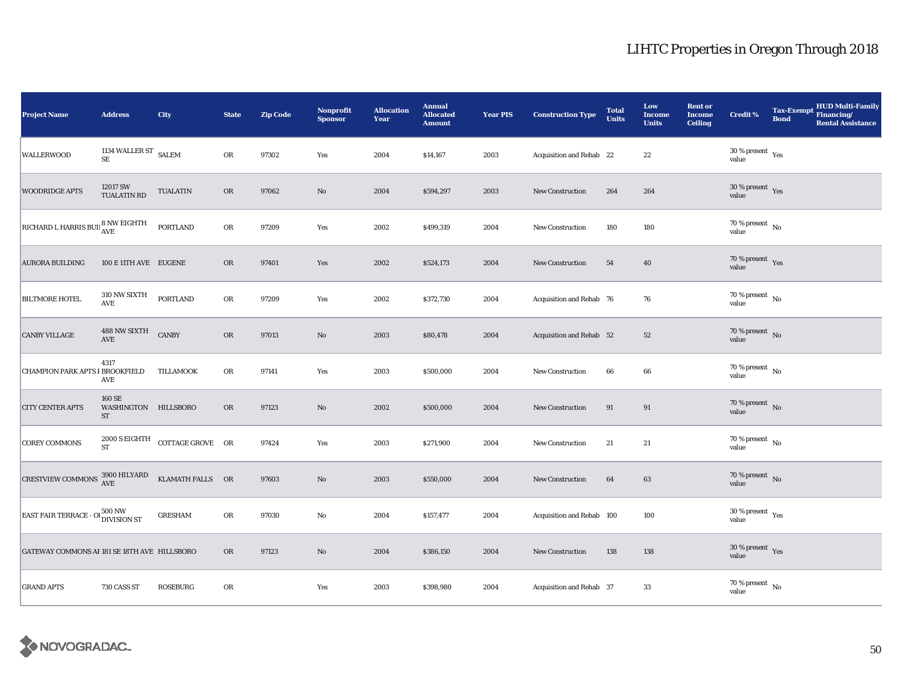# LIHTC Properties in Oregon Through 2018

| Project Name | Address | City | State | Zip Code | Nonprofit Sponsor | Allocation Year | Annual Allocated Amount | Year PIS | Construction Type | Total Units | Low Income Units | Rent or Income Ceiling | Credit % | Tax-Exempt Bond | HUD Multi-Family Financing/ Rental Assistance |
|---|---|---|---|---|---|---|---|---|---|---|---|---|---|---|---|
| WALLERWOOD | 1134 WALLER ST SE | SALEM | OR | 97302 | Yes | 2004 | $14,167 | 2003 | Acquisition and Rehab | 22 | 22 | | 30 % present value | Yes | |
| WOODRIDGE APTS | 12017 SW TUALATIN RD | TUALATIN | OR | 97062 | No | 2004 | $594,297 | 2003 | New Construction | 264 | 264 | | 30 % present value | Yes | |
| RICHARD L HARRIS BUII | 8 NW EIGHTH AVE | PORTLAND | OR | 97209 | Yes | 2002 | $499,319 | 2004 | New Construction | 180 | 180 | | 70 % present value | No | |
| AURORA BUILDING | 100 E 11TH AVE | EUGENE | OR | 97401 | Yes | 2002 | $524,173 | 2004 | New Construction | 54 | 40 | | 70 % present value | Yes | |
| BILTMORE HOTEL | 310 NW SIXTH AVE | PORTLAND | OR | 97209 | Yes | 2002 | $372,730 | 2004 | Acquisition and Rehab | 76 | 76 | | 70 % present value | No | |
| CANBY VILLAGE | 488 NW SIXTH AVE | CANBY | OR | 97013 | No | 2003 | $80,478 | 2004 | Acquisition and Rehab | 52 | 52 | | 70 % present value | No | |
| CHAMPION PARK APTS I | 4317 BROOKFIELD AVE | TILLAMOOK | OR | 97141 | Yes | 2003 | $500,000 | 2004 | New Construction | 66 | 66 | | 70 % present value | No | |
| CITY CENTER APTS | 160 SE WASHINGTON ST | HILLSBORO | OR | 97123 | No | 2002 | $500,000 | 2004 | New Construction | 91 | 91 | | 70 % present value | No | |
| COREY COMMONS | 2000 S EIGHTH ST | COTTAGE GROVE | OR | 97424 | Yes | 2003 | $271,900 | 2004 | New Construction | 21 | 21 | | 70 % present value | No | |
| CRESTVIEW COMMONS | 3900 HILYARD AVE | KLAMATH FALLS | OR | 97603 | No | 2003 | $550,000 | 2004 | New Construction | 64 | 63 | | 70 % present value | No | |
| EAST FAIR TERRACE - OI | 500 NW DIVISION ST | GRESHAM | OR | 97030 | No | 2004 | $157,477 | 2004 | Acquisition and Rehab | 100 | 100 | | 30 % present value | Yes | |
| GATEWAY COMMONS AI | 181 SE 18TH AVE | HILLSBORO | OR | 97123 | No | 2004 | $386,150 | 2004 | New Construction | 138 | 138 | | 30 % present value | Yes | |
| GRAND APTS | 730 CASS ST | ROSEBURG | OR | | Yes | 2003 | $398,980 | 2004 | Acquisition and Rehab | 37 | 33 | | 70 % present value | No | |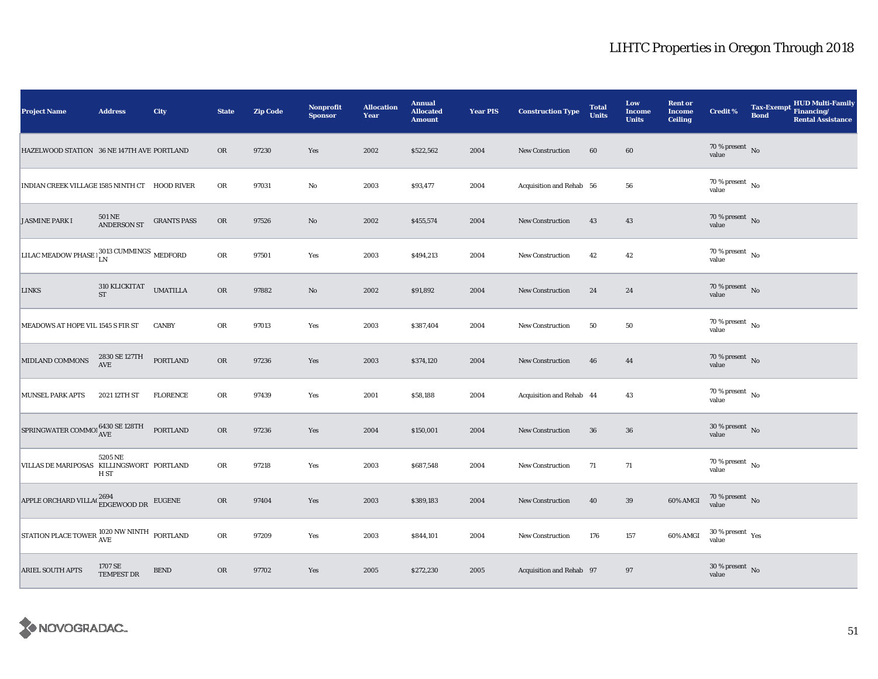# LIHTC Properties in Oregon Through 2018

| Project Name | Address | City | State | Zip Code | Nonprofit Sponsor | Allocation Year | Annual Allocated Amount | Year PIS | Construction Type | Total Units | Low Income Units | Rent or Income Ceiling | Credit % | Tax-Exempt Bond | HUD Multi-Family Financing/ Rental Assistance |
|---|---|---|---|---|---|---|---|---|---|---|---|---|---|---|---|
| HAZELWOOD STATION | 36 NE 147TH AVE | PORTLAND | OR | 97230 | Yes | 2002 | $522,562 | 2004 | New Construction | 60 | 60 | | 70 % present value | No | |
| INDIAN CREEK VILLAGE | 1585 NINTH CT | HOOD RIVER | OR | 97031 | No | 2003 | $93,477 | 2004 | Acquisition and Rehab | 56 | 56 | | 70 % present value | No | |
| JASMINE PARK I | 501 NE ANDERSON ST | GRANTS PASS | OR | 97526 | No | 2002 | $455,574 | 2004 | New Construction | 43 | 43 | | 70 % present value | No | |
| LILAC MEADOW PHASE I | 3013 CUMMINGS LN | MEDFORD | OR | 97501 | Yes | 2003 | $494,213 | 2004 | New Construction | 42 | 42 | | 70 % present value | No | |
| LINKS | 310 KLICKITAT ST | UMATILLA | OR | 97882 | No | 2002 | $91,892 | 2004 | New Construction | 24 | 24 | | 70 % present value | No | |
| MEADOWS AT HOPE VIL | 1545 S FIR ST | CANBY | OR | 97013 | Yes | 2003 | $387,404 | 2004 | New Construction | 50 | 50 | | 70 % present value | No | |
| MIDLAND COMMONS | 2830 SE 127TH AVE | PORTLAND | OR | 97236 | Yes | 2003 | $374,120 | 2004 | New Construction | 46 | 44 | | 70 % present value | No | |
| MUNSEL PARK APTS | 2021 12TH ST | FLORENCE | OR | 97439 | Yes | 2001 | $58,188 | 2004 | Acquisition and Rehab | 44 | 43 | | 70 % present value | No | |
| SPRINGWATER COMMOI | 6430 SE 128TH AVE | PORTLAND | OR | 97236 | Yes | 2004 | $150,001 | 2004 | New Construction | 36 | 36 | | 30 % present value | No | |
| VILLAS DE MARIPOSAS | 5205 NE KILLINGSWORTH ST | PORTLAND | OR | 97218 | Yes | 2003 | $687,548 | 2004 | New Construction | 71 | 71 | | 70 % present value | No | |
| APPLE ORCHARD VILLA( | 2694 EDGEWOOD DR | EUGENE | OR | 97404 | Yes | 2003 | $389,183 | 2004 | New Construction | 40 | 39 | 60% AMGI | 70 % present value | No | |
| STATION PLACE TOWER | 1020 NW NINTH AVE | PORTLAND | OR | 97209 | Yes | 2003 | $844,101 | 2004 | New Construction | 176 | 157 | 60% AMGI | 30 % present value | Yes | |
| ARIEL SOUTH APTS | 1707 SE TEMPEST DR | BEND | OR | 97702 | Yes | 2005 | $272,230 | 2005 | Acquisition and Rehab | 97 | 97 | | 30 % present value | No | |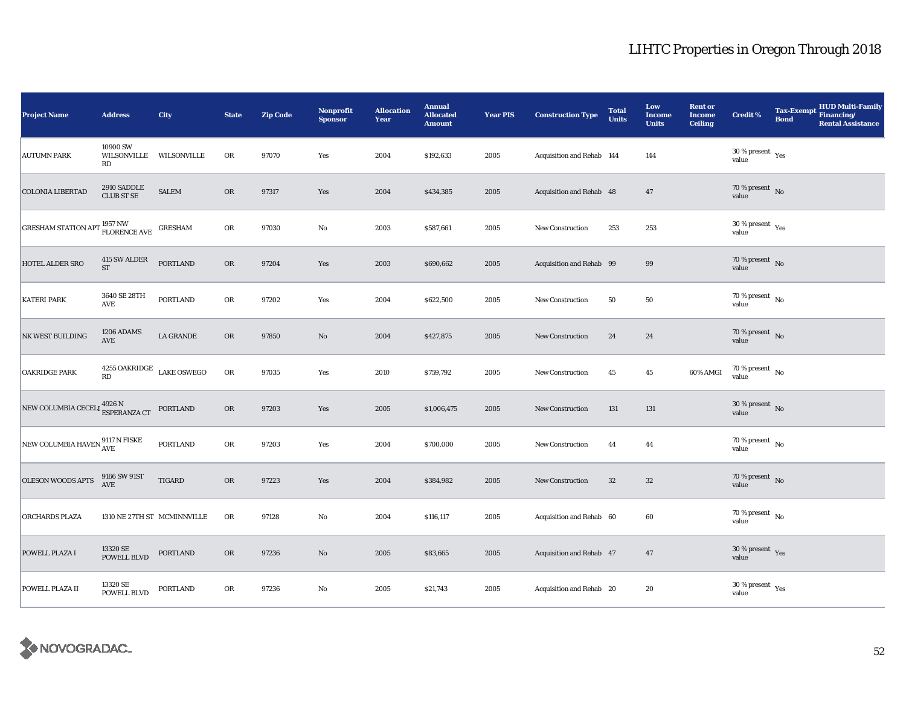# LIHTC Properties in Oregon Through 2018

| Project Name | Address | City | State | Zip Code | Nonprofit Sponsor | Allocation Year | Annual Allocated Amount | Year PIS | Construction Type | Total Units | Low Income Units | Rent or Income Ceiling | Credit % | Tax-Exempt Bond | HUD Multi-Family Financing/ Rental Assistance |
|---|---|---|---|---|---|---|---|---|---|---|---|---|---|---|---|
| AUTUMN PARK | 10900 SW WILSONVILLE RD | WILSONVILLE | OR | 97070 | Yes | 2004 | $192,633 | 2005 | Acquisition and Rehab | 144 | 144 | | 30 % present value | Yes | |
| COLONIA LIBERTAD | 2910 SADDLE CLUB ST SE | SALEM | OR | 97317 | Yes | 2004 | $434,385 | 2005 | Acquisition and Rehab | 48 | 47 | | 70 % present value | No | |
| GRESHAM STATION APT | 1957 NW FLORENCE AVE | GRESHAM | OR | 97030 | No | 2003 | $587,661 | 2005 | New Construction | 253 | 253 | | 30 % present value | Yes | |
| HOTEL ALDER SRO | 415 SW ALDER ST | PORTLAND | OR | 97204 | Yes | 2003 | $690,662 | 2005 | Acquisition and Rehab | 99 | 99 | | 70 % present value | No | |
| KATERI PARK | 3640 SE 28TH AVE | PORTLAND | OR | 97202 | Yes | 2004 | $622,500 | 2005 | New Construction | 50 | 50 | | 70 % present value | No | |
| NK WEST BUILDING | 1206 ADAMS AVE | LA GRANDE | OR | 97850 | No | 2004 | $427,875 | 2005 | New Construction | 24 | 24 | | 70 % present value | No | |
| OAKRIDGE PARK | 4255 OAKRIDGE RD | LAKE OSWEGO | OR | 97035 | Yes | 2010 | $759,792 | 2005 | New Construction | 45 | 45 | 60% AMGI | 70 % present value | No | |
| NEW COLUMBIA CECELI | 4926 N ESPERANZA CT | PORTLAND | OR | 97203 | Yes | 2005 | $1,006,475 | 2005 | New Construction | 131 | 131 | | 30 % present value | No | |
| NEW COLUMBIA HAVEN | 9117 N FISKE AVE | PORTLAND | OR | 97203 | Yes | 2004 | $700,000 | 2005 | New Construction | 44 | 44 | | 70 % present value | No | |
| OLESON WOODS APTS | 9166 SW 91ST AVE | TIGARD | OR | 97223 | Yes | 2004 | $384,982 | 2005 | New Construction | 32 | 32 | | 70 % present value | No | |
| ORCHARDS PLAZA | 1310 NE 27TH ST | MCMINNVILLE | OR | 97128 | No | 2004 | $116,117 | 2005 | Acquisition and Rehab | 60 | 60 | | 70 % present value | No | |
| POWELL PLAZA I | 13320 SE POWELL BLVD | PORTLAND | OR | 97236 | No | 2005 | $83,665 | 2005 | Acquisition and Rehab | 47 | 47 | | 30 % present value | Yes | |
| POWELL PLAZA II | 13320 SE POWELL BLVD | PORTLAND | OR | 97236 | No | 2005 | $21,743 | 2005 | Acquisition and Rehab | 20 | 20 | | 30 % present value | Yes | |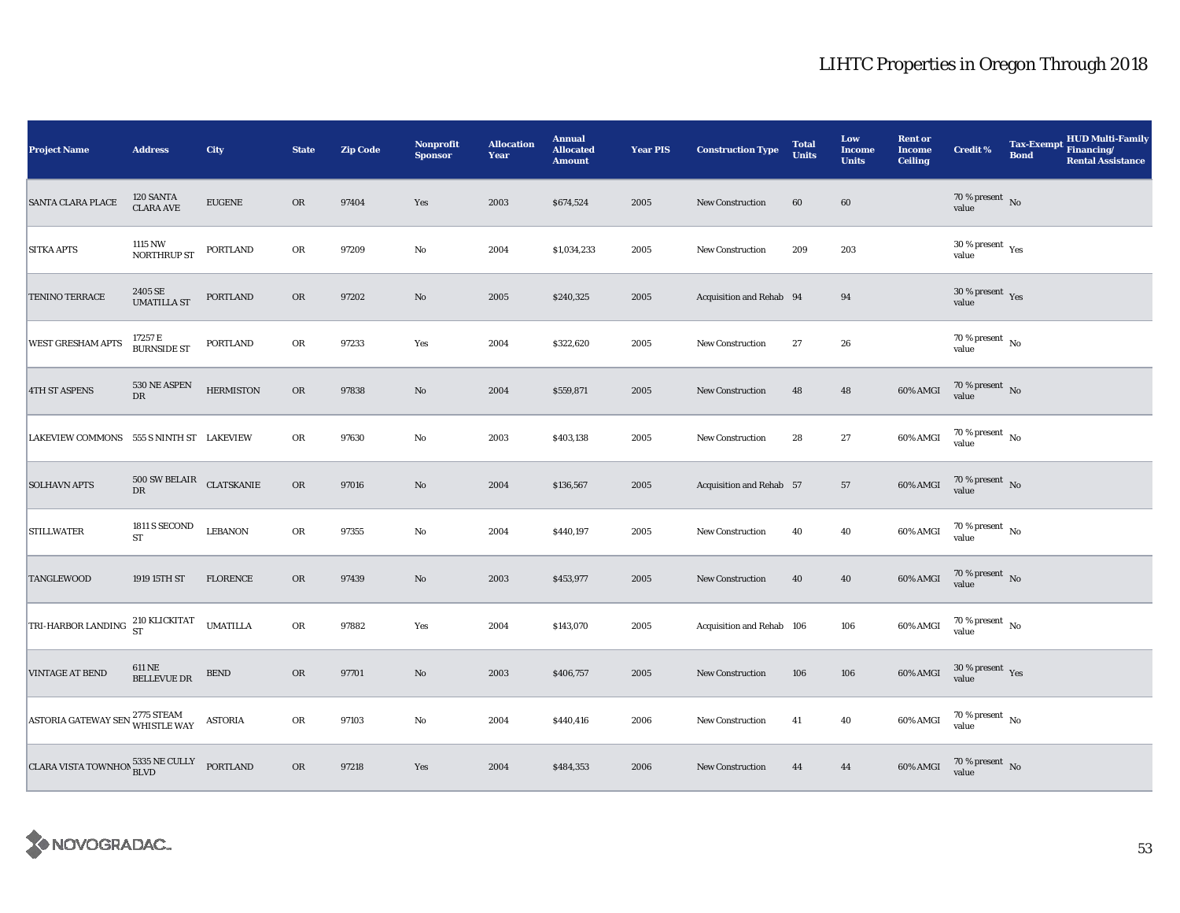# LIHTC Properties in Oregon Through 2018

| Project Name | Address | City | State | Zip Code | Nonprofit Sponsor | Allocation Year | Annual Allocated Amount | Year PIS | Construction Type | Total Units | Low Income Units | Rent or Income Ceiling | Credit % | Tax-Exempt Bond | HUD Multi-Family Financing/ Rental Assistance |
|---|---|---|---|---|---|---|---|---|---|---|---|---|---|---|---|
| SANTA CLARA PLACE | 120 SANTA CLARA AVE | EUGENE | OR | 97404 | Yes | 2003 | $674,524 | 2005 | New Construction | 60 | 60 | | 70 % present value | No | |
| SITKA APTS | 1115 NW NORTHRUP ST | PORTLAND | OR | 97209 | No | 2004 | $1,034,233 | 2005 | New Construction | 209 | 203 | | 30 % present value | Yes | |
| TENINO TERRACE | 2405 SE UMATILLA ST | PORTLAND | OR | 97202 | No | 2005 | $240,325 | 2005 | Acquisition and Rehab | 94 | 94 | | 30 % present value | Yes | |
| WEST GRESHAM APTS | 17257 E BURNSIDE ST | PORTLAND | OR | 97233 | Yes | 2004 | $322,620 | 2005 | New Construction | 27 | 26 | | 70 % present value | No | |
| 4TH ST ASPENS | 530 NE ASPEN DR | HERMISTON | OR | 97838 | No | 2004 | $559,871 | 2005 | New Construction | 48 | 48 | 60% AMGI | 70 % present value | No | |
| LAKEVIEW COMMONS | 555 S NINTH ST | LAKEVIEW | OR | 97630 | No | 2003 | $403,138 | 2005 | New Construction | 28 | 27 | 60% AMGI | 70 % present value | No | |
| SOLHAVN APTS | 500 SW BELAIR DR | CLATSKANIE | OR | 97016 | No | 2004 | $136,567 | 2005 | Acquisition and Rehab | 57 | 57 | 60% AMGI | 70 % present value | No | |
| STILLWATER | 1811 S SECOND ST | LEBANON | OR | 97355 | No | 2004 | $440,197 | 2005 | New Construction | 40 | 40 | 60% AMGI | 70 % present value | No | |
| TANGLEWOOD | 1919 15TH ST | FLORENCE | OR | 97439 | No | 2003 | $453,977 | 2005 | New Construction | 40 | 40 | 60% AMGI | 70 % present value | No | |
| TRI-HARBOR LANDING | 210 KLICKITAT ST | UMATILLA | OR | 97882 | Yes | 2004 | $143,070 | 2005 | Acquisition and Rehab | 106 | 106 | 60% AMGI | 70 % present value | No | |
| VINTAGE AT BEND | 611 NE BELLEVUE DR | BEND | OR | 97701 | No | 2003 | $406,757 | 2005 | New Construction | 106 | 106 | 60% AMGI | 30 % present value | Yes | |
| ASTORIA GATEWAY SEN | 2775 STEAM WHISTLE WAY | ASTORIA | OR | 97103 | No | 2004 | $440,416 | 2006 | New Construction | 41 | 40 | 60% AMGI | 70 % present value | No | |
| CLARA VISTA TOWNHOM | 5335 NE CULLY BLVD | PORTLAND | OR | 97218 | Yes | 2004 | $484,353 | 2006 | New Construction | 44 | 44 | 60% AMGI | 70 % present value | No | |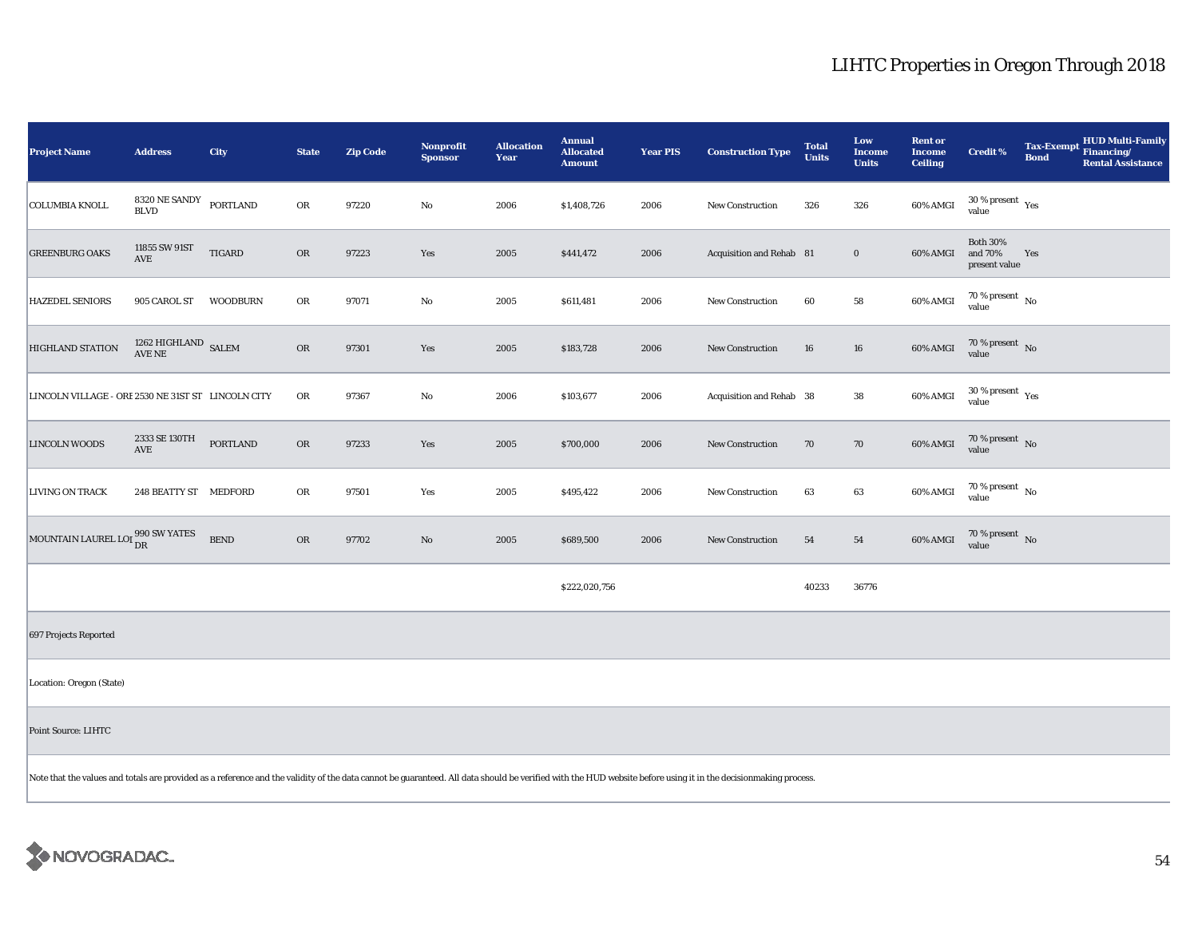| Project Name | Address | City | State | Zip Code | Nonprofit Sponsor | Allocation Year | Annual Allocated Amount | Year PIS | Construction Type | Total Units | Low Income Units | Rent or Income Ceiling | Credit % | Tax-Exempt Bond | HUD Multi-Family Financing/ Rental Assistance |
|---|---|---|---|---|---|---|---|---|---|---|---|---|---|---|---|
| COLUMBIA KNOLL | 8320 NE SANDY BLVD | PORTLAND | OR | 97220 | No | 2006 | $1,408,726 | 2006 | New Construction | 326 | 326 | 60% AMGI | 30 % present value | Yes | |
| GREENBURG OAKS | 11855 SW 91ST AVE | TIGARD | OR | 97223 | Yes | 2005 | $441,472 | 2006 | Acquisition and Rehab | 81 | 0 | 60% AMGI | Both 30% and 70% present value | Yes | |
| HAZEDEL SENIORS | 905 CAROL ST | WOODBURN | OR | 97071 | No | 2005 | $611,481 | 2006 | New Construction | 60 | 58 | 60% AMGI | 70 % present value | No | |
| HIGHLAND STATION | 1262 HIGHLAND AVE NE | SALEM | OR | 97301 | Yes | 2005 | $183,728 | 2006 | New Construction | 16 | 16 | 60% AMGI | 70 % present value | No | |
| LINCOLN VILLAGE - ORE | 2530 NE 31ST ST | LINCOLN CITY | OR | 97367 | No | 2006 | $103,677 | 2006 | Acquisition and Rehab | 38 | 38 | 60% AMGI | 30 % present value | Yes | |
| LINCOLN WOODS | 2333 SE 130TH AVE | PORTLAND | OR | 97233 | Yes | 2005 | $700,000 | 2006 | New Construction | 70 | 70 | 60% AMGI | 70 % present value | No | |
| LIVING ON TRACK | 248 BEATTY ST | MEDFORD | OR | 97501 | Yes | 2005 | $495,422 | 2006 | New Construction | 63 | 63 | 60% AMGI | 70 % present value | No | |
| MOUNTAIN LAUREL LOI | 990 SW YATES DR | BEND | OR | 97702 | No | 2005 | $689,500 | 2006 | New Construction | 54 | 54 | 60% AMGI | 70 % present value | No | |
| | | | | | | | $222,020,756 | | | 40233 | 36776 | | | | |

697 Projects Reported

Location: Oregon (State)

Point Source: LIHTC

Note that the values and totals are provided as a reference and the validity of the data cannot be guaranteed. All data should be verified with the HUD website before using it in the decisionmaking process.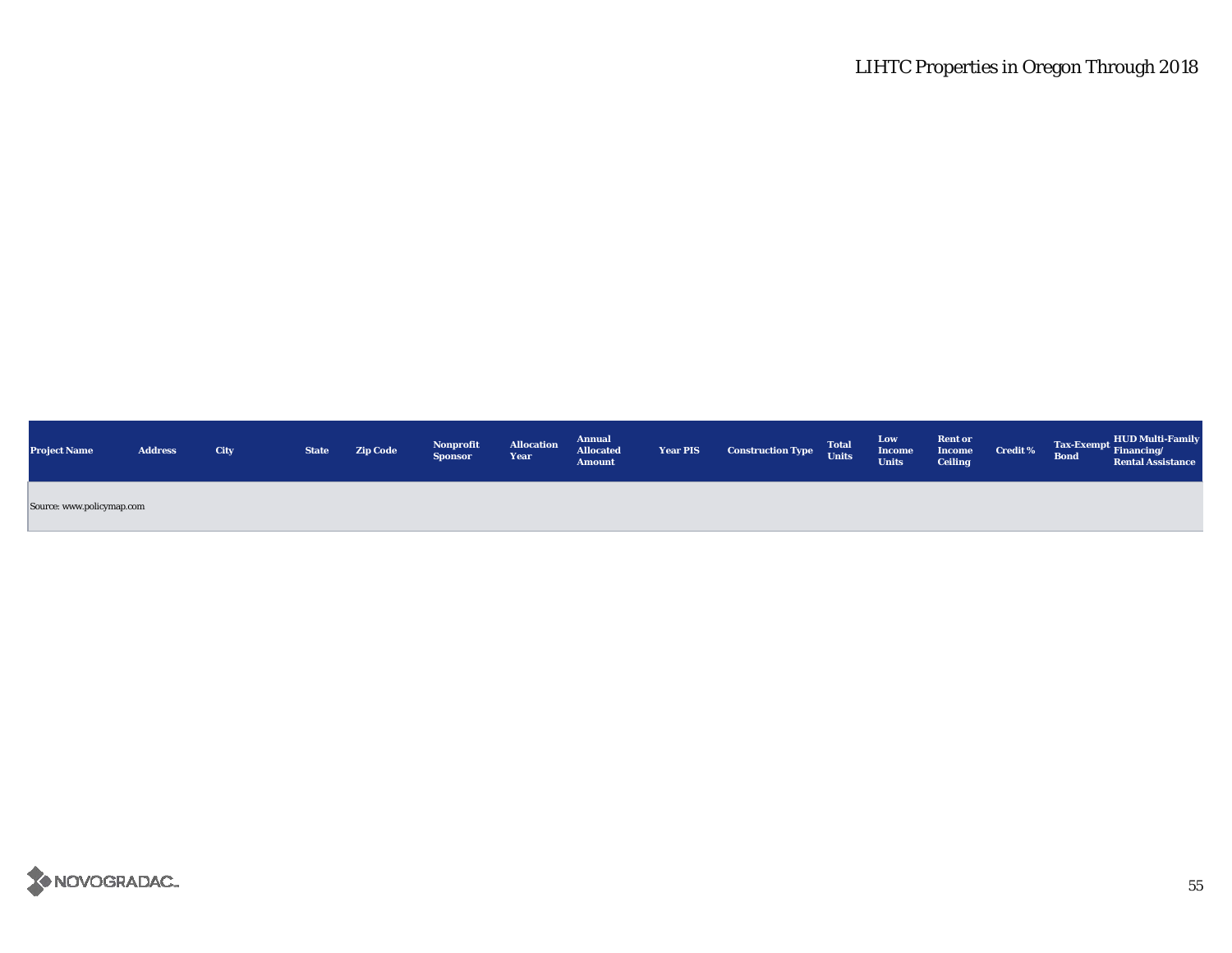# LIHTC Properties in Oregon Through 2018

| Project Name | Address | City | State | Zip Code | Nonprofit Sponsor | Allocation Year | Annual Allocated Amount | Year PIS | Construction Type | Total Units | Low Income Units | Rent or Income Ceiling | Credit % | Tax-Exempt Bond | HUD Multi-Family Financing/ Rental Assistance |
|---|---|---|---|---|---|---|---|---|---|---|---|---|---|---|---|

Source: www.policymap.com